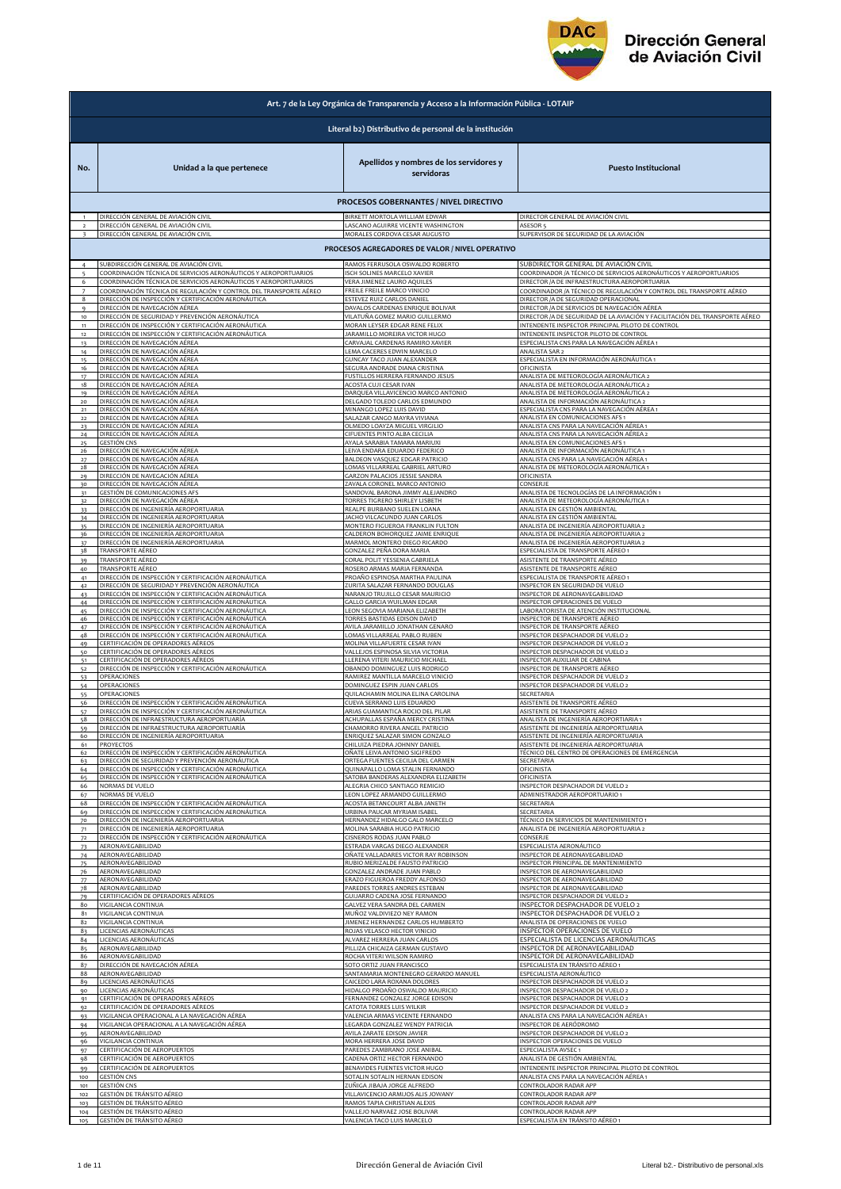# Dirección General de Aviación Civil

| Art. 7 de la Ley Orgánica de Transparencia y Acceso a la Información Pública - LOTAIP | | | |
|---|---|---|---|
| **Literal b2) Distributivo de personal de la institución** | | | |
| **No.** | **Unidad a la que pertenece** | **Apellidos y nombres de los servidores y servidoras** | **Puesto Institucional** |
| **PROCESOS GOBERNANTES / NIVEL DIRECTIVO** | | | |
| 1 | DIRECCIÓN GENERAL DE AVIACIÓN CIVIL | BIRKETT MORTOLA WILLIAM EDWAR | DIRECTOR GENERAL DE AVIACIÓN CIVIL |
| 2 | DIRECCIÓN GENERAL DE AVIACIÓN CIVIL | LASCANO AGUIRRE VICENTE WASHINGTON | ASESOR 5 |
| 3 | DIRECCIÓN GENERAL DE AVIACIÓN CIVIL | MORALES CORDOVA CESAR AUGUSTO | SUPERVISOR DE SEGURIDAD DE LA AVIACIÓN |
| **PROCESOS AGREGADORES DE VALOR / NIVEL OPERATIVO** | | | |
| 4 | SUBDIRECCIÓN GENERAL DE AVIACIÓN CIVIL | RAMOS FERRUSOLA OSWALDO ROBERTO | SUBDIRECTOR GENERAL DE AVIACIÓN CIVIL |
| 5 | COORDINACIÓN TÉCNICA DE SERVICIOS AERONÁUTICOS Y AEROPORTUARIOS | ISCH SOLINES MARCELO XAVIER | COORDINADOR /A TÉCNICO DE SERVICIOS AERONÁUTICOS Y AEROPORTUARIOS |
| 6 | COORDINACIÓN TÉCNICA DE SERVICIOS AERONÁUTICOS Y AEROPORTUARIOS | VERA JIMENEZ LAURO AQUILES | DIRECTOR /A DE INFRAESTRUCTURA AEROPORTUARIA |
| 7 | COORDINACIÓN TÉCNICA DE REGULACIÓN Y CONTROL DEL TRANSPORTE AÉREO | FREILE FREILE MARCO VINICIO | COORDINADOR /A TÉCNICO DE REGULACIÓN Y CONTROL DEL TRANSPORTE AÉREO |
| 8 | DIRECCIÓN DE INSPECCIÓN Y CERTIFICACIÓN AERONÁUTICA | ESTEVEZ RUIZ CARLOS DANIEL | DIRECTOR /A DE SEGURIDAD OPERACIONAL |
| 9 | DIRECCIÓN DE NAVEGACIÓN AÉREA | DAVALOS CARDENAS ENRIQUE BOLIVAR | DIRECTOR /A DE SERVICIOS DE NAVEGACIÓN AÉREA |
| 10 | DIRECCIÓN DE SEGURIDAD Y PREVENCIÓN AERONÁUTICA | VILATUÑA GOMEZ MARIO GUILLERMO | DIRECTOR /A DE SEGURIDAD DE LA AVIACIÓN Y FACILITACIÓN DEL TRANSPORTE AÉREO |
| 11 | DIRECCIÓN DE INSPECCIÓN Y CERTIFICACIÓN AERONÁUTICA | MORAN LEYSER EDGAR RENE FELIX | INTENDENTE INSPECTOR PRINCIPAL PILOTO DE CONTROL |
| 12 | DIRECCIÓN DE INSPECCIÓN Y CERTIFICACIÓN AERONÁUTICA | JARAMILLO MOREIRA VICTOR HUGO | INTENDENTE INSPECTOR PILOTO DE CONTROL |
| 13 | DIRECCIÓN DE NAVEGACIÓN AÉREA | CARVAJAL CARDENAS RAMIRO XAVIER | ESPECIALISTA CNS PARA LA NAVEGACIÓN AÉREA 1 |
| 14 | DIRECCIÓN DE NAVEGACIÓN AÉREA | LEMA CACERES EDWIN MARCELO | ANALISTA SAR 2 |
| 15 | DIRECCIÓN DE NAVEGACIÓN AÉREA | GUNCAY TACO JUAN ALEXANDER | ESPECIALISTA EN INFORMACIÓN AERONÁUTICA 1 |
| 16 | DIRECCIÓN DE NAVEGACIÓN AÉREA | SEGURA ANDRADE DIANA CRISTINA | OFICINISTA |
| 17 | DIRECCIÓN DE NAVEGACIÓN AÉREA | FUSTILLOS HERRERA FERNANDO JESUS | ANALISTA DE METEOROLOGÍA AERONÁUTICA 2 |
| 18 | DIRECCIÓN DE NAVEGACIÓN AÉREA | ACOSTA CUJI CESAR IVAN | ANALISTA DE METEOROLOGÍA AERONÁUTICA 2 |
| 19 | DIRECCIÓN DE NAVEGACIÓN AÉREA | DARQUEA VILLAVICENCIO MARCO ANTONIO | ANALISTA DE METEOROLOGÍA AERONÁUTICA 2 |
| 20 | DIRECCIÓN DE NAVEGACIÓN AÉREA | DELGADO TOLEDO CARLOS EDMUNDO | ANALISTA DE INFORMACIÓN AERONÁUTICA 2 |
| 21 | DIRECCIÓN DE NAVEGACIÓN AÉREA | MINANGO LOPEZ LUIS DAVID | ESPECIALISTA CNS PARA LA NAVEGACIÓN AÉREA 1 |
| 22 | DIRECCIÓN DE NAVEGACIÓN AÉREA | SALAZAR CANGO MAYRA VIVIANA | ANALISTA EN COMUNICACIONES AFS 1 |
| 23 | DIRECCIÓN DE NAVEGACIÓN AÉREA | OLMEDO LOAYZA MIGUEL VIRGILIO | ANALISTA CNS PARA LA NAVEGACIÓN AÉREA 1 |
| 24 | DIRECCIÓN DE NAVEGACIÓN AÉREA | CIFUENTES PINTO ALBA CECILIA | ANALISTA CNS PARA LA NAVEGACIÓN AÉREA 2 |
| 25 | GESTIÓN CNS | AYALA SARABIA TAMARA MARIUXI | ANALISTA EN COMUNICACIONES AFS 1 |
| 26 | DIRECCIÓN DE NAVEGACIÓN AÉREA | LEIVA ENDARA EDUARDO FEDERICO | ANALISTA DE INFORMACIÓN AERONÁUTICA 1 |
| 27 | DIRECCIÓN DE NAVEGACIÓN AÉREA | BALDEON VASQUEZ EDGAR PATRICIO | ANALISTA CNS PARA LA NAVEGACIÓN AÉREA 1 |
| 28 | DIRECCIÓN DE NAVEGACIÓN AÉREA | LOMAS VILLARREAL GABRIEL ARTURO | ANALISTA DE METEOROLOGÍA AERONÁUTICA 1 |
| 29 | DIRECCIÓN DE NAVEGACIÓN AÉREA | GARZON PALACIOS JESSIE SANDRA | OFICINISTA |
| 30 | DIRECCIÓN DE NAVEGACIÓN AÉREA | ZAVALA CORONEL MARCO ANTONIO | CONSERJE |
| 31 | GESTIÓN DE COMUNICACIONES AFS | SANDOVAL BARONA JIMMY ALEJANDRO | ANALISTA DE TECNOLOGÍAS DE LA INFORMACIÓN 1 |
| 32 | DIRECCIÓN DE NAVEGACIÓN AÉREA | TORRES TIGRERO SHIRLEY LISBETH | ANALISTA DE METEOROLOGÍA AERONÁUTICA 1 |
| 33 | DIRECCIÓN DE INGENIERÍA AEROPORTUARIA | REALPE BURBANO SUELEN LOANA | ANALISTA EN GESTIÓN AMBIENTAL |
| 34 | DIRECCIÓN DE INGENIERÍA AEROPORTUARIA | JACHO VILCACUNDO JUAN CARLOS | ANALISTA EN GESTIÓN AMBIENTAL |
| 35 | DIRECCIÓN DE INGENIERÍA AEROPORTUARIA | MONTERO FIGUEROA FRANKLIN FULTON | ANALISTA DE INGENIERÍA AEROPORTUARIA 2 |
| 36 | DIRECCIÓN DE INGENIERÍA AEROPORTUARIA | CALDERON BOHORQUEZ JAIME ENRIQUE | ANALISTA DE INGENIERÍA AEROPORTUARIA 2 |
| 37 | DIRECCIÓN DE INGENIERÍA AEROPORTUARIA | MARMOL MONTERO DIEGO RICARDO | ANALISTA DE INGENIERÍA AEROPORTUARIA 2 |
| 38 | TRANSPORTE AÉREO | GONZALEZ PEÑA DORA MARIA | ESPECIALISTA DE TRANSPORTE AÉREO 1 |
| 39 | TRANSPORTE AÉREO | CORAL POLIT YESSENIA GABRIELA | ASISTENTE DE TRANSPORTE AÉREO |
| 40 | TRANSPORTE AÉREO | ROSERO ARMAS MARIA FERNANDA | ASISTENTE DE TRANSPORTE AÉREO |
| 41 | DIRECCIÓN DE INSPECCIÓN Y CERTIFICACIÓN AERONÁUTICA | PROAÑO ESPINOSA MARTHA PAULINA | ESPECIALISTA DE TRANSPORTE AÉREO 1 |
| 42 | DIRECCIÓN DE SEGURIDAD Y PREVENCIÓN AERONÁUTICA | ZURITA SALAZAR FERNANDO DOUGLAS | INSPECTOR EN SEGURIDAD DE VUELO |
| 43 | DIRECCIÓN DE INSPECCIÓN Y CERTIFICACIÓN AERONÁUTICA | NARANJO TRUJILLO CESAR MAURICIO | INSPECTOR DE AERONAVEGABILIDAD |
| 44 | DIRECCIÓN DE INSPECCIÓN Y CERTIFICACIÓN AERONÁUTICA | GALLO GARCIA WUILMAN EDGAR | INSPECTOR OPERACIONES DE VUELO |
| 45 | DIRECCIÓN DE INSPECCIÓN Y CERTIFICACIÓN AERONÁUTICA | LEON SEGOVIA MARIANA ELIZABETH | LABORATORISTA DE ATENCIÓN INSTITUCIONAL |
| 46 | DIRECCIÓN DE INSPECCIÓN Y CERTIFICACIÓN AERONÁUTICA | TORRES BASTIDAS EDISON DAVID | INSPECTOR DE TRANSPORTE AÉREO |
| 47 | DIRECCIÓN DE INSPECCIÓN Y CERTIFICACIÓN AERONÁUTICA | AVILA JARAMILLO JONATHAN GENARO | INSPECTOR DE TRANSPORTE AÉREO |
| 48 | DIRECCIÓN DE INSPECCIÓN Y CERTIFICACIÓN AERONÁUTICA | LOMAS VILLARREAL PABLO RUBEN | INSPECTOR DESPACHADOR DE VUELO 2 |
| 49 | CERTIFICACIÓN DE OPERADORES AÉREOS | MOLINA VILLAFUERTE CESAR IVAN | INSPECTOR DESPACHADOR DE VUELO 2 |
| 50 | CERTIFICACIÓN DE OPERADORES AÉREOS | VALLEJOS ESPINOSA SILVIA VICTORIA | INSPECTOR DESPACHADOR DE VUELO 2 |
| 51 | CERTIFICACIÓN DE OPERADORES AÉREOS | LLERENA VITERI MAURICIO MICHAEL | INSPECTOR AUXILIAR DE CABINA |
| 52 | DIRECCIÓN DE INSPECCIÓN Y CERTIFICACIÓN AERONÁUTICA | OBANDO DOMINGUEZ LUIS RODRIGO | INSPECTOR DE TRANSPORTE AÉREO |
| 53 | OPERACIONES | RAMIREZ MANTILLA MARCELO VINICIO | INSPECTOR DESPACHADOR DE VUELO 2 |
| 54 | OPERACIONES | DOMINGUEZ ESPIN JUAN CARLOS | INSPECTOR DESPACHADOR DE VUELO 2 |
| 55 | OPERACIONES | QUILACHAMIN MOLINA ELINA CAROLINA | SECRETARIA |
| 56 | DIRECCIÓN DE INSPECCIÓN Y CERTIFICACIÓN AERONÁUTICA | CUEVA SERRANO LUIS EDUARDO | ASISTENTE DE TRANSPORTE AÉREO |
| 57 | DIRECCIÓN DE INSPECCIÓN Y CERTIFICACIÓN AERONÁUTICA | ARIAS GUAMANTICA ROCIO DEL PILAR | ASISTENTE DE TRANSPORTE AÉREO |
| 58 | DIRECCIÓN DE INFRAESTRUCTURA AEROPORTUARÍA | ACHUPALLAS ESPAÑA MERCY CRISTINA | ANALISTA DE INGENIERÍA AEROPORTIARIA 1 |
| 59 | DIRECCIÓN DE INFRAESTRUCTURA AEROPORTUARÍA | CHAMORRO RIVERA ANGEL PATRICIO | ASISTENTE DE INGENIERÍA AEROPORTUARIA |
| 60 | DIRECCIÓN DE INGENIERÍA AEROPORTUARIA | ENRIQUEZ SALAZAR SIMON GONZALO | ASISTENTE DE INGENIERÍA AEROPORTUARIA |
| 61 | PROYECTOS | CHILUIZA PIEDRA JOHNNY DANIEL | ASISTENTE DE INGENIERÍA AEROPORTUARIA |
| 62 | DIRECCIÓN DE INSPECCIÓN Y CERTIFICACIÓN AERONÁUTICA | OÑATE LEIVA ANTONIO SIGIFREDO | TÉCNICO DEL CENTRO DE OPERACIONES DE EMERGENCIA |
| 63 | DIRECCIÓN DE SEGURIDAD Y PREVENCIÓN AERONÁUTICA | ORTEGA FUENTES CECILIA DEL CARMEN | SECRETARIA |
| 64 | DIRECCIÓN DE INSPECCIÓN Y CERTIFICACIÓN AERONÁUTICA | QUINAPALLO LOMA STALIN FERNANDO | OFICINISTA |
| 65 | DIRECCIÓN DE INSPECCIÓN Y CERTIFICACIÓN AERONÁUTICA | SATOBA BANDERAS ALEXANDRA ELIZABETH | OFICINISTA |
| 66 | NORMAS DE VUELO | ALEGRIA CHICO SANTIAGO REMIGIO | INSPECTOR DESPACHADOR DE VUELO 2 |
| 67 | NORMAS DE VUELO | LEON LOPEZ ARMANDO GUILLERMO | ADMINISTRADOR AEROPORTUARIO 1 |
| 68 | DIRECCIÓN DE INSPECCIÓN Y CERTIFICACIÓN AERONÁUTICA | ACOSTA BETANCOURT ALBA JANETH | SECRETARIA |
| 69 | DIRECCIÓN DE INSPECCIÓN Y CERTIFICACIÓN AERONÁUTICA | URBINA PAUCAR MYRIAM ISABEL | SECRETARIA |
| 70 | DIRECCIÓN DE INGENIERÍA AEROPORTUARIA | HERNANDEZ HIDALGO GALO MARCELO | TÉCNICO EN SERVICIOS DE MANTENIMIENTO 1 |
| 71 | DIRECCIÓN DE INGENIERÍA AEROPORTUARIA | MOLINA SARABIA HUGO PATRICIO | ANALISTA DE INGENIERÍA AEROPORTUARIA 2 |
| 72 | DIRECCIÓN DE INSPECCIÓN Y CERTIFICACIÓN AERONÁUTICA | CISNEROS RODAS JUAN PABLO | CONSERJE |
| 73 | AERONAVEGABILIDAD | ESTRADA VARGAS DIEGO ALEXANDER | ESPECIALISTA AERONÁUTICO |
| 74 | AERONAVEGABILIDAD | OÑATE VALLADARES VICTOR RAY ROBINSON | INSPECTOR DE AERONAVEGABILIDAD |
| 75 | AERONAVEGABILIDAD | RUBIO MERIZALDE FAUSTO PATRICIO | INSPECTOR PRINCIPAL DE MANTENIMIENTO |
| 76 | AERONAVEGABILIDAD | GONZALEZ ANDRADE JUAN PABLO | INSPECTOR DE AERONAVEGABILIDAD |
| 77 | AERONAVEGABILIDAD | ERAZO FIGUEROA FREDDY ALFONSO | INSPECTOR DE AERONAVEGABILIDAD |
| 78 | AERONAVEGABILIDAD | PAREDES TORRES ANDRES ESTEBAN | INSPECTOR DE AERONAVEGABILIDAD |
| 79 | CERTIFICACIÓN DE OPERADORES AÉREOS | GUIJARRO CADENA JOSE FERNANDO | INSPECTOR DESPACHADOR DE VUELO 2 |
| 80 | VIGILANCIA CONTINUA | GALVEZ VERA SANDRA DEL CARMEN | INSPECTOR DESPACHADOR DE VUELO 2 |
| 81 | VIGILANCIA CONTINUA | MUÑOZ VALDIVIEZO NEY RAMON | INSPECTOR DESPACHADOR DE VUELO 2 |
| 82 | VIGILANCIA CONTINUA | JIMENEZ HERNANDEZ CARLOS HUMBERTO | ANALISTA DE OPERACIONES DE VUELO |
| 83 | LICENCIAS AERONÁUTICAS | ROJAS VELASCO HECTOR VINICIO | INSPECTOR OPERACIONES DE VUELO |
| 84 | LICENCIAS AERONÁUTICAS | ALVAREZ HERRERA JUAN CARLOS | ESPECIALISTA DE LICENCIAS AERONÁUTICAS |
| 85 | AERONAVEGABILIDAD | PILLIZA CHICAIZA GERMAN GUSTAVO | INSPECTOR DE AERONAVEGABILIDAD |
| 86 | AERONAVEGABILIDAD | ROCHA VITERI WILSON RAMIRO | INSPECTOR DE AERONAVEGABILIDAD |
| 87 | DIRECCIÓN DE NAVEGACIÓN AÉREA | SOTO ORTIZ JUAN FRANCISCO | ESPECIALISTA EN TRÁNSITO AÉREO 1 |
| 88 | AERONAVEGABILIDAD | SANTAMARIA MONTENEGRO GERARDO MANUEL | ESPECIALISTA AERONÁUTICO |
| 89 | LICENCIAS AERONÁUTICAS | CAICEDO LARA ROXANA DOLORES | INSPECTOR DESPACHADOR DE VUELO 2 |
| 90 | LICENCIAS AERONÁUTICAS | HIDALGO PROAÑO OSWALDO MAURICIO | INSPECTOR DESPACHADOR DE VUELO 2 |
| 91 | CERTIFICACIÓN DE OPERADORES AÉREOS | FERNANDEZ GONZALEZ JORGE EDISON | INSPECTOR DESPACHADOR DE VUELO 2 |
| 92 | CERTIFICACIÓN DE OPERADORES AÉREOS | CATOTA TORRES LUIS WILKIR | INSPECTOR DESPACHADOR DE VUELO 2 |
| 93 | VIGILANCIA OPERACIONAL A LA NAVEGACIÓN AÉREA | VALENCIA ARMAS VICENTE FERNANDO | ANALISTA CNS PARA LA NAVEGACIÓN AÉREA 1 |
| 94 | VIGILANCIA OPERACIONAL A LA NAVEGACIÓN AÉREA | LEGARDA GONZALEZ WENDY PATRICIA | INSPECTOR DE AERÓDROMO |
| 95 | AERONAVEGABILIDAD | AVILA ZARATE EDISON JAVIER | INSPECTOR DESPACHADOR DE VUELO 2 |
| 96 | VIGILANCIA CONTINUA | MORA HERRERA JOSE DAVID | INSPECTOR OPERACIONES DE VUELO |
| 97 | CERTIFICACIÓN DE AEROPUERTOS | PAREDES ZAMBRANO JOSE ANIBAL | ESPECIALISTA AVSEC 1 |
| 98 | CERTIFICACIÓN DE AEROPUERTOS | CADENA ORTIZ HECTOR FERNANDO | ANALISTA DE GESTIÓN AMBIENTAL |
| 99 | CERTIFICACIÓN DE AEROPUERTOS | BENAVIDES FUENTES VICTOR HUGO | INTENDENTE INSPECTOR PRINCIPAL PILOTO DE CONTROL |
| 100 | GESTIÓN CNS | SOTALIN SOTALIN HERNAN EDISON | ANALISTA CNS PARA LA NAVEGACIÓN AÉREA 1 |
| 101 | GESTIÓN CNS | ZUÑIGA JIBAJA JORGE ALFREDO | CONTROLADOR RADAR APP |
| 102 | GESTIÓN DE TRÁNSITO AÉREO | VILLAVICENCIO ARMIJOS ALIS JOWANY | CONTROLADOR RADAR APP |
| 103 | GESTIÓN DE TRÁNSITO AÉREO | RAMOS TAPIA CHRISTIAN ALEXIS | CONTROLADOR RADAR APP |
| 104 | GESTIÓN DE TRÁNSITO AÉREO | VALLEJO NARVAEZ JOSE BOLIVAR | CONTROLADOR RADAR APP |
| 105 | GESTIÓN DE TRÁNSITO AÉREO | VALENCIA TACO LUIS MARCELO | ESPECIALISTA EN TRÁNSITO AÉREO 1 |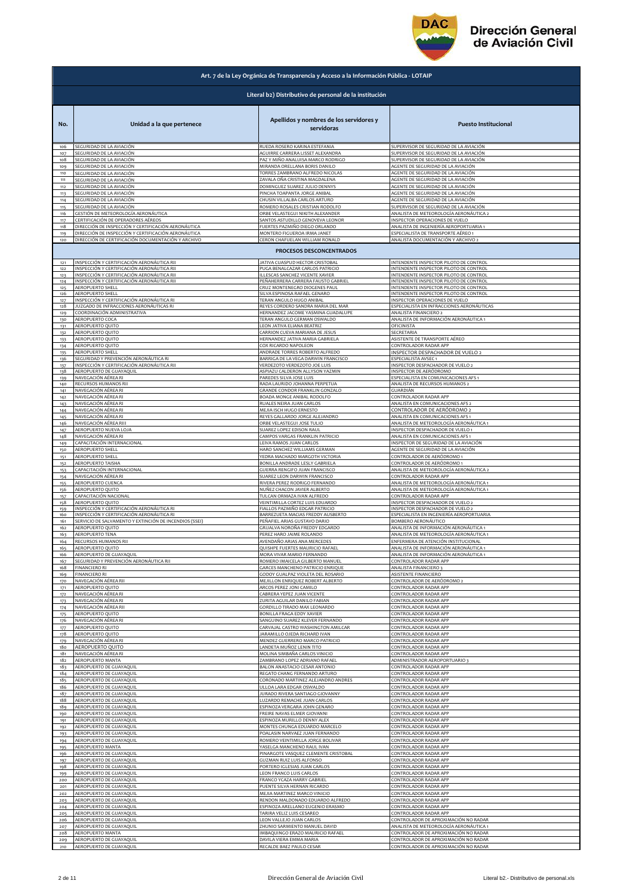# Dirección General de Aviación Civil

## Art. 7 de la Ley Orgánica de Transparencia y Acceso a la Información Pública - LOTAIP

### Literal b2) Distributivo de personal de la institución

| No. | Unidad a la que pertenece | Apellidos y nombres de los servidores y servidoras | Puesto Institucional |
|---|---|---|---|
| 106 | SEGURIDAD DE LA AVIACIÓN | RUEDA ROSERO KARINA ESTEFANIA | SUPERVISOR DE SEGURIDAD DE LA AVIACIÓN |
| 107 | SEGURIDAD DE LA AVIACIÓN | AGUIRRE CARRERA LISSET ALEXANDRA | SUPERVISOR DE SEGURIDAD DE LA AVIACIÓN |
| 108 | SEGURIDAD DE LA AVIACIÓN | PAZ Y MIÑO ANALUISA MARCO RODRIGO | SUPERVISOR DE SEGURIDAD DE LA AVIACIÓN |
| 109 | SEGURIDAD DE LA AVIACIÓN | MIRANDA ORELLANA BORIS DANILO | AGENTE DE SEGURIDAD DE LA AVIACIÓN |
| 110 | SEGURIDAD DE LA AVIACIÓN | TORRES ZAMBRANO ALFREDO NICOLAS | AGENTE DE SEGURIDAD DE LA AVIACIÓN |
| 111 | SEGURIDAD DE LA AVIACIÓN | ZAVALA OÑA CRISTINA MAGDALENA | AGENTE DE SEGURIDAD DE LA AVIACIÓN |
| 112 | SEGURIDAD DE LA AVIACIÓN | DOMINGUEZ SUAREZ JULIO DENNYS | AGENTE DE SEGURIDAD DE LA AVIACIÓN |
| 113 | SEGURIDAD DE LA AVIACIÓN | PINCHA TOAPANTA JORGE ANIBAL | AGENTE DE SEGURIDAD DE LA AVIACIÓN |
| 114 | SEGURIDAD DE LA AVIACIÓN | CHUSIN VILLALBA CARLOS ARTURO | AGENTE DE SEGURIDAD DE LA AVIACIÓN |
| 115 | SEGURIDAD DE LA AVIACIÓN | ROMERO ROSALES CRISTIAN RODOLFO | SUPERVISOR DE SEGURIDAD DE LA AVIACIÓN |
| 116 | GESTIÓN DE METEOROLOGÍA AERONÁUTICA | ORBE VELASTEGUI NIKITH ALEXANDER | ANALISTA DE METEOROLOGÍA AERONÁUTICA 2 |
| 117 | CERTIFICACIÓN DE OPERADORES AÉREOS | SANTOS ASTUDILLO GENOVEVA LEONOR | INSPECTOR OPERACIONES DE VUELO |
| 118 | DIRECCIÓN DE INSPECCIÓN Y CERTIFICACIÓN AERONÁUTICA | FUERTES PAZMIÑO DIEGO ORLANDO | ANALISTA DE INGENIERÍA AEROPORTUARIA 1 |
| 119 | DIRECCIÓN DE INSPECCIÓN Y CERTIFICACIÓN AERONÁUTICA | MONTERO FIGUEROA IRMA JANET | ESPECIALISTA DE TRANSPORTE AÉREO 1 |
| 120 | DIRECCIÓN DE CERTIFICACIÓN DOCUMENTACIÓN Y ARCHIVO | CERON CHAFUELAN WILLIAM RONALD | ANALISTA DOCUMENTACIÓN Y ARCHIVO 2 |
| | **PROCESOS DESCONCENTRADOS** | | |
| 121 | INSPECCIÓN Y CERTIFICACIÓN AERONÁUTICA RII | JATIVA CUASPUD HECTOR CRISTOBAL | INTENDENTE INSPECTOR PILOTO DE CONTROL |
| 122 | INSPECCIÓN Y CERTIFICACIÓN AERONÁUTICA RII | PUGA BENALCAZAR CARLOS PATRICIO | INTENDENTE INSPECTOR PILOTO DE CONTROL |
| 123 | INSPECCIÓN Y CERTIFICACIÓN AERONÁUTICA RII | ILLESCAS SANCHEZ VICENTE XAVIER | INTENDENTE INSPECTOR PILOTO DE CONTROL |
| 124 | INSPECCIÓN Y CERTIFICACIÓN AERONÁUTICA RII | PEÑAHERRERA CARRERA FAUSTO GABRIEL | INTENDENTE INSPECTOR PILOTO DE CONTROL |
| 125 | AEROPUERTO SHELL | CRUZ MONTENEGRO DIOGENES PAUL | INTENDENTE INSPECTOR PILOTO DE CONTROL |
| 126 | AEROPUERTO SHELL | SILVA ESPINOSA RAFAEL GENARO | INTENDENTE INSPECTOR PILOTO DE CONTROL |
| 127 | INSPECCIÓN Y CERTIFICACIÓN AERONÁUTICA RI | TERAN ANGULO HUGO ANIBAL | INSPECTOR OPERACIONES DE VUELO |
| 128 | JUZGADO DE INFRACCIONES AERONÁUTICAS RI | REYES CORDERO SANDRA MARIA DEL MAR | ESPECIALISTA EN INFRACCIONES AERONÁUTICAS |
| 129 | COORDINACIÓN ADMINISTRATIVA | HERNANDEZ JACOME YASMINA GUADALUPE | ANALISTA FINANCIERO 2 |
| 130 | AEROPUERTO COCA | TERAN ANGULO GERMAN OSWALDO | ANALISTA DE INFORMACIÓN AERONÁUTICA 1 |
| 131 | AEROPUERTO QUITO | LEON JATIVA ELIANA BEATRIZ | OFICINISTA |
| 132 | AEROPUERTO QUITO | CARRION CUEVA MARIANA DE JESUS | SECRETARIA |
| 133 | AEROPUERTO QUITO | HERNANDEZ JATIVA MARIA GABRIELA | ASISTENTE DE TRANSPORTE AÉREO |
| 134 | AEROPUERTO QUITO | COX RICARDO NAPOLEON | CONTROLADOR RADAR APP |
| 135 | AEROPUERTO SHELL | ANDRADE TORRES ROBERTO ALFREDO | INSPECTOR DESPACHADOR DE VUELO 2 |
| 136 | SEGURIDAD Y PREVENCIÓN AERONÁUTICA RI | BARRIGA DE LA VEGA DARWIN FRANCISCO | ESPECIALISTA AVSEC 1 |
| 137 | INSPECCIÓN Y CERTIFICACIÓN AERONÁUTICA RII | VERDEZOTO VERDEZOTO JOE LUIS | INSPECTOR DESPACHADOR DE VUELO 2 |
| 138 | AEROPUERTO DE GUAYAQUIL | ASPIAZU CALDERON ALLYSON YAZMIN | INSPECTOR DE AERÓDROMO |
| 139 | NAVEGACIÓN AÉREA RI | PAREDES SILVA JOSE LUIS | ESPECIALISTA EN COMUNICACIONES AFS 1 |
| 140 | RECURSOS HUMANOS RII | RADA LAURIDO JOHANNA PERPETUA | ANALISTA DE RECURSOS HUMANOS 2 |
| 141 | NAVEGACIÓN AÉREA RI | GRANDE CONDOR FRANKLIN GONZALO | GUARDIÁN |
| 142 | NAVEGACIÓN AÉREA RI | BOADA MONGE ANIBAL RODOLFO | CONTROLADOR RADAR APP |
| 143 | NAVEGACIÓN AÉREA RI | RUALES NEIRA JUAN CARLOS | ANALISTA EN COMUNICACIONES AFS 2 |
| 144 | NAVEGACIÓN AÉREA RI | MEJIA ISCH HUGO ERNESTO | CONTROLADOR DE AERÓDROMO 2 |
| 145 | NAVEGACIÓN AÉREA RI | REYES GALLARDO JORGE ALEJANDRO | ANALISTA EN COMUNICACIONES AFS 1 |
| 146 | NAVEGACIÓN AÉREA RIII | ORBE VELASTEGUI JOSE TULIO | ANALISTA DE METEOROLOGÍA AERONÁUTICA 1 |
| 147 | AEROPUERTO NUEVA LOJA | SUAREZ LOPEZ EDISON RAUL | INSPECTOR DESPACHADOR DE VUELO 1 |
| 148 | NAVEGACIÓN AÉREA RI | CAMPOS VARGAS FRANKLIN PATRICIO | ANALISTA EN COMUNICACIONES AFS 1 |
| 149 | CAPACITACIÓN INTERNACIONAL | LEIVA RAMOS JUAN CARLOS | INSPECTOR DE SEGURIDAD DE LA AVIACIÓN |
| 150 | AEROPUERTO SHELL | HARO SANCHEZ WILLIAMS GERMAN | AGENTE DE SEGURIDAD DE LA AVIACIÓN |
| 151 | AEROPUERTO SHELL | YEDRA MACHADO MARGOTH VICTORIA | CONTROLADOR DE AERÓDROMO 1 |
| 152 | AEROPUERTO TAISHA | BONILLA ANDRADE LESLY GABRIELA | CONTROLADOR DE AERÓDROMO 1 |
| 153 | CAPACITACIÓN INTERNACIONAL | GUERRA RENGIFO JUAN FRANCISCO | ANALISTA DE METEOROLOGÍA AERONÁUTICA 2 |
| 154 | NAVEGACIÓN AÉREA RI | SUAREZ LEON DARWIN FRANCISCO | CONTROLADOR RADAR APP |
| 155 | AEROPUERTO CUENCA | RIVERA PEREZ RODRIGO FERNANDO | ANALISTA DE METEOROLOGÍA AERONÁUTICA 1 |
| 156 | AEROPUERTO QUITO | NUÑEZ CHACON JAVIER ALBERTO | ANALISTA DE METEOROLOGÍA AERONÁUTICA 1 |
| 157 | CAPACITACIÓN NACIONAL | TULCAN ORMAZA IVAN ALFREDO | CONTROLADOR RADAR APP |
| 158 | AEROPUERTO QUITO | VEINTIMILLA CORTEZ LUIS EDUARDO | INSPECTOR DESPACHADOR DE VUELO 2 |
| 159 | INSPECCIÓN Y CERTIFICACIÓN AERONÁUTICA RI | FIALLOS PAZMIÑO EDGAR PATRICIO | INSPECTOR DESPACHADOR DE VUELO 2 |
| 160 | INSPECCIÓN Y CERTIFICACIÓN AERONÁUTICA RI | BARREZUETA MACIAS FREDDY AUSBERTO | ESPECIALISTA EN INGENIERÍA AEROPORTUARIA |
| 161 | SERVICIO DE SALVAMENTO Y EXTINCIÓN DE INCENDIOS (SSEI) | PEÑAFIEL ARIAS GUSTAVO DARIO | BOMBERO AERONÁUTICO |
| 162 | AEROPUERTO QUITO | GRIJALVA NOROÑA FREDDY EDGARDO | ANALISTA DE INFORMACIÓN AERONÁUTICA 1 |
| 163 | AEROPUERTO TENA | PEREZ HARO JAIME ROLANDO | ANALISTA DE METEOROLOGÍA AERONÁUTICA 1 |
| 164 | RECURSOS HUMANOS RII | AVENDAÑO ARIAS ANA MERCEDES | ENFERMERA DE ATENCIÓN INSTITUCIONAL |
| 165 | AEROPUERTO QUITO | QUISHPE FUERTES MAURICIO RAFAEL | ANALISTA DE INFORMACIÓN AERONÁUTICA 1 |
| 166 | AEROPUERTO DE GUAYAQUIL | MORA VIVAR MARIO FERNANDO | ANALISTA DE INFORMACIÓN AERONÁUTICA 1 |
| 167 | SEGURIDAD Y PREVENCIÓN AERONÁUTICA RII | ROMERO IMAICELA GILBERTO MANUEL | CONTROLADOR RADAR APP |
| 168 | FINANCIERO RI | GARCES MANCHENO PATRICIO ENRIQUE | ANALISTA FINANCIERO 3 |
| 169 | FINANCIERO RI | GODOY GUALPAZ VIOLETA DEL ROSARIO | ASISTENTE FINANCIERO |
| 170 | NAVEGACIÓN AÉREA RII | MEJILLON ENRIQUEZ ROBERT ALBERTO | CONTROLADOR DE AERÓDROMO 2 |
| 171 | AEROPUERTO QUITO | ARCOS PEREZ JONI CAMILO | CONTROLADOR RADAR APP |
| 172 | NAVEGACIÓN AÉREA RI | CABRERA YEPEZ JUAN VICENTE | CONTROLADOR RADAR APP |
| 173 | NAVEGACIÓN AÉREA RI | ZURITA AGUILAR DANILO FABIAN | CONTROLADOR RADAR APP |
| 174 | NAVEGACIÓN AÉREA RII | GORDILLO TIRADO MAX LEONARDO | CONTROLADOR RADAR APP |
| 175 | AEROPUERTO QUITO | BONILLA FRAGA EDDY XAVIER | CONTROLADOR RADAR APP |
| 176 | NAVEGACIÓN AÉREA RI | SANGUINO SUAREZ KLEVER FERNANDO | CONTROLADOR RADAR APP |
| 177 | AEROPUERTO QUITO | CARVAJAL CASTRO WASHINGTON AMILCAR | CONTROLADOR RADAR APP |
| 178 | AEROPUERTO QUITO | JARAMILLO OJEDA RICHARD IVAN | CONTROLADOR RADAR APP |
| 179 | NAVEGACIÓN AÉREA RI | MENDEZ GUERRERO MARCO PATRICIO | CONTROLADOR RADAR APP |
| 180 | AEROPUERTO QUITO | LANDETA MUÑOZ LENIN TITO | CONTROLADOR RADAR APP |
| 181 | NAVEGACIÓN AÉREA RI | MOLINA SIMBAÑA CARLOS VINICIO | CONTROLADOR RADAR APP |
| 182 | AEROPUERTO MANTA | ZAMBRANO LOPEZ ADRIANO RAFAEL | ADMINISTRADOR AEROPORTUARIO 3 |
| 183 | AEROPUERTO DE GUAYAQUIL | BALON ANASTACIO CESAR ANTONIO | CONTROLADOR RADAR APP |
| 184 | AEROPUERTO DE GUAYAQUIL | REGATO CHANG FERNANDO ARTURO | CONTROLADOR RADAR APP |
| 185 | AEROPUERTO DE GUAYAQUIL | CORONADO MARTINEZ ALEJANDRO ANDRES | CONTROLADOR RADAR APP |
| 186 | AEROPUERTO DE GUAYAQUIL | ULLOA LARA EDGAR OSWALDO | CONTROLADOR RADAR APP |
| 187 | AEROPUERTO DE GUAYAQUIL | JURADO RIVERA SANTIAGO GIOVANNY | CONTROLADOR RADAR APP |
| 188 | AEROPUERTO DE GUAYAQUIL | LUZARDO REMACHE JUAN CARLOS | CONTROLADOR RADAR APP |
| 189 | AEROPUERTO DE GUAYAQUIL | ESPINOZA VERGARA JOHN GENARO | CONTROLADOR RADAR APP |
| 190 | AEROPUERTO DE GUAYAQUIL | FREIRE NAVAS ELMER GIOVANNI | CONTROLADOR RADAR APP |
| 191 | AEROPUERTO DE GUAYAQUIL | ESPINOZA MURILLO DENNY ALEX | CONTROLADOR RADAR APP |
| 192 | AEROPUERTO DE GUAYAQUIL | MONTES CHUNGA EDUARDO MARCELO | CONTROLADOR RADAR APP |
| 193 | AEROPUERTO DE GUAYAQUIL | POALASIN NARVAEZ JUAN FERNANDO | CONTROLADOR RADAR APP |
| 194 | AEROPUERTO DE GUAYAQUIL | ROMERO VEINTIMILLA JORGE BOLIVAR | CONTROLADOR RADAR APP |
| 195 | AEROPUERTO MANTA | YASELGA MANCHENO RAUL IVAN | CONTROLADOR RADAR APP |
| 196 | AEROPUERTO DE GUAYAQUIL | PINARGOTE VASQUEZ CLEMENTE CRISTOBAL | CONTROLADOR RADAR APP |
| 197 | AEROPUERTO DE GUAYAQUIL | GUZMAN RUIZ LUIS ALFONSO | CONTROLADOR RADAR APP |
| 198 | AEROPUERTO DE GUAYAQUIL | PORTERO IGLESIAS JUAN CARLOS | CONTROLADOR RADAR APP |
| 199 | AEROPUERTO DE GUAYAQUIL | LEON FRANCO LUIS CARLOS | CONTROLADOR RADAR APP |
| 200 | AEROPUERTO DE GUAYAQUIL | FRANCO YCAZA HARRY GABRIEL | CONTROLADOR RADAR APP |
| 201 | AEROPUERTO DE GUAYAQUIL | PUENTE SILVA HERNAN RICARDO | CONTROLADOR RADAR APP |
| 202 | AEROPUERTO DE GUAYAQUIL | MEJIA MARTINEZ MARCO VINICIO | CONTROLADOR RADAR APP |
| 203 | AEROPUERTO DE GUAYAQUIL | RENDON MALDONADO EDUARDO ALFREDO | CONTROLADOR RADAR APP |
| 204 | AEROPUERTO DE GUAYAQUIL | ESPINOZA ARELLANO EUGENIO ERASMO | CONTROLADOR RADAR APP |
| 205 | AEROPUERTO DE GUAYAQUIL | TARIRA VELIZ LUIS CESAREO | CONTROLADOR RADAR APP |
| 206 | AEROPUERTO DE GUAYAQUIL | LEON VALLEJO JUAN CARLOS | CONTROLADOR DE APROXIMACIÓN NO RADAR |
| 207 | AEROPUERTO DE GUAYAQUIL | ZHUNIO SARMIENTO MANUEL DAVID | ANALISTA DE METEOROLOGÍA AERONÁUTICA 1 |
| 208 | AEROPUERTO MANTA | IMBAQUINGO ERAZO MAURICIO RAFAEL | CONTROLADOR DE APROXIMACIÓN NO RADAR |
| 209 | AEROPUERTO DE GUAYAQUIL | DAVILA VIERA EMMA MARIA | CONTROLADOR DE APROXIMACIÓN NO RADAR |
| 210 | AEROPUERTO DE GUAYAQUIL | RECALDE BAEZ PAULO CESAR | CONTROLADOR DE APROXIMACIÓN NO RADAR |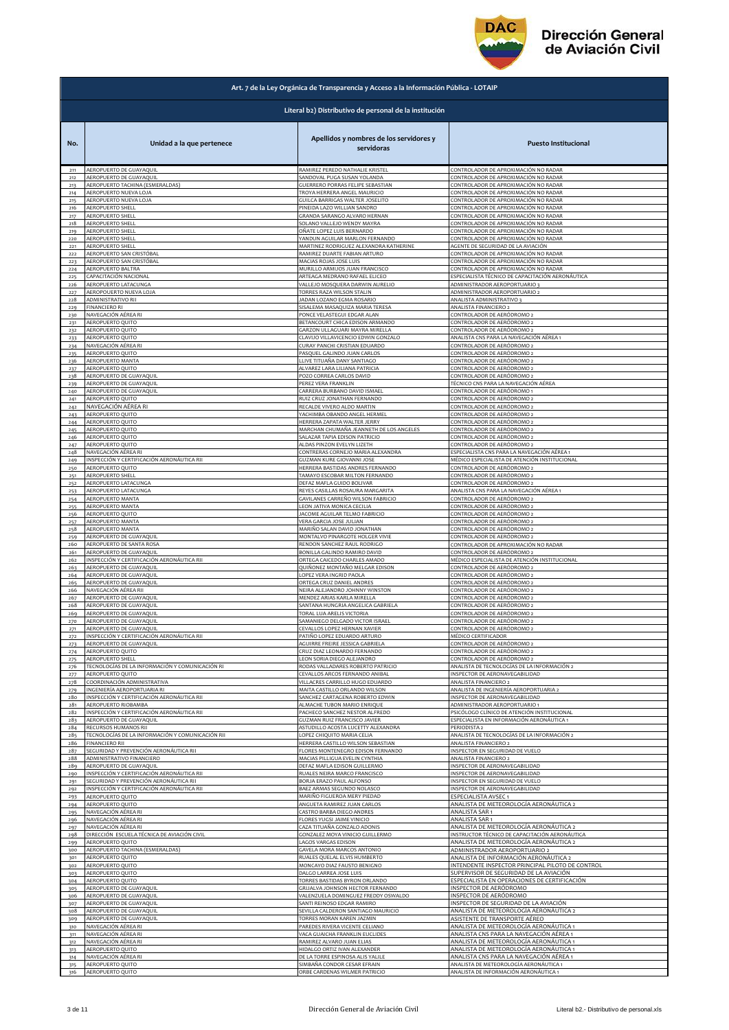# Dirección General de Aviación Civil

## Art. 7 de la Ley Orgánica de Transparencia y Acceso a la Información Pública - LOTAIP

### Literal b2) Distributivo de personal de la institución

| No. | Unidad a la que pertenece | Apellidos y nombres de los servidores y servidoras | Puesto Institucional |
|---|---|---|---|
| 211 | AEROPUERTO DE GUAYAQUIL | RAMIREZ PEREDO NATHALIE KRISTEL | CONTROLADOR DE APROXIMACIÓN NO RADAR |
| 212 | AEROPUERTO DE GUAYAQUIL | SANDOVAL PUGA SUSAN YOLANDA | CONTROLADOR DE APROXIMACIÓN NO RADAR |
| 213 | AEROPUERTO TACHINA (ESMERALDAS) | GUERRERO PORRAS FELIPE SEBASTIAN | CONTROLADOR DE APROXIMACIÓN NO RADAR |
| 214 | AEROPUERTO NUEVA LOJA | TROYA HERRERA ANGEL MAURICIO | CONTROLADOR DE APROXIMACIÓN NO RADAR |
| 215 | AEROPUERTO NUEVA LOJA | GUILCA BARRIGAS WALTER JOSELITO | CONTROLADOR DE APROXIMACIÓN NO RADAR |
| 216 | AEROPUERTO SHELL | PINEIDA LAZO WILLIAN SANDRO | CONTROLADOR DE APROXIMACIÓN NO RADAR |
| 217 | AEROPUERTO SHELL | GRANDA SARANGO ALVARO HERNAN | CONTROLADOR DE APROXIMACIÓN NO RADAR |
| 218 | AEROPUERTO SHELL | SOLANO VALLEJO WENDY MAYRA | CONTROLADOR DE APROXIMACIÓN NO RADAR |
| 219 | AEROPUERTO SHELL | OÑATE LOPEZ LUIS BERNARDO | CONTROLADOR DE APROXIMACIÓN NO RADAR |
| 220 | AEROPUERTO SHELL | YANDUN AGUILAR MARLON FERNANDO | CONTROLADOR DE APROXIMACIÓN NO RADAR |
| 221 | AEROPUERTO SHELL | MARTINEZ RODRIGUEZ ALEXANDRA KATHERINE | AGENTE DE SEGURIDAD DE LA AVIACIÓN |
| 222 | AEROPUERTO SAN CRISTÓBAL | RAMIREZ DUARTE FABIAN ARTURO | CONTROLADOR DE APROXIMACIÓN NO RADAR |
| 223 | AEROPUERTO SAN CRISTÓBAL | MACIAS ROJAS JOSE LUIS | CONTROLADOR DE APROXIMACIÓN NO RADAR |
| 224 | AEROPUERTO BALTRA | MURILLO ARMIJOS JUAN FRANCISCO | CONTROLADOR DE APROXIMACIÓN NO RADAR |
| 225 | CAPACITACIÓN NACIONAL | ARTEAGA MEDRANO RAFAEL ELICEO | ESPECIALISTA TÉCNICO DE CAPACITACIÓN AERONÁUTICA |
| 226 | AEROPUERTO LATACUNGA | VALLEJO MOSQUERA DARWIN AURELIO | ADMINISTRADOR AEROPORTUARIO 3 |
| 227 | AEROPOUERTO NUEVA LOJA | TORRES RAZA WILSON STALIN | ADMINISTRADOR AEROPORTUARIO 2 |
| 228 | ADMINISTRATIVO RII | JADAN LOZANO EGMA ROSARIO | ANALISTA ADMINISTRATIVO 3 |
| 229 | FINANCIERO RI | SISALEMA MASAQUIZA MARIA TERESA | ANALISTA FINANCIERO 2 |
| 230 | NAVEGACIÓN AÉREA RI | PONCE VELASTEGUI EDGAR ALAN | CONTROLADOR DE AERÓDROMO 2 |
| 231 | AEROPUERTO QUITO | BETANCOURT CHICA EDISON ARMANDO | CONTROLADOR DE AERÓDROMO 2 |
| 232 | AEROPUERTO QUITO | GARZON ULLAGUARI MAYRA MIRELLA | CONTROLADOR DE AERÓDROMO 2 |
| 233 | AEROPUERTO QUITO | CLAVIJO VILLAVICENCIO EDWIN GONZALO | ANALISTA CNS PARA LA NAVEGACIÓN AÉREA 1 |
| 234 | NAVEGACIÓN AÉREA RI | CURAY PANCHI CRISTIAN EDUARDO | CONTROLADOR DE AERÓDROMO 2 |
| 235 | AEROPUERTO QUITO | PASQUEL GALINDO JUAN CARLOS | CONTROLADOR DE AERÓDROMO 2 |
| 236 | AEROPUERTO MANTA | LLIVE TITUAÑA DANY SANTIAGO | CONTROLADOR DE AERÓDROMO 2 |
| 237 | AEROPUERTO QUITO | ALVAREZ LARA LILIANA PATRICIA | CONTROLADOR DE AERÓDROMO 2 |
| 238 | AEROPUERTO DE GUAYAQUIL | POZO CORREA CARLOS DAVID | CONTROLADOR DE AERÓDROMO 2 |
| 239 | AEROPUERTO DE GUAYAQUIL | PEREZ VERA FRANKLIN | TÉCNICO CNS PARA LA NAVEGACIÓN AÉREA |
| 240 | AEROPUERTO DE GUAYAQUIL | CARRERA BURBANO DAVID ISMAEL | CONTROLADOR DE AERÓDROMO 1 |
| 241 | AEROPUERTO QUITO | RUIZ CRUZ JONATHAN FERNANDO | CONTROLADOR DE AERÓDROMO 2 |
| 242 | NAVEGACIÓN AÉREA RI | RECALDE VIVERO ALDO MARTIN | CONTROLADOR DE AERÓDROMO 2 |
| 243 | AEROPUERTO QUITO | YACHIMBA OBANDO ANGEL HERMEL | CONTROLADOR DE AERÓDROMO 2 |
| 244 | AEROPUERTO QUITO | HERRERA ZAPATA WALTER JERRY | CONTROLADOR DE AERÓDROMO 2 |
| 245 | AEROPUERTO QUITO | MARCHAN CHUMAÑA JEANNETH DE LOS ANGELES | CONTROLADOR DE AERÓDROMO 2 |
| 246 | AEROPUERTO QUITO | SALAZAR TAPIA EDISON PATRICIO | CONTROLADOR DE AERÓDROMO 2 |
| 247 | AEROPUERTO QUITO | ALDAS PINZON EVELYN LIZETH | CONTROLADOR DE AERÓDROMO 2 |
| 248 | NAVEGACIÓN AÉREA RI | CONTRERAS CORNEJO MARIA ALEXANDRA | ESPECIALISTA CNS PARA LA NAVEGACIÓN AÉREA 1 |
| 249 | INSPECCIÓN Y CERTIFICACIÓN AERONÁUTICA RII | GUZMAN KURE GIOVANNI JOSE | MÉDICO ESPECIALISTA DE ATENCIÓN INSTITUCIONAL |
| 250 | AEROPUERTO QUITO | HERRERA BASTIDAS ANDRES FERNANDO | CONTROLADOR DE AERÓDROMO 2 |
| 251 | AEROPUERTO SHELL | TAMAYO ESCOBAR MILTON FERNANDO | CONTROLADOR DE AERÓDROMO 2 |
| 252 | AEROPUERTO LATACUNGA | DEFAZ MAFLA GUIDO BOLIVAR | CONTROLADOR DE AERÓDROMO 2 |
| 253 | AEROPUERTO LATACUNGA | REYES CASILLAS ROSAURA MARGARITA | ANALISTA CNS PARA LA NAVEGACIÓN AÉREA 1 |
| 254 | AEROPUERTO MANTA | GAVILANES CARREÑO WILSON FABRICIO | CONTROLADOR DE AERÓDROMO 2 |
| 255 | AEROPUERTO MANTA | LEON JATIVA MONICA CECILIA | CONTROLADOR DE AERÓDROMO 2 |
| 256 | AEROPUERTO QUITO | JACOME AGUILAR TELMO FABRICIO | CONTROLADOR DE AERÓDROMO 2 |
| 257 | AEROPUERTO MANTA | VERA GARCIA JOSE JULIAN | CONTROLADOR DE AERÓDROMO 2 |
| 258 | AEROPUERTO MANTA | MARIÑO SALAN DAVID JONATHAN | CONTROLADOR DE AERÓDROMO 2 |
| 259 | AEROPUERTO DE GUAYAQUIL | MONTALVO PINARGOTE HOLGER VIVIE | CONTROLADOR DE AERÓDROMO 2 |
| 260 | AEROPUERTO DE SANTA ROSA | RENDON SANCHEZ RAUL RODRIGO | CONTROLADOR DE APROXIMACIÓN NO RADAR |
| 261 | AEROPUERTO DE GUAYAQUIL | BONILLA GALINDO RAMIRO DAVID | CONTROLADOR DE AERÓDROMO 2 |
| 262 | INSPECCIÓN Y CERTIFICACIÓN AERONÁUTICA RII | ORTEGA CAICEDO CHARLES AMADO | MÉDICO ESPECIALISTA DE ATENCIÓN INSTITUCIONAL |
| 263 | AEROPUERTO DE GUAYAQUIL | QUIÑONEZ MONTAÑO MELGAR EDISON | CONTROLADOR DE AERÓDROMO 2 |
| 264 | AEROPUERTO DE GUAYAQUIL | LOPEZ VERA INGRID PAOLA | CONTROLADOR DE AERÓDROMO 2 |
| 265 | AEROPUERTO DE GUAYAQUIL | ORTEGA CRUZ DANIEL ANDRES | CONTROLADOR DE AERÓDROMO 2 |
| 266 | NAVEGACIÓN AÉREA RII | NEIRA ALEJANDRO JOHNNY WINSTON | CONTROLADOR DE AERÓDROMO 2 |
| 267 | AEROPUERTO DE GUAYAQUIL | MENDEZ ARIAS KARLA MIRELLA | CONTROLADOR DE AERÓDROMO 2 |
| 268 | AEROPUERTO DE GUAYAQUIL | SANTANA HUNGRIA ANGELICA GABRIELA | CONTROLADOR DE AERÓDROMO 2 |
| 269 | AEROPUERTO DE GUAYAQUIL | TORAL LUA ARELIS VICTORIA | CONTROLADOR DE AERÓDROMO 2 |
| 270 | AEROPUERTO DE GUAYAQUIL | SAMANIEGO DELGADO VICTOR ISRAEL | CONTROLADOR DE AERÓDROMO 2 |
| 271 | AEROPUERTO DE GUAYAQUIL | CEVALLOS LOPEZ HERNAN XAVIER | CONTROLADOR DE AERÓDROMO 2 |
| 272 | INSPECCIÓN Y CERTIFICACIÓN AERONÁUTICA RII | PATIÑO LOPEZ EDUARDO ARTURO | MÉDICO CERTIFICADOR |
| 273 | AEROPUERTO DE GUAYAQUIL | AGUIRRE FREIRE JESSICA GABRIELA | CONTROLADOR DE AERÓDROMO 2 |
| 274 | AEROPUERTO QUITO | CRUZ DIAZ LEONARDO FERNANDO | CONTROLADOR DE AERÓDROMO 2 |
| 275 | AEROPUERTO SHELL | LEON SORIA DIEGO ALEJANDRO | CONTROLADOR DE AERÓDROMO 2 |
| 276 | TECNOLOGÍAS DE LA INFORMACIÓN Y COMUNICACIÓN RI | RODAS VALLADARES ROBERTO PATRICIO | ANALISTA DE TECNOLOGÍAS DE LA INFORMACIÓN 2 |
| 277 | AEROPUERTO QUITO | CEVALLOS ARCOS FERNANDO ANIBAL | INSPECTOR DE AERONAVEGABILIDAD |
| 278 | COORDINACIÓN ADMINISTRATIVA | VILLACRES CARRILLO HUGO EDUARDO | ANALISTA FINANCIERO 2 |
| 279 | INGENIERÍA AEROPORTUARIA RI | MAITA CASTILLO ORLANDO WILSON | ANALISTA DE INGENIERÍA AEROPORTUARIA 2 |
| 280 | INSPECCIÓN Y CERTIFICACIÓN AERONÁUTICA RII | SANCHEZ CARTAGENA ROBERTO EDWIN | INSPECTOR DE AERONAVEGABILIDAD |
| 281 | AEROPUERTO RIOBAMBA | ALMACHE TUBON MARIO ENRIQUE | ADMINISTRADOR AEROPORTUARIO 1 |
| 282 | INSPECCIÓN Y CERTIFICACIÓN AERONÁUTICA RII | PACHECO SANCHEZ NESTOR ALFREDO | PSICÓLOGO CLÍNICO DE ATENCIÓN INSTITUCIONAL |
| 283 | AEROPUERTO DE GUAYAQUIL | GUZMAN RUIZ FRANCISCO JAVIER | ESPECIALISTA EN INFORMACIÓN AERONÁUTICA 1 |
| 284 | RECURSOS HUMANOS RII | ASTUDILLO ACOSTA LUCETTY ALEXANDRA | PERIODISTA 2 |
| 285 | TECNOLOGÍAS DE LA INFORMACIÓN Y COMUNICACIÓN RII | LOPEZ CHIQUITO MARIA CELIA | ANALISTA DE TECNOLOGÍAS DE LA INFORMACIÓN 2 |
| 286 | FINANCIERO RII | HERRERA CASTILLO WILSON SEBASTIAN | ANALISTA FINANCIERO 2 |
| 287 | SEGURIDAD Y PREVENCIÓN AERONÁUTICA RII | FLORES MONTENEGRO EDISON FERNANDO | INSPECTOR EN SEGURIDAD DE VUELO |
| 288 | ADMINISTRATIVO FINANCIERO | MACIAS PILLIGUA EVELIN CYNTHIA | ANALISTA FINANCIERO 2 |
| 289 | AEROPUERTO DE GUAYAQUIL | DEFAZ MAFLA EDISON GUILLERMO | INSPECTOR DE AERONAVEGABILIDAD |
| 290 | INSPECCIÓN Y CERTIFICACIÓN AERONÁUTICA RII | RUALES NEIRA MARCO FRANCISCO | INSPECTOR DE AERONAVEGABILIDAD |
| 291 | SEGURIDAD Y PREVENCIÓN AERONÁUTICA RII | BORJA ERAZO PAUL ALFONSO | INSPECTOR EN SEGURIDAD DE VUELO |
| 292 | INSPECCIÓN Y CERTIFICACIÓN AERONÁUTICA RII | BAEZ ARMAS SEGUNDO NOLASCO | INSPECTOR DE AERONAVEGABILIDAD |
| 293 | AEROPUERTO QUITO | MARIÑO FIGUEROA MERY PIEDAD | ESPECIALISTA AVSEC 1 |
| 294 | AEROPUERTO QUITO | ANGUETA RAMIREZ JUAN CARLOS | ANALISTA DE METEOROLOGÍA AERONÁUTICA 2 |
| 295 | NAVEGACIÓN AÉREA RI | CASTRO BARBA DIEGO ANDRES | ANALISTA SAR 1 |
| 296 | NAVEGACIÓN AÉREA RI | FLORES YUGSI JAIME VINICIO | ANALISTA SAR 1 |
| 297 | NAVEGACIÓN AÉREA RI | CAZA TITUAÑA GONZALO ADONIS | ANALISTA DE METEOROLOGÍA AERONÁUTICA 2 |
| 298 | DIRECCIÓN ESCUELA TÉCNICA DE AVIACIÓN CIVIL | GONZALEZ MOYA VINICIO GUILLERMO | INSTRUCTOR TÉCNICO DE CAPACITACIÓN AERONÁUTICA |
| 299 | AEROPUERTO QUITO | LAGOS VARGAS EDISON | ANALISTA DE METEOROLOGÍA AERONÁUTICA 2 |
| 300 | AEROPUERTO TACHINA (ESMERALDAS) | GAVELA MORA MARCOS ANTONIO | ADMINISTRADOR AEROPORTUARIO 2 |
| 301 | AEROPUERTO QUITO | RUALES QUELAL ELVIS HUMBERTO | ANALISTA DE INFORMACIÓN AERONÁUTICA 2 |
| 302 | AEROPUERTO QUITO | MONCAYO DIAZ FAUSTO BENIGNO | INTENDENTE INSPECTOR PRINCIPAL PILOTO DE CONTROL |
| 303 | AEROPUERTO QUITO | DALGO LARREA JOSE LUIS | SUPERVISOR DE SEGURIDAD DE LA AVIACIÓN |
| 304 | AEROPUERTO QUITO | TORRES BASTIDAS BYRON ORLANDO | ESPECIALISTA EN OPERACIONES DE CERTIFICACIÓN |
| 305 | AEROPUERTO DE GUAYAQUIL | GRIJALVA JOHNSON HECTOR FERNANDO | INSPECTOR DE AERÓDROMO |
| 306 | AEROPUERTO DE GUAYAQUIL | VALENZUELA DOMINGUEZ FREDDY OSWALDO | INSPECTOR DE AERÓDROMO |
| 307 | AEROPUERTO DE GUAYAQUIL | SANTI REINOSO EDGAR RAMIRO | INSPECTOR DE SEGURIDAD DE LA AVIACIÓN |
| 308 | AEROPUERTO DE GUAYAQUIL | SEVILLA CALDERON SANTIAGO MAURICIO | ANALISTA DE METEOROLOGÍA AERONÁUTICA 2 |
| 309 | AEROPUERTO DE GUAYAQUIL | TORRES MORAN KAREN JAZMIN | ASISTENTE DE TRANSPORTE AÉREO |
| 310 | NAVEGACIÓN AÉREA RI | PAREDES RIVERA VICENTE CELIANO | ANALISTA DE METEOROLOGÍA AERONÁUTICA 1 |
| 311 | NAVEGACIÓN AÉREA RI | VACA GUAICHA FRANKLIN EUCLIDES | ANALISTA CNS PARA LA NAVEGACIÓN AÉREA 1 |
| 312 | NAVEGACIÓN AÉREA RI | RAMIREZ ALVARO JUAN ELIAS | ANALISTA DE METEOROLOGÍA AERONÁUTICA 1 |
| 313 | AEROPUERTO QUITO | HIDALGO ORTIZ IVAN ALEXANDER | ANALISTA DE METEOROLOGÍA AERONÁUTICA 1 |
| 314 | NAVEGACIÓN AÉREA RI | DE LA TORRE ESPINOSA ALIS YALILE | ANALISTA CNS PARA LA NAVEGACIÓN AÉREA 1 |
| 315 | AEROPUERTO QUITO | SIMBAÑA CONDOR CESAR EFRAIN | ANALISTA DE METEOROLOGÍA AERONÁUTICA 1 |
| 316 | AEROPUERTO QUITO | ORBE CARDENAS WILMER PATRICIO | ANALISTA DE INFORMACIÓN AERONÁUTICA 1 |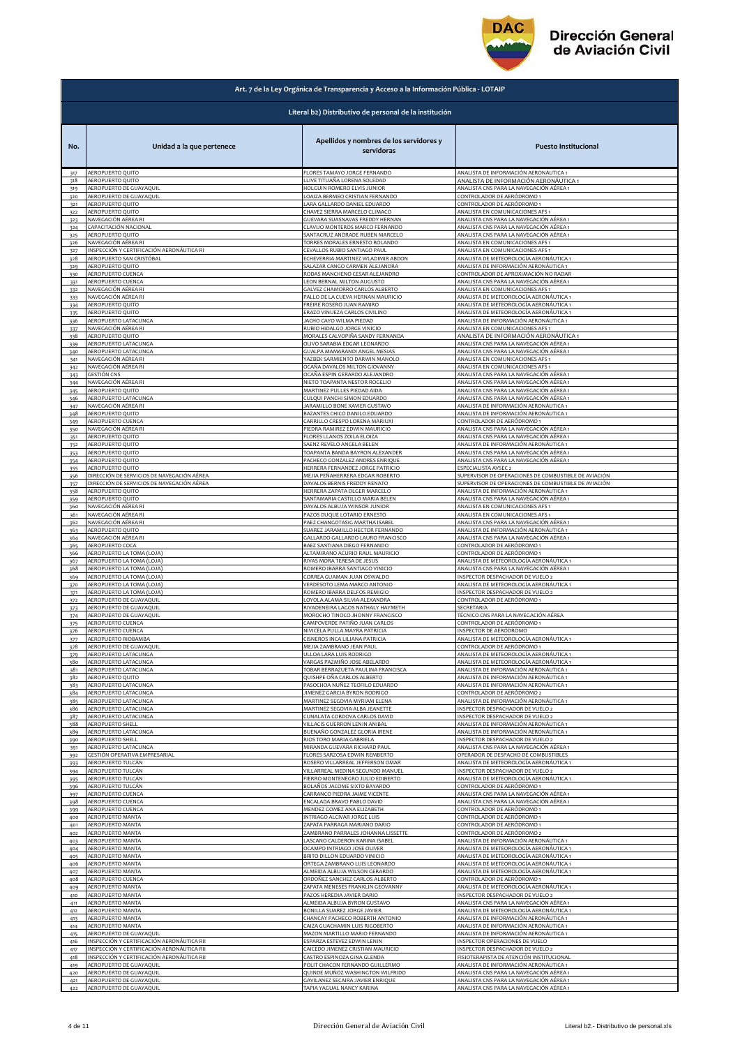**Art. 7 de la Ley Orgánica de Transparencia y Acceso a la Información Pública - LOTAIP**

**Literal b2) Distributivo de personal de la institución**

| No. | Unidad a la que pertenece | Apellidos y nombres de los servidores y servidoras | Puesto Institucional |
|---|---|---|---|
| 317 | AEROPUERTO QUITO | FLORES TAMAYO JORGE FERNANDO | ANALISTA DE INFORMACIÓN AERONÁUTICA 1 |
| 318 | AEROPUERTO QUITO | LLIVE TITUAÑA LORENA SOLEDAD | ANALISTA DE INFORMACIÓN AERONÁUTICA 1 |
| 319 | AEROPUERTO DE GUAYAQUIL | HOLGUIN ROMERO ELVIS JUNIOR | ANALISTA CNS PARA LA NAVEGACIÓN AÉREA 1 |
| 320 | AEROPUERTO DE GUAYAQUIL | LOAIZA BERMEO CRISTIAN FERNANDO | CONTROLADOR DE AERÓDROMO 1 |
| 321 | AEROPUERTO QUITO | LARA GALLARDO DANIEL EDUARDO | CONTROLADOR DE AERÓDROMO 1 |
| 322 | AEROPUERTO QUITO | CHAVEZ SIERRA MARCELO CLIMACO | ANALISTA EN COMUNICACIONES AFS 1 |
| 323 | NAVEGACIÓN AÉREA RI | GUEVARA SUASNAVAS FREDDY HERNAN | ANALISTA CNS PARA LA NAVEGACIÓN AÉREA 1 |
| 324 | CAPACITACIÓN NACIONAL | CLAVIJO MONTEROS MARCO FERNANDO | ANALISTA CNS PARA LA NAVEGACIÓN AÉREA 1 |
| 325 | AEROPUERTO QUITO | SANTACRUZ ANDRADE RUBEN MARCELO | ANALISTA CNS PARA LA NAVEGACIÓN AÉREA 1 |
| 326 | NAVEGACIÓN AÉREA RI | TORRES MORALES ERNESTO ROLANDO | ANALISTA EN COMUNICACIONES AFS 1 |
| 327 | INSPECCIÓN Y CERTIFICACIÓN AERONÁUTICA RI | CEVALLOS RUBIO SANTIAGO PAUL | ANALISTA EN COMUNICACIONES AFS 1 |
| 328 | AEROPUERTO SAN CRISTÓBAL | ECHEVERRIA MARTINEZ WLADIMIR ABDON | ANALISTA DE METEOROLOGÍA AERONÁUTICA 1 |
| 329 | AEROPUERTO QUITO | SALAZAR CANGO CARMEN ALEJANDRA | ANALISTA DE INFORMACIÓN AERONÁUTICA 1 |
| 330 | AEROPUERTO CUENCA | RODAS MANCHENO CESAR ALEJANDRO | CONTROLADOR DE APROXIMACIÓN NO RADAR |
| 331 | AEROPUERTO CUENCA | LEON BERNAL MILTON AUGUSTO | ANALISTA CNS PARA LA NAVEGACIÓN AÉREA 1 |
| 332 | NAVEGACIÓN AÉREA RI | GALVEZ CHAMORRO CARLOS ALBERTO | ANALISTA EN COMUNICACIONES AFS 1 |
| 333 | NAVEGACIÓN AÉREA RI | PALLO DE LA CUEVA HERNAN MAURICIO | ANALISTA DE METEOROLOGÍA AERONÁUTICA 1 |
| 334 | AEROPUERTO QUITO | FREIRE ROSERO JUAN RAMIRO | ANALISTA DE METEOROLOGÍA AERONÁUTICA 1 |
| 335 | AEROPUERTO QUITO | ERAZO VINUEZA CARLOS CIVILINO | ANALISTA DE METEOROLOGÍA AERONÁUTICA 1 |
| 336 | AEROPUERTO LATACUNGA | JACHO CAYO WILMA PIEDAD | ANALISTA DE INFORMACIÓN AERONÁUTICA 1 |
| 337 | NAVEGACIÓN AÉREA RI | RUBIO HIDALGO JORGE VINICIO | ANALISTA EN COMUNICACIONES AFS 1 |
| 338 | AEROPUERTO QUITO | MORALES CALVOPIÑA SANDY FERNANDA | ANALISTA DE INFORMACIÓN AERONÁUTICA 1 |
| 339 | AEROPUERTO LATACUNGA | OLIVO SARABIA EDGAR LEONARDO | ANALISTA CNS PARA LA NAVEGACIÓN AÉREA 1 |
| 340 | AEROPUERTO LATACUNGA | GUALPA MAMARANDI ANGEL MESIAS | ANALISTA CNS PARA LA NAVEGACIÓN AÉREA 1 |
| 341 | NAVEGACIÓN AÉREA RI | YAZBEK SARMIENTO DARWIN MANOLO | ANALISTA EN COMUNICACIONES AFS 1 |
| 342 | NAVEGACIÓN AÉREA RI | OCAÑA DAVALOS MILTON GIOVANNY | ANALISTA EN COMUNICACIONES AFS 1 |
| 343 | GESTIÓN CNS | OCAÑA ESPIN GERARDO ALEJANDRO | ANALISTA CNS PARA LA NAVEGACIÓN AÉREA 1 |
| 344 | NAVEGACIÓN AÉREA RI | NIETO TOAPANTA NESTOR ROGELIO | ANALISTA CNS PARA LA NAVEGACIÓN AÉREA 1 |
| 345 | AEROPUERTO QUITO | MARTINEZ PULLES PIEDAD AIDA | ANALISTA CNS PARA LA NAVEGACIÓN AÉREA 1 |
| 346 | AEROPUERTO LATACUNGA | CULQUI PANCHI SIMON EDUARDO | ANALISTA CNS PARA LA NAVEGACIÓN AÉREA 1 |
| 347 | NAVEGACIÓN AÉREA RI | JARAMILLO BONE XAVIER GUSTAVO | ANALISTA DE INFORMACIÓN AERONÁUTICA 1 |
| 348 | AEROPUERTO QUITO | BAZANTES CHICO DANILO EDUARDO | ANALISTA DE INFORMACIÓN AERONÁUTICA 1 |
| 349 | AEROPUERTO CUENCA | CARRILLO CRESPO LORENA MARIUXI | CONTROLADOR DE AERÓDROMO 1 |
| 350 | NAVEGACIÓN AÉREA RI | PIEDRA RAMIREZ EDWIN MAURICIO | ANALISTA CNS PARA LA NAVEGACIÓN AÉREA 1 |
| 351 | AEROPUERTO QUITO | FLORES LLANOS ZOILA ELOIZA | ANALISTA CNS PARA LA NAVEGACIÓN AÉREA 1 |
| 352 | AEROPUERTO QUITO | SAENZ REVELO ANGELA BELEN | ANALISTA DE INFORMACIÓN AERONÁUTICA 1 |
| 353 | AEROPUERTO QUITO | TOAPANTA BANDA BAYRON ALEXANDER | ANALISTA CNS PARA LA NAVEGACIÓN AÉREA 1 |
| 354 | AEROPUERTO QUITO | PACHECO GONZALEZ ANDRES ENRIQUE | ANALISTA CNS PARA LA NAVEGACIÓN AÉREA 1 |
| 355 | AEROPUERTO QUITO | HERRERA FERNANDEZ JORGE PATRICIO | ESPECIALISTA AVSEC 2 |
| 356 | DIRECCIÓN DE SERVICIOS DE NAVEGACIÓN AÉREA | MEJIA PEÑAHERRERA EDGAR ROBERTO | SUPERVISOR DE OPERACIONES DE COMBUSTIBLE DE AVIACIÓN |
| 357 | DIRECCIÓN DE SERVICIOS DE NAVEGACIÓN AÉREA | DAVALOS BERNIS FREDDY RENATO | SUPERVISOR DE OPERACIONES DE COMBUSTIBLE DE AVIACIÓN |
| 358 | AEROPUERTO QUITO | HERRERA ZAPATA OLGER MARCELO | ANALISTA DE INFORMACIÓN AERONÁUTICA 1 |
| 359 | AEROPUERTO QUITO | SANTAMARIA CASTILLO MARIA BELEN | ANALISTA CNS PARA LA NAVEGACIÓN AÉREA 1 |
| 360 | NAVEGACIÓN AÉREA RI | DAVALOS ALBUJA WINSOR JUNIOR | ANALISTA EN COMUNICACIONES AFS 1 |
| 361 | NAVEGACIÓN AÉREA RI | PAZOS DUQUE LOTARIO ERNESTO | ANALISTA EN COMUNICACIONES AFS 1 |
| 362 | NAVEGACIÓN AÉREA RI | PAEZ CHANGOTASIG MARTHA ISABEL | ANALISTA CNS PARA LA NAVEGACIÓN AÉREA 1 |
| 363 | AEROPUERTO QUITO | SUAREZ JARAMILLO HECTOR FERNANDO | ANALISTA DE INFORMACIÓN AERONÁUTICA 1 |
| 364 | NAVEGACIÓN AÉREA RI | GALLARDO GALLARDO LAURO FRANCISCO | ANALISTA CNS PARA LA NAVEGACIÓN AÉREA 1 |
| 365 | AEROPUERTO COCA | BAEZ SANTIANA DIEGO FERNANDO | CONTROLADOR DE AERÓDROMO 1 |
| 366 | AEROPUERTO LA TOMA (LOJA) | ALTAMIRANO ACURIO RAUL MAURICIO | CONTROLADOR DE AERÓDROMO 1 |
| 367 | AEROPUERTO LA TOMA (LOJA) | RIVAS MORA TERESA DE JESUS | ANALISTA DE METEOROLOGÍA AERONÁUTICA 1 |
| 368 | AEROPUERTO LA TOMA (LOJA) | ROMERO IBARRA SANTIAGO VINICIO | ANALISTA CNS PARA LA NAVEGACIÓN AÉREA 1 |
| 369 | AEROPUERTO LA TOMA (LOJA) | CORREA GUAMAN JUAN OSWALDO | INSPECTOR DESPACHADOR DE VUELO 2 |
| 370 | AEROPUERTO LA TOMA (LOJA) | VERDESOTO LEMA MARCO ANTONIO | ANALISTA DE METEOROLOGÍA AERONÁUTICA 1 |
| 371 | AEROPUERTO LA TOMA (LOJA) | ROMERO IBARRA DELFOS REMIGIO | INSPECTOR DESPACHADOR DE VUELO 2 |
| 372 | AEROPUERTO DE GUAYAQUIL | LOYOLA ALAMA SILVIA ALEXANDRA | CONTROLADOR DE AERÓDROMO 1 |
| 373 | AEROPUERTO DE GUAYAQUIL | RIVADENEIRA LAGOS NATHALY HAYMETH | SECRETARIA |
| 374 | AEROPUERTO DE GUAYAQUIL | MOROCHO TINOCO JHONNY FRANCISCO | TÉCNICO CNS PARA LA NAVEGACIÓN AÉREA |
| 375 | AEROPUERTO CUENCA | CAMPOVERDE PATIÑO JUAN CARLOS | CONTROLADOR DE AERÓDROMO 1 |
| 376 | AEROPUERTO CUENCA | NIVICELA PULLA MAYRA PATRICIA | INSPECTOR DE AERÓDROMO |
| 377 | AEROPUERTO RIOBAMBA | CISNEROS INCA LILIANA PATRICIA | ANALISTA DE METEOROLOGÍA AERONÁUTICA 1 |
| 378 | AEROPUERTO DE GUAYAQUIL | MEJIA ZAMBRANO JEAN PAUL | CONTROLADOR DE AERÓDROMO 1 |
| 379 | AEROPUERTO LATACUNGA | ULLOA LARA LUIS RODRIGO | ANALISTA DE METEOROLOGÍA AERONÁUTICA 1 |
| 380 | AEROPUERTO LATACUNGA | VARGAS PAZMIÑO JOSE ABELARDO | ANALISTA DE METEOROLOGÍA AERONÁUTICA 1 |
| 381 | AEROPUERTO LATACUNGA | TOBAR BERRAZUETA PAULINA FRANCISCA | ANALISTA DE INFORMACIÓN AERONÁUTICA 1 |
| 382 | AEROPUERTO QUITO | QUISHPE OÑA CARLOS ALBERTO | ANALISTA DE INFORMACIÓN AERONÁUTICA 1 |
| 383 | AEROPUERTO LATACUNGA | PASOCHOA NUÑEZ TEOFILO EDUARDO | ANALISTA DE INFORMACIÓN AERONÁUTICA 1 |
| 384 | AEROPUERTO LATACUNGA | JIMENEZ GARCIA BYRON RODRIGO | CONTROLADOR DE AERÓDROMO 2 |
| 385 | AEROPUERTO LATACUNGA | MARTINEZ SEGOVIA MYRIAM ELENA | ANALISTA DE INFORMACIÓN AERONÁUTICA 1 |
| 386 | AEROPUERTO LATACUNGA | MARTINEZ SEGOVIA ALBA JEANETTE | INSPECTOR DESPACHADOR DE VUELO 2 |
| 387 | AEROPUERTO LATACUNGA | CUNALATA CORDOVA CARLOS DAVID | INSPECTOR DESPACHADOR DE VUELO 2 |
| 388 | AEROPUERTO SHELL | VILLACIS GUERRON LENIN ANIBAL | ANALISTA DE INFORMACIÓN AERONÁUTICA 1 |
| 389 | AEROPUERTO LATACUNGA | BUENAÑO GONZALEZ GLORIA IRENE | ANALISTA DE INFORMACIÓN AERONÁUTICA 1 |
| 390 | AEROPUERTO SHELL | RIOS TORO MARIA GABRIELA | INSPECTOR DESPACHADOR DE VUELO 2 |
| 391 | AEROPUERTO LATACUNGA | MIRANDA GUEVARA RICHARD PAUL | ANALISTA CNS PARA LA NAVEGACIÓN AÉREA 1 |
| 392 | GESTIÓN OPERATIVA EMPRESARIAL | FLORES SARZOSA EDWIN REMBERTO | OPERADOR DE DESPACHO DE COMBUSTIBLES |
| 393 | AEROPUERTO TULCÁN | ROSERO VILLARREAL JEFFERSON OMAR | ANALISTA DE METEOROLOGÍA AERONÁUTICA 1 |
| 394 | AEROPUERTO TULCÁN | VILLARREAL MEDINA SEGUNDO MANUEL | INSPECTOR DESPACHADOR DE VUELO 2 |
| 395 | AEROPUERTO TULCÁN | FIERRO MONTENEGRO JULIO EDIBERTO | ANALISTA DE METEOROLOGÍA AERONÁUTICA 1 |
| 396 | AEROPUERTO TULCÁN | BOLAÑOS JACOME SIXTO BAYARDO | CONTROLADOR DE AERÓDROMO 1 |
| 397 | AEROPUERTO CUENCA | CARRANCO PIEDRA JAIME VICENTE | ANALISTA CNS PARA LA NAVEGACIÓN AÉREA 1 |
| 398 | AEROPUERTO CUENCA | ENCALADA BRAVO PABLO DAVID | ANALISTA CNS PARA LA NAVEGACIÓN AÉREA 1 |
| 399 | AEROPUERTO CUENCA | MENDEZ GOMEZ ANA ELIZABETH | CONTROLADOR DE AERÓDROMO 1 |
| 400 | AEROPUERTO MANTA | INTRIAGO ALCIVAR JORGE LUIS | CONTROLADOR DE AERÓDROMO 1 |
| 401 | AEROPUERTO MANTA | ZAPATA PARRAGA MARIANO DARIO | CONTROLADOR DE AERÓDROMO 1 |
| 402 | AEROPUERTO MANTA | ZAMBRANO PARRALES JOHANNA LISSETTE | CONTROLADOR DE AERÓDROMO 2 |
| 403 | AEROPUERTO MANTA | LASCANO CALDERON KARINA ISABEL | ANALISTA DE INFORMACIÓN AERONÁUTICA 1 |
| 404 | AEROPUERTO MANTA | OCAMPO INTRIAGO JOSE OLIVER | ANALISTA DE METEOROLOGÍA AERONÁUTICA 1 |
| 405 | AEROPUERTO MANTA | BRITO DILLON EDUARDO VINICIO | ANALISTA DE METEOROLOGÍA AERONÁUTICA 1 |
| 406 | AEROPUERTO MANTA | ORTEGA ZAMBRANO LUIS LEONARDO | ANALISTA DE METEOROLOGÍA AERONÁUTICA 1 |
| 407 | AEROPUERTO MANTA | ALMEIDA ALBUJA WILSON GERARDO | ANALISTA DE METEOROLOGÍA AERONÁUTICA 1 |
| 408 | AEROPUERTO CUENCA | ORDOÑEZ SANCHEZ CARLOS ALBERTO | CONTROLADOR DE AERÓDROMO 1 |
| 409 | AEROPUERTO MANTA | ZAPATA MENESES FRANKLIN GEOVANNY | ANALISTA DE METEOROLOGÍA AERONÁUTICA 1 |
| 410 | AEROPUERTO MANTA | PAZOS HEREDIA JAVIER DARIO | INSPECTOR DESPACHADOR DE VUELO 2 |
| 411 | AEROPUERTO MANTA | ALMEIDA ALBUJA BYRON GUSTAVO | ANALISTA CNS PARA LA NAVEGACIÓN AÉREA 1 |
| 412 | AEROPUERTO MANTA | BONILLA SUAREZ JORGE JAVIER | ANALISTA DE METEOROLOGÍA AERONÁUTICA 1 |
| 413 | AEROPUERTO MANTA | CHANCAY PACHECO ROBERTH ANTONIO | ANALISTA DE INFORMACIÓN AERONÁUTICA 1 |
| 414 | AEROPUERTO MANTA | CAIZA GUACHAMIN LUIS RIGOBERTO | ANALISTA DE INFORMACIÓN AERONÁUTICA 1 |
| 415 | AEROPUERTO DE GUAYAQUIL | MAZON MARTILLO MARIO FERNANDO | ANALISTA DE INFORMACIÓN AERONÁUTICA 1 |
| 416 | INSPECCIÓN Y CERTIFICACIÓN AERONÁUTICA RII | ESPARZA ESTEVEZ EDWIN LENIN | INSPECTOR OPERACIONES DE VUELO |
| 417 | INSPECCIÓN Y CERTIFICACIÓN AERONÁUTICA RII | CAICEDO JIMENEZ CRISTIAN MAURICIO | INSPECTOR DESPACHADOR DE VUELO 2 |
| 418 | INSPECCIÓN Y CERTIFICACIÓN AERONÁUTICA RII | CASTRO ESPINOZA GINA GLENDA | FISIOTERAPISTA DE ATENCIÓN INSTITUCIONAL |
| 419 | AEROPUERTO DE GUAYAQUIL | POLIT CHACON FERNANDO GUILLERMO | ANALISTA DE INFORMACIÓN AERONÁUTICA 1 |
| 420 | AEROPUERTO DE GUAYAQUIL | QUINDE MUÑOZ WASHINGTON WILFRIDO | ANALISTA CNS PARA LA NAVEGACIÓN AÉREA 1 |
| 421 | AEROPUERTO DE GUAYAQUIL | GAVILANEZ SECAIRA JAVIER ENRIQUE | ANALISTA CNS PARA LA NAVEGACIÓN AÉREA 1 |
| 422 | AEROPUERTO DE GUAYAQUIL | TAPIA YAGUAL NANCY KARINA | ANALISTA CNS PARA LA NAVEGACIÓN AÉREA 1 |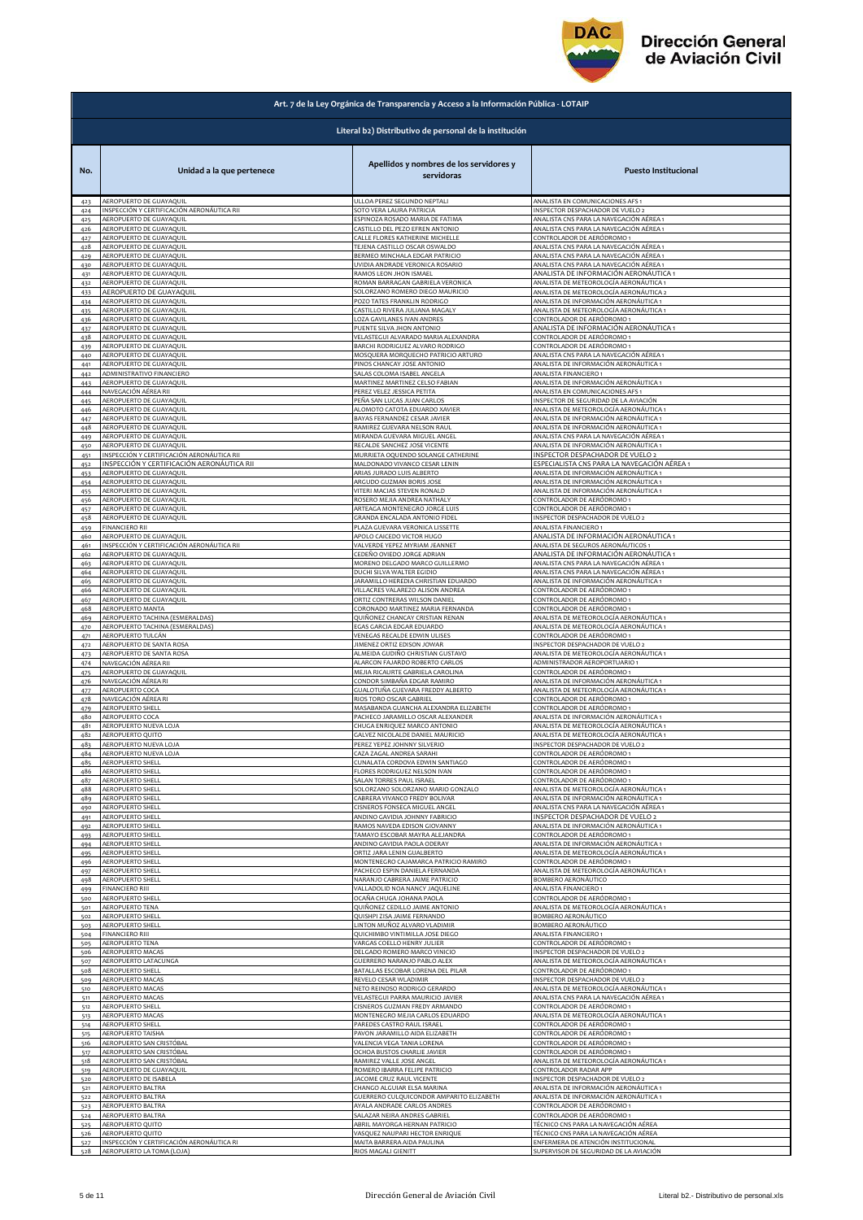**Art. 7 de la Ley Orgánica de Transparencia y Acceso a la Información Pública - LOTAIP**

**Literal b2) Distributivo de personal de la institución**

| No. | Unidad a la que pertenece | Apellidos y nombres de los servidores y servidoras | Puesto Institucional |
|---|---|---|---|
| 423 | AEROPUERTO DE GUAYAQUIL | ULLOA PEREZ SEGUNDO NEPTALI | ANALISTA EN COMUNICACIONES AFS 1 |
| 424 | INSPECCIÓN Y CERTIFICACIÓN AERONÁUTICA RII | SOTO VERA LAURA PATRICIA | INSPECTOR DESPACHADOR DE VUELO 2 |
| 425 | AEROPUERTO DE GUAYAQUIL | ESPINOZA ROSADO MARIA DE FATIMA | ANALISTA CNS PARA LA NAVEGACIÓN AÉREA 1 |
| 426 | AEROPUERTO DE GUAYAQUIL | CASTILLO DEL PEZO EFREN ANTONIO | ANALISTA CNS PARA LA NAVEGACIÓN AÉREA 1 |
| 427 | AEROPUERTO DE GUAYAQUIL | CALLE FLORES KATHERINE MICHELLE | CONTROLADOR DE AERÓDROMO 1 |
| 428 | AEROPUERTO DE GUAYAQUIL | TEJENA CASTILLO OSCAR OSWALDO | ANALISTA CNS PARA LA NAVEGACIÓN AÉREA 1 |
| 429 | AEROPUERTO DE GUAYAQUIL | BERMEO MINCHALA EDGAR PATRICIO | ANALISTA CNS PARA LA NAVEGACIÓN AÉREA 1 |
| 430 | AEROPUERTO DE GUAYAQUIL | UVIDIA ANDRADE VERONICA ROSARIO | ANALISTA CNS PARA LA NAVEGACIÓN AÉREA 1 |
| 431 | AEROPUERTO DE GUAYAQUIL | RAMOS LEON JHON ISMAEL | ANALISTA DE INFORMACIÓN AERONÁUTICA 1 |
| 432 | AEROPUERTO DE GUAYAQUIL | ROMAN BARRAGAN GABRIELA VERONICA | ANALISTA DE METEOROLOGÍA AERONÁUTICA 1 |
| 433 | AEROPUERTO DE GUAYAQUIL | SOLORZANO ROMERO DIEGO MAURICIO | ANALISTA DE METEOROLOGÍA AERONÁUTICA 2 |
| 434 | AEROPUERTO DE GUAYAQUIL | POZO TATES FRANKLIN RODRIGO | ANALISTA DE INFORMACIÓN AERONÁUTICA 1 |
| 435 | AEROPUERTO DE GUAYAQUIL | CASTILLO RIVERA JULIANA MAGALY | ANALISTA DE METEOROLOGÍA AERONÁUTICA 1 |
| 436 | AEROPUERTO DE GUAYAQUIL | LOZA GAVILANES IVAN ANDRES | CONTROLADOR DE AERÓDROMO 1 |
| 437 | AEROPUERTO DE GUAYAQUIL | PUENTE SILVA JHON ANTONIO | ANALISTA DE INFORMACIÓN AERONÁUTICA 1 |
| 438 | AEROPUERTO DE GUAYAQUIL | VELASTEGUI ALVARADO MARIA ALEXANDRA | CONTROLADOR DE AERÓDROMO 1 |
| 439 | AEROPUERTO DE GUAYAQUIL | BARCHI RODRIGUEZ ALVARO RODRIGO | CONTROLADOR DE AERÓDROMO 1 |
| 440 | AEROPUERTO DE GUAYAQUIL | MOSQUERA MORQUECHO PATRICIO ARTURO | ANALISTA CNS PARA LA NAVEGACIÓN AÉREA 1 |
| 441 | AEROPUERTO DE GUAYAQUIL | PINOS CHANCAY JOSE ANTONIO | ANALISTA DE INFORMACIÓN AERONÁUTICA 1 |
| 442 | ADMINISTRATIVO FINANCIERO | SALAS COLOMA ISABEL ANGELA | ANALISTA FINANCIERO 1 |
| 443 | AEROPUERTO DE GUAYAQUIL | MARTINEZ MARTINEZ CELSO FABIAN | ANALISTA DE INFORMACIÓN AERONÁUTICA 1 |
| 444 | NAVEGACIÓN AÉREA RII | PEREZ VELEZ JESSICA PETITA | ANALISTA EN COMUNICACIONES AFS 1 |
| 445 | AEROPUERTO DE GUAYAQUIL | PEÑA SAN LUCAS JUAN CARLOS | INSPECTOR DE SEGURIDAD DE LA AVIACIÓN |
| 446 | AEROPUERTO DE GUAYAQUIL | ALOMOTO CATOTA EDUARDO XAVIER | ANALISTA DE METEOROLOGÍA AERONÁUTICA 1 |
| 447 | AEROPUERTO DE GUAYAQUIL | BAYAS FERNANDEZ CESAR JAVIER | ANALISTA DE INFORMACIÓN AERONÁUTICA 1 |
| 448 | AEROPUERTO DE GUAYAQUIL | RAMIREZ GUEVARA NELSON RAUL | ANALISTA DE INFORMACIÓN AERONÁUTICA 1 |
| 449 | AEROPUERTO DE GUAYAQUIL | MIRANDA GUEVARA MIGUEL ANGEL | ANALISTA CNS PARA LA NAVEGACIÓN AÉREA 1 |
| 450 | AEROPUERTO DE GUAYAQUIL | RECALDE SANCHEZ JOSE VICENTE | ANALISTA DE INFORMACIÓN AERONÁUTICA 1 |
| 451 | INSPECCIÓN Y CERTIFICACIÓN AERONÁUTICA RII | MURRIETA OQUENDO SOLANGE CATHERINE | INSPECTOR DESPACHADOR DE VUELO 2 |
| 452 | INSPECCIÓN Y CERTIFICACIÓN AERONÁUTICA RII | MALDONADO VIVANCO CESAR LENIN | ESPECIALISTA CNS PARA LA NAVEGACIÓN AÉREA 1 |
| 453 | AEROPUERTO DE GUAYAQUIL | ARIAS JURADO LUIS ALBERTO | ANALISTA DE INFORMACIÓN AERONÁUTICA 1 |
| 454 | AEROPUERTO DE GUAYAQUIL | ARGUDO GUZMAN BORIS JOSE | ANALISTA DE INFORMACIÓN AERONÁUTICA 1 |
| 455 | AEROPUERTO DE GUAYAQUIL | VITERI MACIAS STEVEN RONALD | ANALISTA DE INFORMACIÓN AERONÁUTICA 1 |
| 456 | AEROPUERTO DE GUAYAQUIL | ROSERO MEJIA ANDREA NATHALY | CONTROLADOR DE AERÓDROMO 1 |
| 457 | AEROPUERTO DE GUAYAQUIL | ARTEAGA MONTENEGRO JORGE LUIS | CONTROLADOR DE AERÓDROMO 1 |
| 458 | AEROPUERTO DE GUAYAQUIL | GRANDA ENCALADA ANTONIO FIDEL | INSPECTOR DESPACHADOR DE VUELO 2 |
| 459 | FINANCIERO RII | PLAZA GUEVARA VERONICA LISSETTE | ANALISTA FINANCIERO 1 |
| 460 | AEROPUERTO DE GUAYAQUIL | APOLO CAICEDO VICTOR HUGO | ANALISTA DE INFORMACIÓN AERONÁUTICA 1 |
| 461 | INSPECCIÓN Y CERTIFICACIÓN AERONÁUTICA RII | VALVERDE YEPEZ MYRIAM JEANNET | ANALISTA DE SEGUROS AERONÁUTICOS 1 |
| 462 | AEROPUERTO DE GUAYAQUIL | CEDEÑO OVIEDO JORGE ADRIAN | ANALISTA DE INFORMACIÓN AERONÁUTICA 1 |
| 463 | AEROPUERTO DE GUAYAQUIL | MORENO DELGADO MARCO GUILLERMO | ANALISTA CNS PARA LA NAVEGACIÓN AÉREA 1 |
| 464 | AEROPUERTO DE GUAYAQUIL | DUCHI SILVA WALTER EGIDIO | ANALISTA CNS PARA LA NAVEGACIÓN AÉREA 1 |
| 465 | AEROPUERTO DE GUAYAQUIL | JARAMILLO HEREDIA CHRISTIAN EDUARDO | ANALISTA DE INFORMACIÓN AERONÁUTICA 1 |
| 466 | AEROPUERTO DE GUAYAQUIL | VILLACRES VALAREZO ALISON ANDREA | CONTROLADOR DE AERÓDROMO 1 |
| 467 | AEROPUERTO DE GUAYAQUIL | ORTIZ CONTRERAS WILSON DANIEL | CONTROLADOR DE AERÓDROMO 1 |
| 468 | AEROPUERTO MANTA | CORONADO MARTINEZ MARIA FERNANDA | CONTROLADOR DE AERÓDROMO 1 |
| 469 | AEROPUERTO TACHINA (ESMERALDAS) | QUIÑONEZ CHANCAY CRISTIAN RENAN | ANALISTA DE METEOROLOGÍA AERONÁUTICA 1 |
| 470 | AEROPUERTO TACHINA (ESMERALDAS) | EGAS GARCIA EDGAR EDUARDO | ANALISTA DE METEOROLOGÍA AERONÁUTICA 1 |
| 471 | AEROPUERTO TULCÁN | VENEGAS RECALDE EDWIN ULISES | CONTROLADOR DE AERÓDROMO 1 |
| 472 | AEROPUERTO DE SANTA ROSA | JIMENEZ ORTIZ EDISON JOWAR | INSPECTOR DESPACHADOR DE VUELO 2 |
| 473 | AEROPUERTO DE SANTA ROSA | ALMEIDA GUDIÑO CHRISTIAN GUSTAVO | ANALISTA DE METEOROLOGÍA AERONÁUTICA 1 |
| 474 | NAVEGACIÓN AÉREA RII | ALARCON FAJARDO ROBERTO CARLOS | ADMINISTRADOR AEROPORTUARIO 1 |
| 475 | AEROPUERTO DE GUAYAQUIL | MEJIA RICAURTE GABRIELA CAROLINA | CONTROLADOR DE AERÓDROMO 1 |
| 476 | NAVEGACIÓN AÉREA RI | CONDOR SIMBAÑA EDGAR RAMIRO | ANALISTA DE INFORMACIÓN AERONÁUTICA 1 |
| 477 | AEROPUERTO COCA | GUALOTUÑA GUEVARA FREDDY ALBERTO | ANALISTA DE METEOROLOGÍA AERONÁUTICA 1 |
| 478 | NAVEGACIÓN AÉREA RI | RIOS TORO OSCAR GABRIEL | CONTROLADOR DE AERÓDROMO 1 |
| 479 | AEROPUERTO SHELL | MASABANDA GUANCHA ALEXANDRA ELIZABETH | CONTROLADOR DE AERÓDROMO 1 |
| 480 | AEROPUERTO COCA | PACHECO JARAMILLO OSCAR ALEXANDER | ANALISTA DE INFORMACIÓN AERONÁUTICA 1 |
| 481 | AEROPUERTO NUEVA LOJA | CHUGA ENRIQUEZ MARCO ANTONIO | ANALISTA DE METEOROLOGÍA AERONÁUTICA 1 |
| 482 | AEROPUERTO QUITO | GALVEZ NICOLALDE DANIEL MAURICIO | ANALISTA DE METEOROLOGÍA AERONÁUTICA 1 |
| 483 | AEROPUERTO NUEVA LOJA | PEREZ YEPEZ JOHNNY SILVERIO | INSPECTOR DESPACHADOR DE VUELO 2 |
| 484 | AEROPUERTO NUEVA LOJA | CAZA ZAGAL ANDREA SARAHI | CONTROLADOR DE AERÓDROMO 1 |
| 485 | AEROPUERTO SHELL | CUNALATA CORDOVA EDWIN SANTIAGO | CONTROLADOR DE AERÓDROMO 1 |
| 486 | AEROPUERTO SHELL | FLORES RODRIGUEZ NELSON IVAN | CONTROLADOR DE AERÓDROMO 1 |
| 487 | AEROPUERTO SHELL | SALAN TORRES PAUL ISRAEL | CONTROLADOR DE AERÓDROMO 1 |
| 488 | AEROPUERTO SHELL | SOLORZANO SOLORZANO MARIO GONZALO | ANALISTA DE METEOROLOGÍA AERONÁUTICA 1 |
| 489 | AEROPUERTO SHELL | CABRERA VIVANCO FREDY BOLIVAR | ANALISTA DE INFORMACIÓN AERONÁUTICA 1 |
| 490 | AEROPUERTO SHELL | CISNEROS FONSECA MIGUEL ANGEL | ANALISTA CNS PARA LA NAVEGACIÓN AÉREA 1 |
| 491 | AEROPUERTO SHELL | ANDINO GAVIDIA JOHNNY FABRICIO | INSPECTOR DESPACHADOR DE VUELO 2 |
| 492 | AEROPUERTO SHELL | RAMOS NAVEDA EDISON GIOVANNY | ANALISTA DE INFORMACIÓN AERONÁUTICA 1 |
| 493 | AEROPUERTO SHELL | TAMAYO ESCOBAR MAYRA ALEJANDRA | CONTROLADOR DE AERÓDROMO 1 |
| 494 | AEROPUERTO SHELL | ANDINO GAVIDIA PAOLA ODERAY | ANALISTA DE INFORMACIÓN AERONÁUTICA 1 |
| 495 | AEROPUERTO SHELL | ORTIZ JARA LENIN GUALBERTO | ANALISTA DE METEOROLOGÍA AERONÁUTICA 1 |
| 496 | AEROPUERTO SHELL | MONTENEGRO CAJAMARCA PATRICIO RAMIRO | CONTROLADOR DE AERÓDROMO 1 |
| 497 | AEROPUERTO SHELL | PACHECO ESPIN DANIELA FERNANDA | ANALISTA DE METEOROLOGÍA AERONÁUTICA 1 |
| 498 | AEROPUERTO SHELL | NARANJO CABRERA JAIME PATRICIO | BOMBERO AERONÁUTICO |
| 499 | FINANCIERO RIII | VALLADOLID NOA NANCY JAQUELINE | ANALISTA FINANCIERO 1 |
| 500 | AEROPUERTO SHELL | OCAÑA CHUGA JOHANA PAOLA | CONTROLADOR DE AERÓDROMO 1 |
| 501 | AEROPUERTO TENA | QUIÑONEZ CEDILLO JAIME ANTONIO | ANALISTA DE METEOROLOGÍA AERONÁUTICA 1 |
| 502 | AEROPUERTO SHELL | QUISHPI ZISA JAIME FERNANDO | BOMBERO AERONÁUTICO |
| 503 | AEROPUERTO SHELL | LINTON MUÑOZ ALVARO VLADIMIR | BOMBERO AERONÁUTICO |
| 504 | FINANCIERO RIII | QUICHIMBO VINTIMILLA JOSE DIEGO | ANALISTA FINANCIERO 1 |
| 505 | AEROPUERTO TENA | VARGAS COELLO HENRY JULIER | CONTROLADOR DE AERÓDROMO 1 |
| 506 | AEROPUERTO MACAS | DELGADO ROMERO MARCO VINICIO | INSPECTOR DESPACHADOR DE VUELO 2 |
| 507 | AEROPUERTO LATACUNGA | GUERRERO NARANJO PABLO ALEX | ANALISTA DE METEOROLOGÍA AERONÁUTICA 1 |
| 508 | AEROPUERTO SHELL | BATALLAS ESCOBAR LORENA DEL PILAR | CONTROLADOR DE AERÓDROMO 1 |
| 509 | AEROPUERTO MACAS | REVELO CESAR WLADIMIR | INSPECTOR DESPACHADOR DE VUELO 2 |
| 510 | AEROPUERTO MACAS | NETO REINOSO RODRIGO GERARDO | ANALISTA DE METEOROLOGÍA AERONÁUTICA 1 |
| 511 | AEROPUERTO MACAS | VELASTEGUI PARRA MAURICIO JAVIER | ANALISTA CNS PARA LA NAVEGACIÓN AÉREA 1 |
| 512 | AEROPUERTO SHELL | CISNEROS GUZMAN FREDY ARMANDO | CONTROLADOR DE AERÓDROMO 1 |
| 513 | AEROPUERTO MACAS | MONTENEGRO MEJIA CARLOS EDUARDO | ANALISTA DE METEOROLOGÍA AERONÁUTICA 1 |
| 514 | AEROPUERTO SHELL | PAREDES CASTRO RAUL ISRAEL | CONTROLADOR DE AERÓDROMO 1 |
| 515 | AEROPUERTO TAISHA | PAVON JARAMILLO AIDA ELIZABETH | CONTROLADOR DE AERÓDROMO 1 |
| 516 | AEROPUERTO SAN CRISTÓBAL | VALENCIA VEGA TANIA LORENA | CONTROLADOR DE AERÓDROMO 1 |
| 517 | AEROPUERTO SAN CRISTÓBAL | OCHOA BUSTOS CHARLIE JAVIER | CONTROLADOR DE AERÓDROMO 1 |
| 518 | AEROPUERTO SAN CRISTÓBAL | RAMIREZ VALLE JOSE ANGEL | ANALISTA DE METEOROLOGÍA AERONÁUTICA 1 |
| 519 | AEROPUERTO DE GUAYAQUIL | ROMERO IBARRA FELIPE PATRICIO | CONTROLADOR RADAR APP |
| 520 | AEROPUERTO DE ISABELA | JACOME CRUZ RAUL VICENTE | INSPECTOR DESPACHADOR DE VUELO 2 |
| 521 | AEROPUERTO BALTRA | CHANGO ALGUIAR ELSA MARINA | ANALISTA DE INFORMACIÓN AERONÁUTICA 1 |
| 522 | AEROPUERTO BALTRA | GUERRERO CULQUICONDOR AMPARITO ELIZABETH | ANALISTA DE INFORMACIÓN AERONÁUTICA 1 |
| 523 | AEROPUERTO BALTRA | AYALA ANDRADE CARLOS ANDRES | CONTROLADOR DE AERÓDROMO 1 |
| 524 | AEROPUERTO BALTRA | SALAZAR NEIRA ANDRES GABRIEL | CONTROLADOR DE AERÓDROMO 1 |
| 525 | AEROPUERTO QUITO | ABRIL MAYORGA HERNAN PATRICIO | TÉCNICO CNS PARA LA NAVEGACIÓN AÉREA |
| 526 | AEROPUERTO QUITO | VASQUEZ NAUPARI HECTOR ENRIQUE | TÉCNICO CNS PARA LA NAVEGACIÓN AÉREA |
| 527 | INSPECCIÓN Y CERTIFICACIÓN AERONÁUTICA RI | MAITA BARRERA AIDA PAULINA | ENFERMERA DE ATENCIÓN INSTITUCIONAL |
| 528 | AEROPUERTO LA TOMA (LOJA) | RIOS MAGALI GIENITT | SUPERVISOR DE SEGURIDAD DE LA AVIACIÓN |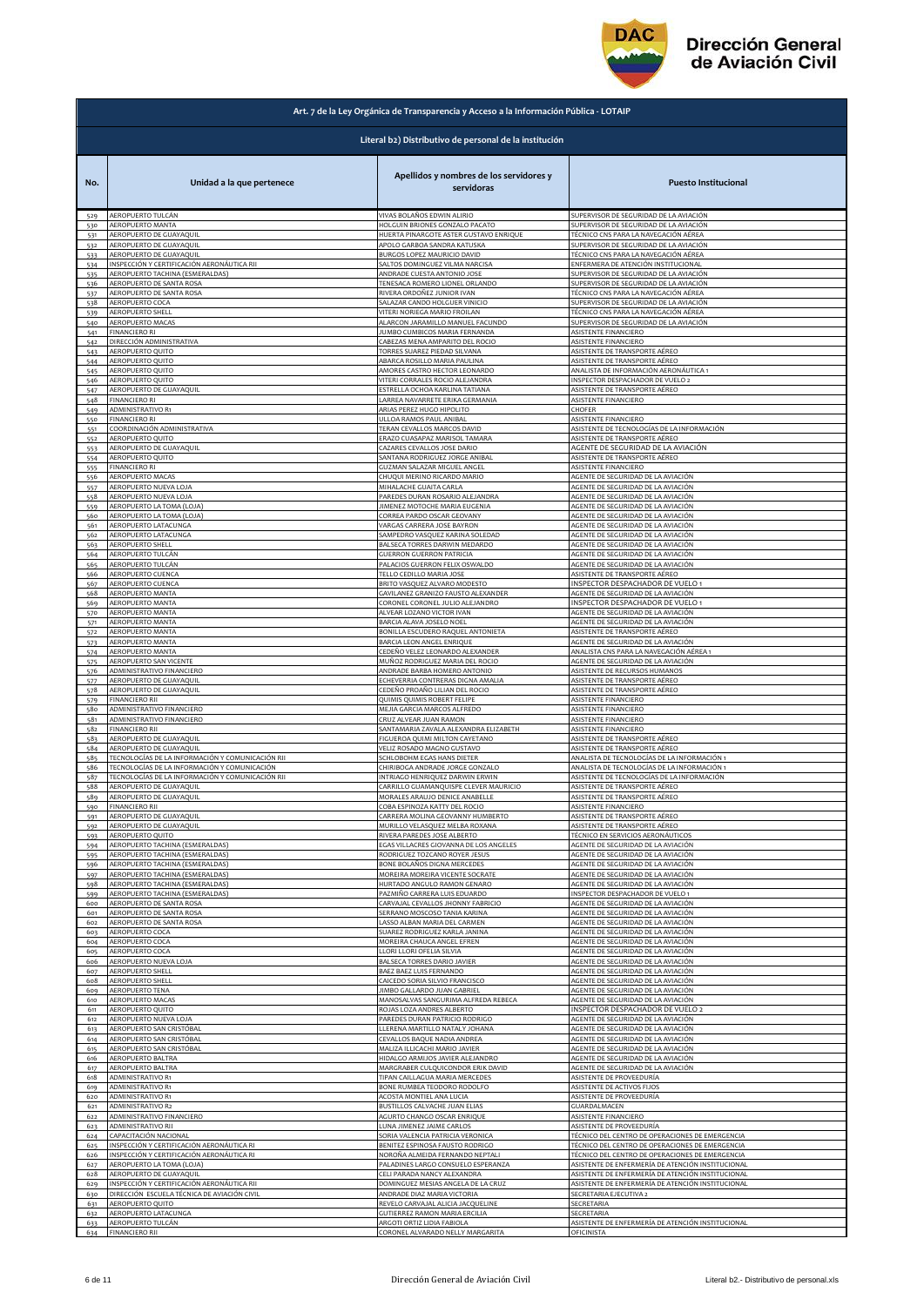**Dirección General de Aviación Civil**

**Art. 7 de la Ley Orgánica de Transparencia y Acceso a la Información Pública - LOTAIP**

**Literal b2) Distributivo de personal de la institución**

| No. | Unidad a la que pertenece | Apellidos y nombres de los servidores y servidoras | Puesto Institucional |
|---|---|---|---|
| 529 | AEROPUERTO TULCÁN | VIVAS BOLAÑOS EDWIN ALIRIO | SUPERVISOR DE SEGURIDAD DE LA AVIACIÓN |
| 530 | AEROPUERTO MANTA | HOLGUIN BRIONES GONZALO PACATO | SUPERVISOR DE SEGURIDAD DE LA AVIACIÓN |
| 531 | AEROPUERTO DE GUAYAQUIL | HUERTA PINARGOTE ASTER GUSTAVO ENRIQUE | TÉCNICO CNS PARA LA NAVEGACIÓN AÉREA |
| 532 | AEROPUERTO DE GUAYAQUIL | APOLO GARBOA SANDRA KATUSKA | SUPERVISOR DE SEGURIDAD DE LA AVIACIÓN |
| 533 | AEROPUERTO DE GUAYAQUIL | BURGOS LOPEZ MAURICIO DAVID | TÉCNICO CNS PARA LA NAVEGACIÓN AÉREA |
| 534 | INSPECCIÓN Y CERTIFICACIÓN AERONÁUTICA RII | SALTOS DOMINGUEZ VILMA NARCISA | ENFERMERA DE ATENCIÓN INSTITUCIONAL |
| 535 | AEROPUERTO TACHINA (ESMERALDAS) | ANDRADE CUESTA ANTONIO JOSE | SUPERVISOR DE SEGURIDAD DE LA AVIACIÓN |
| 536 | AEROPUERTO DE SANTA ROSA | TENESACA ROMERO LIONEL ORLANDO | SUPERVISOR DE SEGURIDAD DE LA AVIACIÓN |
| 537 | AEROPUERTO DE SANTA ROSA | RIVERA ORDOÑEZ JUNIOR IVAN | TÉCNICO CNS PARA LA NAVEGACIÓN AÉREA |
| 538 | AEROPUERTO COCA | SALAZAR CANDO HOLGUER VINICIO | SUPERVISOR DE SEGURIDAD DE LA AVIACIÓN |
| 539 | AEROPUERTO SHELL | VITERI NORIEGA MARIO FROILAN | TÉCNICO CNS PARA LA NAVEGACIÓN AÉREA |
| 540 | AEROPUERTO MACAS | ALARCON JARAMILLO MANUEL FACUNDO | SUPERVISOR DE SEGURIDAD DE LA AVIACIÓN |
| 541 | FINANCIERO RI | JUMBO CUMBICOS MARIA FERNANDA | ASISTENTE FINANCIERO |
| 542 | DIRECCIÓN ADMINISTRATIVA | CABEZAS MENA AMPARITO DEL ROCIO | ASISTENTE FINANCIERO |
| 543 | AEROPUERTO QUITO | TORRES SUAREZ PIEDAD SILVANA | ASISTENTE DE TRANSPORTE AÉREO |
| 544 | AEROPUERTO QUITO | ABARCA ROSILLO MARIA PAULINA | ASISTENTE DE TRANSPORTE AÉREO |
| 545 | AEROPUERTO QUITO | AMORES CASTRO HECTOR LEONARDO | ANALISTA DE INFORMACIÓN AERONÁUTICA 1 |
| 546 | AEROPUERTO QUITO | VITERI CORRALES ROCIO ALEJANDRA | INSPECTOR DESPACHADOR DE VUELO 2 |
| 547 | AEROPUERTO DE GUAYAQUIL | ESTRELLA OCHOA KARLINA TATIANA | ASISTENTE DE TRANSPORTE AÉREO |
| 548 | FINANCIERO RI | LARREA NAVARRETE ERIKA GERMANIA | ASISTENTE FINANCIERO |
| 549 | ADMINISTRATIVO R1 | ARIAS PEREZ HUGO HIPOLITO | CHOFER |
| 550 | FINANCIERO RI | ULLOA RAMOS PAUL ANIBAL | ASISTENTE FINANCIERO |
| 551 | COORDINACIÓN ADMINISTRATIVA | TERAN CEVALLOS MARCOS DAVID | ASISTENTE DE TECNOLOGÍAS DE LA INFORMACIÓN |
| 552 | AEROPUERTO QUITO | ERAZO GUASAPAZ MARISOL TAMARA | ASISTENTE DE TRANSPORTE AÉREO |
| 553 | AEROPUERTO DE GUAYAQUIL | CAZARES CEVALLOS JOSE DARIO | AGENTE DE SEGURIDAD DE LA AVIACIÓN |
| 554 | AEROPUERTO QUITO | SANTANA RODRIGUEZ JORGE ANIBAL | ASISTENTE DE TRANSPORTE AÉREO |
| 555 | FINANCIERO RI | GUZMAN SALAZAR MIGUEL ANGEL | ASISTENTE FINANCIERO |
| 556 | AEROPUERTO MACAS | CHUQUI MERINO RICARDO MARIO | AGENTE DE SEGURIDAD DE LA AVIACIÓN |
| 557 | AEROPUERTO NUEVA LOJA | MIHALACHE GUAITA CARLA | AGENTE DE SEGURIDAD DE LA AVIACIÓN |
| 558 | AEROPUERTO NUEVA LOJA | PAREDES DURAN ROSARIO ALEJANDRA | AGENTE DE SEGURIDAD DE LA AVIACIÓN |
| 559 | AEROPUERTO LA TOMA (LOJA) | JIMENEZ MOTOCHE MARIA EUGENIA | AGENTE DE SEGURIDAD DE LA AVIACIÓN |
| 560 | AEROPUERTO LA TOMA (LOJA) | CORREA PARDO OSCAR GEOVANY | AGENTE DE SEGURIDAD DE LA AVIACIÓN |
| 561 | AEROPUERTO LATACUNGA | VARGAS CARRERA JOSE BAYRON | AGENTE DE SEGURIDAD DE LA AVIACIÓN |
| 562 | AEROPUERTO LATACUNGA | SAMPEDRO VASQUEZ KARINA SOLEDAD | AGENTE DE SEGURIDAD DE LA AVIACIÓN |
| 563 | AEROPUERTO SHELL | BALSECA TORRES DARWIN MEDARDO | AGENTE DE SEGURIDAD DE LA AVIACIÓN |
| 564 | AEROPUERTO TULCÁN | GUERRON GUERRON PATRICIA | AGENTE DE SEGURIDAD DE LA AVIACIÓN |
| 565 | AEROPUERTO TULCÁN | PALACIOS GUERRON FELIX OSWALDO | AGENTE DE SEGURIDAD DE LA AVIACIÓN |
| 566 | AEROPUERTO CUENCA | TELLO CEDILLO MARIA JOSE | ASISTENTE DE TRANSPORTE AÉREO |
| 567 | AEROPUERTO CUENCA | BRITO VASQUEZ ALVARO MODESTO | INSPECTOR DESPACHADOR DE VUELO 1 |
| 568 | AEROPUERTO MANTA | GAVILANEZ GRANIZO FAUSTO ALEXANDER | AGENTE DE SEGURIDAD DE LA AVIACIÓN |
| 569 | AEROPUERTO MANTA | CORONEL CORONEL JULIO ALEJANDRO | INSPECTOR DESPACHADOR DE VUELO 1 |
| 570 | AEROPUERTO MANTA | ALVEAR LOZANO VICTOR IVAN | AGENTE DE SEGURIDAD DE LA AVIACIÓN |
| 571 | AEROPUERTO MANTA | BARCIA ALAVA JOSELO NOEL | AGENTE DE SEGURIDAD DE LA AVIACIÓN |
| 572 | AEROPUERTO MANTA | BONILLA ESCUDERO RAQUEL ANTONIETA | ASISTENTE DE TRANSPORTE AÉREO |
| 573 | AEROPUERTO MANTA | BARCIA LEON ANGEL ENRIQUE | AGENTE DE SEGURIDAD DE LA AVIACIÓN |
| 574 | AEROPUERTO MANTA | CEDEÑO VELEZ LEONARDO ALEXANDER | ANALISTA CNS PARA LA NAVEGACIÓN AÉREA 1 |
| 575 | AEROPUERTO SAN VICENTE | MUÑOZ RODRIGUEZ MARIA DEL ROCIO | AGENTE DE SEGURIDAD DE LA AVIACIÓN |
| 576 | ADMINISTRATIVO FINANCIERO | ANDRADE BARBA HOMERO ANTONIO | ASISTENTE DE RECURSOS HUMANOS |
| 577 | AEROPUERTO DE GUAYAQUIL | ECHEVERRIA CONTRERAS DIGNA AMALIA | ASISTENTE DE TRANSPORTE AÉREO |
| 578 | AEROPUERTO DE GUAYAQUIL | CEDEÑO PROAÑO LILIAN DEL ROCIO | ASISTENTE DE TRANSPORTE AÉREO |
| 579 | FINANCIERO RII | QUIMIS QUIMIS ROBERT FELIPE | ASISTENTE FINANCIERO |
| 580 | ADMINISTRATIVO FINANCIERO | MEJIA GARCIA MARCOS ALFREDO | ASISTENTE FINANCIERO |
| 581 | ADMINISTRATIVO FINANCIERO | CRUZ ALVEAR JUAN RAMON | ASISTENTE FINANCIERO |
| 582 | FINANCIERO RII | SANTAMARIA ZAVALA ALEXANDRA ELIZABETH | ASISTENTE FINANCIERO |
| 583 | AEROPUERTO DE GUAYAQUIL | FIGUEROA QUIMI MILTON CAYETANO | ASISTENTE DE TRANSPORTE AÉREO |
| 584 | AEROPUERTO DE GUAYAQUIL | VELIZ ROSADO MAGNO GUSTAVO | ASISTENTE DE TRANSPORTE AÉREO |
| 585 | TECNOLOGÍAS DE LA INFORMACIÓN Y COMUNICACIÓN RII | SCHLOBOHM EGAS HANS DIETER | ANALISTA DE TECNOLOGÍAS DE LA INFORMACIÓN 1 |
| 586 | TECNOLOGÍAS DE LA INFORMACIÓN Y COMUNICACIÓN | CHIRIBOGA ANDRADE JORGE GONZALO | ANALISTA DE TECNOLOGÍAS DE LA INFORMACIÓN 1 |
| 587 | TECNOLOGÍAS DE LA INFORMACIÓN Y COMUNICACIÓN RII | INTRIAGO HENRIQUEZ DARWIN ERWIN | ASISTENTE DE TECNOLOGÍAS DE LA INFORMACIÓN |
| 588 | AEROPUERTO DE GUAYAQUIL | CARRILLO GUAMANQUISPE CLEVER MAURICIO | ASISTENTE DE TRANSPORTE AÉREO |
| 589 | AEROPUERTO DE GUAYAQUIL | MORALES ARAUJO DENICE ANABELLE | ASISTENTE DE TRANSPORTE AÉREO |
| 590 | FINANCIERO RII | COBA ESPINOZA KATTY DEL ROCIO | ASISTENTE FINANCIERO |
| 591 | AEROPUERTO DE GUAYAQUIL | CARRERA MOLINA GEOVANNY HUMBERTO | ASISTENTE DE TRANSPORTE AÉREO |
| 592 | AEROPUERTO DE GUAYAQUIL | MURILLO VELASQUEZ MELBA ROXANA | ASISTENTE DE TRANSPORTE AÉREO |
| 593 | AEROPUERTO QUITO | RIVERA PAREDES JOSE ALBERTO | TÉCNICO EN SERVICIOS AERONÁUTICOS |
| 594 | AEROPUERTO TACHINA (ESMERALDAS) | EGAS VILLACRES GIOVANNA DE LOS ANGELES | AGENTE DE SEGURIDAD DE LA AVIACIÓN |
| 595 | AEROPUERTO TACHINA (ESMERALDAS) | RODRIGUEZ TOZCANO ROYER JESUS | AGENTE DE SEGURIDAD DE LA AVIACIÓN |
| 596 | AEROPUERTO TACHINA (ESMERALDAS) | BONE BOLAÑOS DIGNA MERCEDES | AGENTE DE SEGURIDAD DE LA AVIACIÓN |
| 597 | AEROPUERTO TACHINA (ESMERALDAS) | MOREIRA MOREIRA VICENTE SOCRATE | AGENTE DE SEGURIDAD DE LA AVIACIÓN |
| 598 | AEROPUERTO TACHINA (ESMERALDAS) | HURTADO ANGULO RAMON GENARO | AGENTE DE SEGURIDAD DE LA AVIACIÓN |
| 599 | AEROPUERTO TACHINA (ESMERALDAS) | PAZMIÑO CARRERA LUIS EDUARDO | INSPECTOR DESPACHADOR DE VUELO 1 |
| 600 | AEROPUERTO DE SANTA ROSA | CARVAJAL CEVALLOS JHONNY FABRICIO | AGENTE DE SEGURIDAD DE LA AVIACIÓN |
| 601 | AEROPUERTO DE SANTA ROSA | SERRANO MOSCOSO TANIA KARINA | AGENTE DE SEGURIDAD DE LA AVIACIÓN |
| 602 | AEROPUERTO DE SANTA ROSA | LASSO ALBAN MARIA DEL CARMEN | AGENTE DE SEGURIDAD DE LA AVIACIÓN |
| 603 | AEROPUERTO COCA | SUAREZ RODRIGUEZ KARLA JANINA | AGENTE DE SEGURIDAD DE LA AVIACIÓN |
| 604 | AEROPUERTO COCA | MOREIRA CHAUCA ANGEL EFREN | AGENTE DE SEGURIDAD DE LA AVIACIÓN |
| 605 | AEROPUERTO COCA | LLORI LLORI OFELIA SILVIA | AGENTE DE SEGURIDAD DE LA AVIACIÓN |
| 606 | AEROPUERTO NUEVA LOJA | BALSECA TORRES DARIO JAVIER | AGENTE DE SEGURIDAD DE LA AVIACIÓN |
| 607 | AEROPUERTO SHELL | BAEZ BAEZ LUIS FERNANDO | AGENTE DE SEGURIDAD DE LA AVIACIÓN |
| 608 | AEROPUERTO SHELL | CAICEDO SORIA SILVIO FRANCISCO | AGENTE DE SEGURIDAD DE LA AVIACIÓN |
| 609 | AEROPUERTO TENA | JIMBO GALLARDO JUAN GABRIEL | AGENTE DE SEGURIDAD DE LA AVIACIÓN |
| 610 | AEROPUERTO MACAS | MANOSALVAS SANGURIMA ALFREDA REBECA | AGENTE DE SEGURIDAD DE LA AVIACIÓN |
| 611 | AEROPUERTO QUITO | ROJAS LOZA ANDRES ALBERTO | INSPECTOR DESPACHADOR DE VUELO 2 |
| 612 | AEROPUERTO NUEVA LOJA | PAREDES DURAN PATRICIO RODRIGO | AGENTE DE SEGURIDAD DE LA AVIACIÓN |
| 613 | AEROPUERTO SAN CRISTÓBAL | LLERENA MARTILLO NATALY JOHANA | AGENTE DE SEGURIDAD DE LA AVIACIÓN |
| 614 | AEROPUERTO SAN CRISTÓBAL | CEVALLOS BAQUE NADIA ANDREA | AGENTE DE SEGURIDAD DE LA AVIACIÓN |
| 615 | AEROPUERTO SAN CRISTÓBAL | MALIZA ILLICACHI MARIO JAVIER | AGENTE DE SEGURIDAD DE LA AVIACIÓN |
| 616 | AEROPUERTO BALTRA | HIDALGO ARMIJOS JAVIER ALEJANDRO | AGENTE DE SEGURIDAD DE LA AVIACIÓN |
| 617 | AEROPUERTO BALTRA | MARGRABER CULQUICONDOR ERIK DAVID | AGENTE DE SEGURIDAD DE LA AVIACIÓN |
| 618 | ADMINISTRATIVO R1 | TIPAN CAILLAGUA MARIA MERCEDES | ASISTENTE DE PROVEEDURÍA |
| 619 | ADMINISTRATIVO R1 | BONE RUMBEA TEODORO RODOLFO | ASISTENTE DE ACTIVOS FIJOS |
| 620 | ADMINISTRATIVO R1 | ACOSTA MONTIEL ANA LUCIA | ASISTENTE DE PROVEEDURÍA |
| 621 | ADMINISTRATIVO R2 | BUSTILLOS CALVACHE JUAN ELIAS | GUARDALMACEN |
| 622 | ADMINISTRATIVO FINANCIERO | AGURTO CHANGO OSCAR ENRIQUE | ASISTENTE FINANCIERO |
| 623 | ADMINISTRATIVO RII | LUNA JIMENEZ JAIME CARLOS | ASISTENTE DE PROVEEDURÍA |
| 624 | CAPACITACIÓN NACIONAL | SORIA VALENCIA PATRICIA VERONICA | TÉCNICO DEL CENTRO DE OPERACIONES DE EMERGENCIA |
| 625 | INSPECCIÓN Y CERTIFICACIÓN AERONÁUTICA RI | BENITEZ ESPINOSA FAUSTO RODRIGO | TÉCNICO DEL CENTRO DE OPERACIONES DE EMERGENCIA |
| 626 | INSPECCIÓN Y CERTIFICACIÓN AERONÁUTICA RI | NOROÑA ALMEIDA FERNANDO NEPTALI | TÉCNICO DEL CENTRO DE OPERACIONES DE EMERGENCIA |
| 627 | AEROPUERTO LA TOMA (LOJA) | PALADINES LARGO CONSUELO ESPERANZA | ASISTENTE DE ENFERMERÍA DE ATENCIÓN INSTITUCIONAL |
| 628 | AEROPUERTO DE GUAYAQUIL | CELI PARADA NANCY ALEXANDRA | ASISTENTE DE ENFERMERÍA DE ATENCIÓN INSTITUCIONAL |
| 629 | INSPECCIÓN Y CERTIFICACIÓN AERONÁUTICA RII | DOMINGUEZ MESIAS ANGELA DE LA CRUZ | ASISTENTE DE ENFERMERÍA DE ATENCIÓN INSTITUCIONAL |
| 630 | DIRECCIÓN ESCUELA TÉCNICA DE AVIACIÓN CIVIL | ANDRADE DIAZ MARIA VICTORIA | SECRETARIA EJECUTIVA 2 |
| 631 | AEROPUERTO QUITO | REVELO CARVAJAL ALICIA JACQUELINE | SECRETARIA |
| 632 | AEROPUERTO LATACUNGA | GUTIERREZ RAMON MARIA ERCILIA | SECRETARIA |
| 633 | AEROPUERTO TULCÁN | ARGOTI ORTIZ LIDIA FABIOLA | ASISTENTE DE ENFERMERÍA DE ATENCIÓN INSTITUCIONAL |
| 634 | FINANCIERO RII | CORONEL ALVARADO NELLY MARGARITA | OFICINISTA |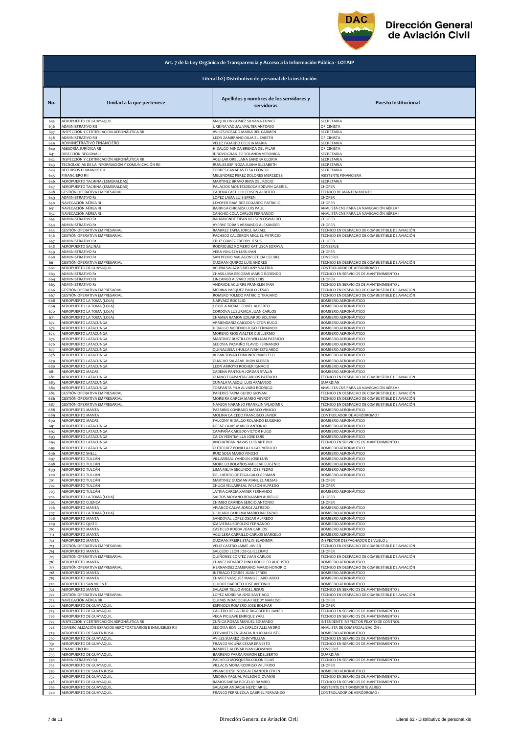**Art. 7 de la Ley Orgánica de Transparencia y Acceso a la Información Pública - LOTAIP**

**Literal b2) Distributivo de personal de la institución**

| No. | Unidad a la que pertenece | Apellidos y nombres de los servidores y servidoras | Puesto Institucional |
|---|---|---|---|
| 635 | AEROPUERTO DE GUAYAQUIL | MAQUILON GOMEZ SILVANA EUNICE | SECRETARIA |
| 636 | ADMINISTRATIVO RII | URBINA YAGUAL WALTER ANTONIO | OFICINISTA |
| 637 | INSPECCIÓN Y CERTIFICACIÓN AERONÁUTICA RII | AVILES ROSADO MARIA DEL CARMEN | SECRETARIA |
| 638 | ADMINISTRATIVO RII | LEON ZAMBRANO DILIA ELIZABETH | OFICINISTA |
| 639 | ADMINISTRATIVO FINANCIERO | VELEZ FAJARDO CECILIA MARIA | SECRETARIA |
| 640 | ASESORÍA JURÍDICA RII | HIDALGO MINDA BRENDA DEL PILAR | OFICINISTA |
| 641 | DIRECCIÓN REGIONAL II | IDROVO GRANIZO YOLANDA VERONICA | SECRETARIA |
| 642 | INSPECCIÓN Y CERTIFICACIÓN AERONÁUTICA RII | AGUILAR ORELLANA SANDRA GLORIA | SECRETARIA |
| 643 | TECNOLOGÍAS DE LA INFORMACIÓN Y COMUNICACIÓN RII | RUALES ESPINOZA JUANA ELIZABETH | SECRETARIA |
| 644 | RECURSOS HUMANOS RII | TORRES CANADAS ELSA LEONOR | SECRETARIA |
| 645 | FINANCIERO RII | MELENDREZ PEREZ DOLORES MERCEDES | ASISTENTE FINANCIERA |
| 646 | AEROPUERTO TACHINA (ESMERALDAS) | MARTINEZ BRAVO IRMA DEL ROCIO | SECRETARIA |
| 647 | AEROPUERTO TACHINA (ESMERALDAS) | PALACIOS MONTESDEOCA EDDWIN GABRIEL | CHOFER |
| 648 | GESTIÓN OPERATIVA EMPRESARIAL | CADENA CASTILLO EDISON ALBERTO | TÉCNICO DE MANTENIMIENTO |
| 649 | ADMINISTRATIVO R1 | LOPEZ LAMA LUIS EFREN | CHOFER |
| 650 | NAVEGACIÓN AÉREA RI | LEVOYER RAMIREZ EDUARDO PATRICIO | CHOFER |
| 651 | NAVEGACIÓN AÉREA RI | BARRIGA CHICAIZA LUIS PAUL | ANALISTA CNS PARA LA NAVEGACIÓN AÉREA 1 |
| 652 | NAVEGACIÓN AÉREA RI | CANCHIG COLA CARLOS FERNANDO | ANALISTA CNS PARA LA NAVEGACIÓN AÉREA 1 |
| 653 | ADMINISTRATIVO R1 | BAHAMONDE TIPAN NELSON OSWALDO | CHOFER |
| 654 | ADMINISTRATIVO R1 | AYERVE TOBAR ARMANDO ALEXANDER | CHOFER |
| 655 | GESTIÓN OPERATIVA EMPRESARIAL | RAMIREZ TAPIA JORGE RAFAEL | TÉCNICO EN DESPACHO DE COMBUSTIBLE DE AVIACIÓN |
| 656 | GESTIÓN OPERATIVA EMPRESARIAL | PACHECO CALDERON MIGUEL PATRICIO | TÉCNICO EN DESPACHO DE COMBUSTIBLE DE AVIACIÓN |
| 657 | ADMINISTRATIVO R1 | CRUZ GOMEZ FREDDY JESUS | CHOFER |
| 658 | AEROPUERTO SALINAS | RODRIGUEZ ROMERO KATIUSCA SORAYA | CONSERJE |
| 659 | ADMINISTRATIVO R1 | VERA VINUEZA LUIS IVAN | CHOFER |
| 660 | ADMINISTRATIVO R1 | SAN PEDRO MALAGON LETICIA CECIBEL | CONSERJE |
| 661 | GESTIÓN OPERATIVA EMPRESARIAL | GUZMAN QUIROZ LUIS ANDRES | TÉCNICO EN DESPACHO DE COMBUSTIBLE DE AVIACIÓN |
| 662 | AEROPUERTO DE GUAYAQUIL | ACUÑA SALAZAR MELANY VALERIA | CONTROLADOR DE AERÓDROMO 1 |
| 663 | ADMINISTRATIVO R1 | CHASILUISA ESCOBAR MARIO ROSENDO | TÉCNICO EN SERVICIOS DE MANTENIMIENTO 1 |
| 664 | ADMINISTRATIVO R1 | LINCANGO ALVARO JOSE LUIS | CHOFER |
| 665 | ADMINISTRATIVO R1 | ANDRADE AGUIRRE FRANKLIN IVAN | TÉCNICO EN SERVICIOS DE MANTENIMIENTO 2 |
| 666 | GESTIÓN OPERATIVA EMPRESARIAL | MEDINA VASQUEZ PAOLO CESAR | TÉCNICO EN DESPACHO DE COMBUSTIBLE DE AVIACIÓN |
| 667 | GESTIÓN OPERATIVA EMPRESARIAL | ROMERO TOLEDO PATRICIO TRAJANO | TÉCNICO EN DESPACHO DE COMBUSTIBLE DE AVIACIÓN |
| 668 | AEROPUERTO LA TOMA (LOJA) | NARVAEZ ROGELIO | BOMBERO AERONÁUTICO |
| 669 | AEROPUERTO LA TOMA (LOJA) | LOYOLA MORA LEONEL ALBERTO | BOMBERO AERONÁUTICO |
| 670 | AEROPUERTO LA TOMA (LOJA) | CORDOVA LUZURIAGA JUAN CARLOS | BOMBERO AERONÁUTICO |
| 671 | AEROPUERTO LA TOMA (LOJA) | CHAMBA RAMON EDUARDO BOLIVAR | BOMBERO AERONÁUTICO |
| 672 | AEROPUERTO LATACUNGA | ARMENDARIZ CAICEDO VICTOR HUGO | BOMBERO AERONÁUTICO |
| 673 | AEROPUERTO LATACUNGA | HIDALGO MORENO HUGO FERNANDO | BOMBERO AERONÁUTICO |
| 674 | AEROPUERTO LATACUNGA | MORENO RIOS WALTER GUILLERMO | BOMBERO AERONÁUTICO |
| 675 | AEROPUERTO LATACUNGA | MARTINEZ BUSTILLOS WILLIAM PATRICIO | BOMBERO AERONÁUTICO |
| 676 | AEROPUERTO LATACUNGA | SEGOVIA PAZMIÑO FLAVIO FERNANDO | BOMBERO AERONÁUTICO |
| 677 | AEROPUERTO LATACUNGA | QUINALUISA SHULCA IVAN ESTUARDO | BOMBERO AERONÁUTICO |
| 678 | AEROPUERTO LATACUNGA | ALBAN TOVAR EDMUNDO MARCELO | BOMBERO AERONÁUTICO |
| 679 | AEROPUERTO LATACUNGA | GUACHO SALAZAR JHON KLEBER | BOMBERO AERONÁUTICO |
| 680 | AEROPUERTO LATACUNGA | LEON ARROYO ROGHER IGNACIO | BOMBERO AERONÁUTICO |
| 681 | AEROPUERTO MACAS | CADENA PANTOJA JORDAN STALIN | BOMBERO AERONÁUTICO |
| 682 | AEROPUERTO LATACUNGA | GUANO TOAPANTA CARLOS PATRICIO | TÉCNICO EN DESPACHO DE COMBUSTIBLE DE AVIACIÓN |
| 683 | AEROPUERTO LATACUNGA | CUNALATA ASQUI LUIS ARMANDO | GUARDIÁN |
| 684 | AEROPUERTO LATACUNGA | TOAPANTA PILA ALVARO RODRIGO | ANALISTA CNS PARA LA NAVEGACIÓN AÉREA 1 |
| 685 | GESTIÓN OPERATIVA EMPRESARIAL | PAREDES TAPIA GUIDO GIOVANI | TÉCNICO EN DESPACHO DE COMBUSTIBLE DE AVIACIÓN |
| 686 | GESTIÓN OPERATIVA EMPRESARIAL | MOREIRA GARCIA MARIO VEYROT | TÉCNICO EN DESPACHO DE COMBUSTIBLE DE AVIACIÓN |
| 687 | GESTIÓN OPERATIVA EMPRESARIAL | NAVEDA NARANJO FRANKLIN WLADIMIR | TÉCNICO EN DESPACHO DE COMBUSTIBLE DE AVIACIÓN |
| 688 | AEROPUERTO MANTA | PAZMIÑO CONRADO MARCO VINICIO | BOMBERO AERONÁUTICO |
| 689 | AEROPUERTO MANTA | MOLINA CAICEDO FRANCISCO JAVIER | CONTROLADOR DE AERÓDROMO 1 |
| 690 | AEROPUERTO MACAS | FALCONY HIDALGO ROLANDO EUGENIO | BOMBERO AERONÁUTICO |
| 691 | AEROPUERTO LATACUNGA | DEFAZ CAJAS MARCO ANTONIO | BOMBERO AERONÁUTICO |
| 692 | AEROPUERTO LATACUNGA | CAMPAÑA CAICEDO VICTOR HUGO | BOMBERO AERONÁUTICO |
| 693 | AEROPUERTO LATACUNGA | CAIZA VEINTIMILLA JOSE LUIS | BOMBERO AERONÁUTICO |
| 694 | AEROPUERTO LATACUNGA | ANCHATIPAN NAVAS LUIS ARTURO | TÉCNICO EN SERVICIOS DE MANTENIMIENTO 2 |
| 695 | AEROPUERTO LATACUNGA | GUTIERREZ BONILLA HUGO PATRICIO | BOMBERO AERONÁUTICO |
| 696 | AEROPUERTO SHELL | RUIZ SOSA MARIO VINICIO | BOMBERO AERONÁUTICO |
| 697 | AEROPUERTO TULCÁN | VILLARREAL YANDUN JOSE LUIS | BOMBERO AERONÁUTICO |
| 698 | AEROPUERTO TULCÁN | MORILLO BOLAÑOS AMILCAR EUGENIO | BOMBERO AERONÁUTICO |
| 699 | AEROPUERTO TULCÁN | LIMA MEJIA SEGUNDO JOSE PEDRO | BOMBERO AERONÁUTICO |
| 700 | AEROPUERTO TULCÁN | DEL HIERRO ORTEGA GALO GERMAN | BOMBERO AERONÁUTICO |
| 701 | AEROPUERTO TULCÁN | MARTINEZ GUZMAN MANUEL MESIAS | CHOFER |
| 702 | AEROPUERTO TULCÁN | CHUGA VILLARREAL WILSON ALFREDO | CHOFER |
| 703 | AEROPUERTO TULCÁN | JATIVA GARCIA XAVIER FERNANDO | BOMBERO AERONÁUTICO |
| 704 | AEROPUERTO LA TOMA (LOJA) | SALTOS MOYANO BENJAMIN AURELIO | CHOFER |
| 705 | AEROPUERTO CUENCA | CHIMBO GRANDA SERGIO ANTONIO | CHOFER |
| 706 | AEROPUERTO MANTA | VIVANCO CALVA JORGE ALFREDO | BOMBERO AERONÁUTICO |
| 707 | AEROPUERTO LA TOMA (LOJA) | UCHUARI CAJILIMA MARIO BALTAZAR | BOMBERO AERONÁUTICO |
| 708 | AEROPUERTO MANTA | SANDOVAL LOPEZ OSCAR ALFREDO | BOMBERO AERONÁUTICO |
| 709 | AEROPUERTO QUITO | IZA VIERA LEOPOLDO FERNANDO | BOMBERO AERONÁUTICO |
| 710 | AEROPUERTO MANTA | CASTILLO RUEDA JUAN CARLOS | BOMBERO AERONÁUTICO |
| 711 | AEROPUERTO MANTA | AGUILERA CARRILLO CARLOS MARCELO | BOMBERO AERONÁUTICO |
| 712 | AEROPUERTO MANTA | GUZMAN FREIRE STALIN BLADIMIR | INSPECTOR DESPACHADOR DE VUELO 2 |
| 713 | GESTIÓN OPERATIVA EMPRESARIAL | VELIZ CASTRO JAIME JAVIER | TÉCNICO EN DESPACHO DE COMBUSTIBLE DE AVIACIÓN |
| 714 | AEROPUERTO MANTA | SALCEDO LEON JOB GUILLERMO | CHOFER |
| 715 | GESTIÓN OPERATIVA EMPRESARIAL | QUIÑONEZ CORTEZ JUAN CARLOS | TÉCNICO EN DESPACHO DE COMBUSTIBLE DE AVIACIÓN |
| 716 | AEROPUERTO MANTA | CHAVEZ NEVAREZ DINO RODOLFO AUGUSTO | BOMBERO AERONÁUTICO |
| 717 | GESTIÓN OPERATIVA EMPRESARIAL | HERNANDEZ ZAMBRANO MARIO HONORIO | TÉCNICO EN DESPACHO DE COMBUSTIBLE DE AVIACIÓN |
| 718 | AEROPUERTO MANTA | INTRIAGO TORRES JUAN EFREN | BOMBERO AERONÁUTICO |
| 719 | AEROPUERTO MANTA | CHAVEZ VASQUEZ MANUEL ABELARDO | BOMBERO AERONÁUTICO |
| 720 | AEROPUERTO SAN VICENTE | QUIROZ BARRETO JOSE ANTONIO | BOMBERO AERONÁUTICO |
| 721 | AEROPUERTO MANTA | SALAZAR TELLO ANGEL JESUS | TÉCNICO EN SERVICIOS DE MANTENIMIENTO 1 |
| 722 | GESTIÓN OPERATIVA EMPRESARIAL | LOPEZ MOREIRA JOSE SANTIAGO | TÉCNICO EN DESPACHO DE COMBUSTIBLE DE AVIACIÓN |
| 723 | NAVEGACIÓN AÉREA RII | QUIMIS INDACOCHEA FREDDY NARCISO | CHOFER |
| 724 | AEROPUERTO DE GUAYAQUIL | ESPINOZA ROMERO JOSE BOLIVAR | CHOFER |
| 725 | AEROPUERTO DE GUAYAQUIL | CAICEDO DE LA CRUZ RIGOBERTO JAVIER | TÉCNICO EN SERVICIOS DE MANTENIMIENTO 2 |
| 726 | AEROPUERTO DE GUAYAQUIL | VEGA PIGUAVE ENRIQUE YARI | TÉCNICO EN SERVICIOS DE MANTENIMIENTO 1 |
| 727 | INSPECCIÓN Y CERTIFICACIÓN AERONÁUTICA RII | ZUÑIGA ROSAS MANUEL EDUARDO | INTENDENTE INSPECTOR PILOTO DE CONTROL |
| 728 | COMERCIALIZACIÓN ESPACIOS AEROPORTUARIOS E INMUEBLES RII | SEGOVIA BONILLA CARLOS ALEJANDRO | ANALISTA DE COMERCIALIZACIÓN 1 |
| 729 | AEROPUERTO DE SANTA ROSA | CERVANTES ENGRACIA JULIO AUGUSTO | BOMBERO AERONÁUTICO |
| 730 | AEROPUERTO DE GUAYAQUIL | AVILES SUAREZ JOHN WILLIAN | TÉCNICO EN SERVICIOS DE MANTENIMIENTO 1 |
| 731 | AEROPUERTO DE GUAYAQUIL | FRANCO VICUÑA CESAR ERNESTO | TÉCNICO EN SERVICIOS DE MANTENIMIENTO 1 |
| 732 | FINANCIERO RII | RAMIREZ ALCIVAR IVAN GIOVANNI | CONSERJE |
| 733 | AEROPUERTO DE GUAYAQUIL | BARRENO PARRA RAMON EDELBERTO | GUARDIÁN |
| 734 | ADMINISTRATIVO RII | PACHECO MOSQUERA COLON ELIAS | TÉCNICO EN SERVICIOS DE MANTENIMIENTO 1 |
| 735 | AEROPUERTO DE GUAYAQUIL | VILLACIS MORA RODRIGO WILFRIDO | CHOFER |
| 736 | AEROPUERTO DE SANTA ROSA | VIVANCO ESPINOZA ALEXANDER EFREN | BOMBERO AERONÁUTICO |
| 737 | AEROPUERTO DE GUAYAQUIL | MEDINA YAGUAL WILSON GIOVANNI | TÉCNICO EN SERVICIOS DE MANTENIMIENTO 2 |
| 738 | AEROPUERTO DE GUAYAQUIL | RAMOS BARBA ROGELIO RAMIRO | TÉCNICO EN SERVICIOS DE MANTENIMIENTO 2 |
| 739 | AEROPUERTO DE GUAYAQUIL | SALAZAR ANDACHI HEYDI ARIEL | ASISTENTE DE TRANSPORTE AÉREO |
| 740 | AEROPUERTO DE GUAYAQUIL | FRANCO FERRUZOLA GABRIEL FERNANDO | CONTROLADOR DE AERÓDROMO 1 |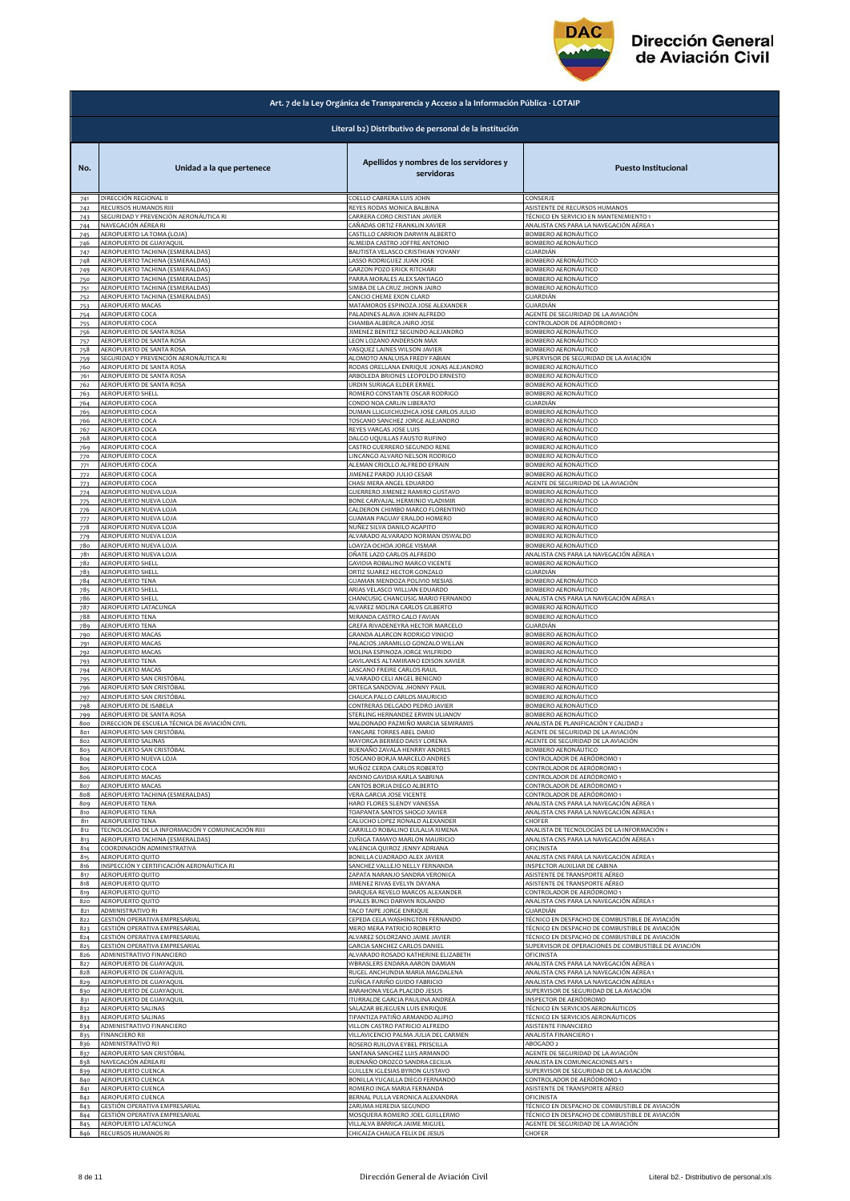Dirección General de Aviación Civil

**Art. 7 de la Ley Orgánica de Transparencia y Acceso a la Información Pública - LOTAIP**

**Literal b2) Distributivo de personal de la institución**

| No. | Unidad a la que pertenece | Apellidos y nombres de los servidores y servidoras | Puesto Institucional |
|---|---|---|---|
| 741 | DIRECCIÓN REGIONAL II | COELLO CABRERA LUIS JOHN | CONSERJE |
| 742 | RECURSOS HUMANOS RIII | REYES RODAS MONICA BALBINA | ASISTENTE DE RECURSOS HUMANOS |
| 743 | SEGURIDAD Y PREVENCIÓN AERONÁUTICA RI | CARRERA CORO CRISTIAN JAVIER | TÉCNICO EN SERVICIO EN MANTENIMIENTO 1 |
| 744 | NAVEGACIÓN AÉREA RI | CAÑADAS ORTIZ FRANKLIN XAVIER | ANALISTA CNS PARA LA NAVEGACIÓN AÉREA 1 |
| 745 | AEROPUERTO LA TOMA (LOJA) | CASTILLO CARRION DARWIN ALBERTO | BOMBERO AERONÁUTICO |
| 746 | AEROPUERTO DE GUAYAQUIL | ALMEIDA CASTRO JOFFRE ANTONIO | BOMBERO AERONÁUTICO |
| 747 | AEROPUERTO TACHINA (ESMERALDAS) | BAUTISTA VELASCO CRISTHIAN YOVANY | GUARDIÁN |
| 748 | AEROPUERTO TACHINA (ESMERALDAS) | LASSO RODRIGUEZ JUAN JOSE | BOMBERO AERONÁUTICO |
| 749 | AEROPUERTO TACHINA (ESMERALDAS) | GARZON POZO ERICK RITCHARI | BOMBERO AERONÁUTICO |
| 750 | AEROPUERTO TACHINA (ESMERALDAS) | PARRA MORALES ALEX SANTIAGO | BOMBERO AERONÁUTICO |
| 751 | AEROPUERTO TACHINA (ESMERALDAS) | SIMBA DE LA CRUZ JHONN JAIRO | BOMBERO AERONÁUTICO |
| 752 | AEROPUERTO TACHINA (ESMERALDAS) | CANCIO CHEME EXON CLARD | GUARDIÁN |
| 753 | AEROPUERTO MACAS | MATAMOROS ESPINOZA JOSE ALEXANDER | GUARDIÁN |
| 754 | AEROPUERTO COCA | PALADINES ALAVA JOHN ALFREDO | AGENTE DE SEGURIDAD DE LA AVIACIÓN |
| 755 | AEROPUERTO COCA | CHAMBA ALBERCA JAIRO JOSE | CONTROLADOR DE AERÓDROMO 1 |
| 756 | AEROPUERTO DE SANTA ROSA | JIMENEZ BENITEZ SEGUNDO ALEJANDRO | BOMBERO AERONÁUTICO |
| 757 | AEROPUERTO DE SANTA ROSA | LEON LOZANO ANDERSON MAX | BOMBERO AERONÁUTICO |
| 758 | AEROPUERTO DE SANTA ROSA | VASQUEZ LAINES WILSON JAVIER | BOMBERO AERONÁUTICO |
| 759 | SEGURIDAD Y PREVENCIÓN AERONÁUTICA RI | ALOMOTO ANALUISA FREDY FABIAN | SUPERVISOR DE SEGURIDAD DE LA AVIACIÓN |
| 760 | AEROPUERTO DE SANTA ROSA | RODAS ORELLANA ENRIQUE JONAS ALEJANDRO | BOMBERO AERONÁUTICO |
| 761 | AEROPUERTO DE SANTA ROSA | ARBOLEDA BRIONES LEOPOLDO ERNESTO | BOMBERO AERONÁUTICO |
| 762 | AEROPUERTO DE SANTA ROSA | URDIN SURIAGA ELDER ERMEL | BOMBERO AERONÁUTICO |
| 763 | AEROPUERTO SHELL | ROMERO CONSTANTE OSCAR RODRIGO | BOMBERO AERONÁUTICO |
| 764 | AEROPUERTO COCA | CONDO NOA CARLIN LIBERATO | GUARDIÁN |
| 765 | AEROPUERTO COCA | DUMAN LLIGUICHUZHCA JOSE CARLOS JULIO | BOMBERO AERONÁUTICO |
| 766 | AEROPUERTO COCA | TOSCANO SANCHEZ JORGE ALEJANDRO | BOMBERO AERONÁUTICO |
| 767 | AEROPUERTO COCA | REYES VARGAS JOSE LUIS | BOMBERO AERONÁUTICO |
| 768 | AEROPUERTO COCA | DALGO UQUILLAS FAUSTO RUFINO | BOMBERO AERONÁUTICO |
| 769 | AEROPUERTO COCA | CASTRO GUERRERO SEGUNDO RENE | BOMBERO AERONÁUTICO |
| 770 | AEROPUERTO COCA | LINCANGO ALVARO NELSON RODRIGO | BOMBERO AERONÁUTICO |
| 771 | AEROPUERTO COCA | ALEMAN CRIOLLO ALFREDO EFRAIN | BOMBERO AERONÁUTICO |
| 772 | AEROPUERTO COCA | JIMENEZ PARDO JULIO CESAR | BOMBERO AERONÁUTICO |
| 773 | AEROPUERTO COCA | CHASI MERA ANGEL EDUARDO | AGENTE DE SEGURIDAD DE LA AVIACIÓN |
| 774 | AEROPUERTO NUEVA LOJA | GUERRERO JIMENEZ RAMIRO GUSTAVO | BOMBERO AERONÁUTICO |
| 775 | AEROPUERTO NUEVA LOJA | BONE CARVAJAL HERMINIO VLADIMIR | BOMBERO AERONÁUTICO |
| 776 | AEROPUERTO NUEVA LOJA | CALDERON CHIMBO MARCO FLORENTINO | BOMBERO AERONÁUTICO |
| 777 | AEROPUERTO NUEVA LOJA | GUAMAN PAGUAY ERALDO HOMERO | BOMBERO AERONÁUTICO |
| 778 | AEROPUERTO NUEVA LOJA | NUÑEZ SILVA DANILO AGAPITO | BOMBERO AERONÁUTICO |
| 779 | AEROPUERTO NUEVA LOJA | ALVARADO ALVARADO NORMAN OSWALDO | BOMBERO AERONÁUTICO |
| 780 | AEROPUERTO NUEVA LOJA | LOAYZA OCHOA JORGE VISMAR | BOMBERO AERONÁUTICO |
| 781 | AEROPUERTO NUEVA LOJA | OÑATE LAZO CARLOS ALFREDO | ANALISTA CNS PARA LA NAVEGACIÓN AÉREA 1 |
| 782 | AEROPUERTO SHELL | GAVIDIA ROBALINO MARCO VICENTE | BOMBERO AERONÁUTICO |
| 783 | AEROPUERTO SHELL | ORTIZ SUAREZ HECTOR GONZALO | GUARDIÁN |
| 784 | AEROPUERTO TENA | GUAMAN MENDOZA POLIVIO MESIAS | BOMBERO AERONÁUTICO |
| 785 | AEROPUERTO SHELL | ARIAS VELASCO WILLIAN EDUARDO | BOMBERO AERONÁUTICO |
| 786 | AEROPUERTO SHELL | CHANCUSIG CHANCUSIG MARIO FERNANDO | ANALISTA CNS PARA LA NAVEGACIÓN AÉREA 1 |
| 787 | AEROPUERTO LATACUNGA | ALVAREZ MOLINA CARLOS GILBERTO | BOMBERO AERONÁUTICO |
| 788 | AEROPUERTO TENA | MIRANDA CASTRO GALO FAVIAN | BOMBERO AERONÁUTICO |
| 789 | AEROPUERTO TENA | GREFA RIVADENEYRA HECTOR MARCELO | GUARDIÁN |
| 790 | AEROPUERTO MACAS | GRANDA ALARCON RODRIGO VINICIO | BOMBERO AERONÁUTICO |
| 791 | AEROPUERTO MACAS | PALACIOS JARAMILLO GONZALO WILLAN | BOMBERO AERONÁUTICO |
| 792 | AEROPUERTO MACAS | MOLINA ESPINOZA JORGE WILFRIDO | BOMBERO AERONÁUTICO |
| 793 | AEROPUERTO TENA | GAVILANES ALTAMIRANO EDISON XAVIER | BOMBERO AERONÁUTICO |
| 794 | AEROPUERTO MACAS | LASCANO FREIRE CARLOS RAUL | BOMBERO AERONÁUTICO |
| 795 | AEROPUERTO SAN CRISTÓBAL | ALVARADO CELI ANGEL BENIGNO | BOMBERO AERONÁUTICO |
| 796 | AEROPUERTO SAN CRISTÓBAL | ORTEGA SANDOVAL JHONNY PAUL | BOMBERO AERONÁUTICO |
| 797 | AEROPUERTO SAN CRISTÓBAL | CHAUCA PALLO CARLOS MAURICIO | BOMBERO AERONÁUTICO |
| 798 | AEROPUERTO DE ISABELA | CONTRERAS DELGADO PEDRO JAVIER | BOMBERO AERONÁUTICO |
| 799 | AEROPUERTO DE SANTA ROSA | STERLING HERNANDEZ ERWIN ULIANOV | BOMBERO AERONÁUTICO |
| 800 | DIRECCION DE ESCUELA TÉCNICA DE AVIACIÓN CIVIL | MALDONADO PAZMIÑO MARCIA SEMIRAMIS | ANALISTA DE PLANIFICACIÓN Y CALIDAD 2 |
| 801 | AEROPUERTO SAN CRISTÓBAL | YANGARE TORRES ABEL DARIO | AGENTE DE SEGURIDAD DE LA AVIACIÓN |
| 802 | AEROPUERTO SALINAS | MAYORGA BERMEO DAISY LORENA | AGENTE DE SEGURIDAD DE LA AVIACIÓN |
| 803 | AEROPUERTO SAN CRISTÓBAL | BUENAÑO ZAVALA HENRRY ANDRES | BOMBERO AERONÁUTICO |
| 804 | AEROPUERTO NUEVA LOJA | TOSCANO BORJA MARCELO ANDRES | CONTROLADOR DE AERÓDROMO 1 |
| 805 | AEROPUERTO COCA | MUÑOZ CERDA CARLOS ROBERTO | CONTROLADOR DE AERÓDROMO 1 |
| 806 | AEROPUERTO MACAS | ANDINO GAVIDIA KARLA SABRINA | CONTROLADOR DE AERÓDROMO 1 |
| 807 | AEROPUERTO MACAS | CANTOS BORJA DIEGO ALBERTO | CONTROLADOR DE AERÓDROMO 1 |
| 808 | AEROPUERTO TACHINA (ESMERALDAS) | VERA GARCIA JOSE VICENTE | CONTROLADOR DE AERÓDROMO 1 |
| 809 | AEROPUERTO TENA | HARO FLORES SLENDY VANESSA | ANALISTA CNS PARA LA NAVEGACIÓN AÉREA 1 |
| 810 | AEROPUERTO TENA | TOAPANTA SANTOS SHOGO XAVIER | ANALISTA CNS PARA LA NAVEGACIÓN AÉREA 1 |
| 811 | AEROPUERTO TENA | CALUCHO LOPEZ RONALD ALEXANDER | CHOFER |
| 812 | TECNOLOGÍAS DE LA INFORMACIÓN Y COMUNICACIÓN RIII | CARRILLO ROBALINO EULALIA XIMENA | ANALISTA DE TECNOLOGÍAS DE LA INFORMACIÓN 1 |
| 813 | AEROPUERTO TACHINA (ESMERALDAS) | ZUÑIGA TAMAYO MARLON MAURICIO | ANALISTA CNS PARA LA NAVEGACIÓN AÉREA 1 |
| 814 | COORDINACIÓN ADMINISTRATIVA | VALENCIA QUIROZ JENNY ADRIANA | OFICINISTA |
| 815 | AEROPUERTO QUITO | BONILLA CUADRADO ALEX JAVIER | ANALISTA CNS PARA LA NAVEGACIÓN AÉREA 1 |
| 816 | INSPECCIÓN Y CERTIFICACIÓN AERONÁUTICA RI | SANCHEZ VALLEJO NELLY FERNANDA | INSPECTOR AUXILIAR DE CABINA |
| 817 | AEROPUERTO QUITO | ZAPATA NARANJO SANDRA VERONICA | ASISTENTE DE TRANSPORTE AÉREO |
| 818 | AEROPUERTO QUITO | JIMENEZ RIVAS EVELYN DAYANA | ASISTENTE DE TRANSPORTE AÉREO |
| 819 | AEROPUERTO QUITO | DARQUEA REVELO MARCOS ALEXANDER | CONTROLADOR DE AERÓDROMO 1 |
| 820 | AEROPUERTO QUITO | IPIALES BUNCI DARWIN ROLANDO | ANALISTA CNS PARA LA NAVEGACIÓN AÉREA 1 |
| 821 | ADMINISTRATIVO R1 | TACO TAIPE JORGE ENRIQUE | GUARDIÁN |
| 822 | GESTIÓN OPERATIVA EMPRESARIAL | CEPEDA CELA WASHINGTON FERNANDO | TÉCNICO EN DESPACHO DE COMBUSTIBLE DE AVIACIÓN |
| 823 | GESTIÓN OPERATIVA EMPRESARIAL | MERO MERA PATRICIO ROBERTO | TÉCNICO EN DESPACHO DE COMBUSTIBLE DE AVIACIÓN |
| 824 | GESTIÓN OPERATIVA EMPRESARIAL | ALVAREZ SOLORZANO JAIME JAVIER | TÉCNICO EN DESPACHO DE COMBUSTIBLE DE AVIACIÓN |
| 825 | GESTIÓN OPERATIVA EMPRESARIAL | GARCIA SANCHEZ CARLOS DANIEL | SUPERVISOR DE OPERACIONES DE COMBUSTIBLE DE AVIACIÓN |
| 826 | ADMINISTRATIVO FINANCIERO | ALVARADO ROSADO KATHERINE ELIZABETH | OFICINISTA |
| 827 | AEROPUERTO DE GUAYAQUIL | WBRASLERS ENDARA AARON DAMIAN | ANALISTA CNS PARA LA NAVEGACIÓN AÉREA 1 |
| 828 | AEROPUERTO DE GUAYAQUIL | RUGEL ANCHUNDIA MARIA MAGDALENA | ANALISTA CNS PARA LA NAVEGACIÓN AÉREA 1 |
| 829 | AEROPUERTO DE GUAYAQUIL | ZUÑIGA FARIÑO GUIDO FABRICIO | ANALISTA CNS PARA LA NAVEGACIÓN AÉREA 1 |
| 830 | AEROPUERTO DE GUAYAQUIL | BARAHONA VEGA PLACIDO JESUS | SUPERVISOR DE SEGURIDAD DE LA AVIACIÓN |
| 831 | AEROPUERTO DE GUAYAQUIL | ITURRALDE GARCIA PAULINA ANDREA | INSPECTOR DE AERÓDROMO |
| 832 | AEROPUERTO SALINAS | SALAZAR BEJEGUEN LUIS ENRIQUE | TÉCNICO EN SERVICIOS AERONÁUTICOS |
| 833 | AEROPUERTO SALINAS | TIPANTIZA PATIÑO ARMANDO ALIPIO | TÉCNICO EN SERVICIOS AERONÁUTICOS |
| 834 | ADMINISTRATIVO FINANCIERO | VILLON CASTRO PATRICIO ALFREDO | ASISTENTE FINANCIERO |
| 835 | FINANCIERO RII | VILLAVICENCIO PALMA JULIA DEL CARMEN | ANALISTA FINANCIERO 1 |
| 836 | ADMINISTRATIVO RII | ROSERO RUILOVA EYBEL PRISCILLA | ABOGADO 2 |
| 837 | AEROPUERTO SAN CRISTÓBAL | SANTANA SANCHEZ LUIS ARMANDO | AGENTE DE SEGURIDAD DE LA AVIACIÓN |
| 838 | NAVEGACIÓN AÉREA RI | BUENAÑO OROZCO SANDRA CECILIA | ANALISTA EN COMUNICACIONES AFS 1 |
| 839 | AEROPUERTO CUENCA | GUILLEN IGLESIAS BYRON GUSTAVO | SUPERVISOR DE SEGURIDAD DE LA AVIACIÓN |
| 840 | AEROPUERTO CUENCA | BONILLA YUCAILLA DIEGO FERNANDO | CONTROLADOR DE AERÓDROMO 1 |
| 841 | AEROPUERTO CUENCA | ROMERO INGA MARIA FERNANDA | ASISTENTE DE TRANSPORTE AÉREO |
| 842 | AEROPUERTO CUENCA | BERNAL PULLA VERONICA ALEXANDRA | OFICINISTA |
| 843 | GESTIÓN OPERATIVA EMPRESARIAL | ZARUMA HEREDIA SEGUNDO | TÉCNICO EN DESPACHO DE COMBUSTIBLE DE AVIACIÓN |
| 844 | GESTIÓN OPERATIVA EMPRESARIAL | MOSQUERA ROMERO JOEL GUILLERMO | TÉCNICO EN DESPACHO DE COMBUSTIBLE DE AVIACIÓN |
| 845 | AEROPUERTO LATACUNGA | VILLALVA BARRIGA JAIME MIGUEL | AGENTE DE SEGURIDAD DE LA AVIACIÓN |
| 846 | RECURSOS HUMANOS RI | CHICAIZA CHAUCA FELIX DE JESUS | CHOFER |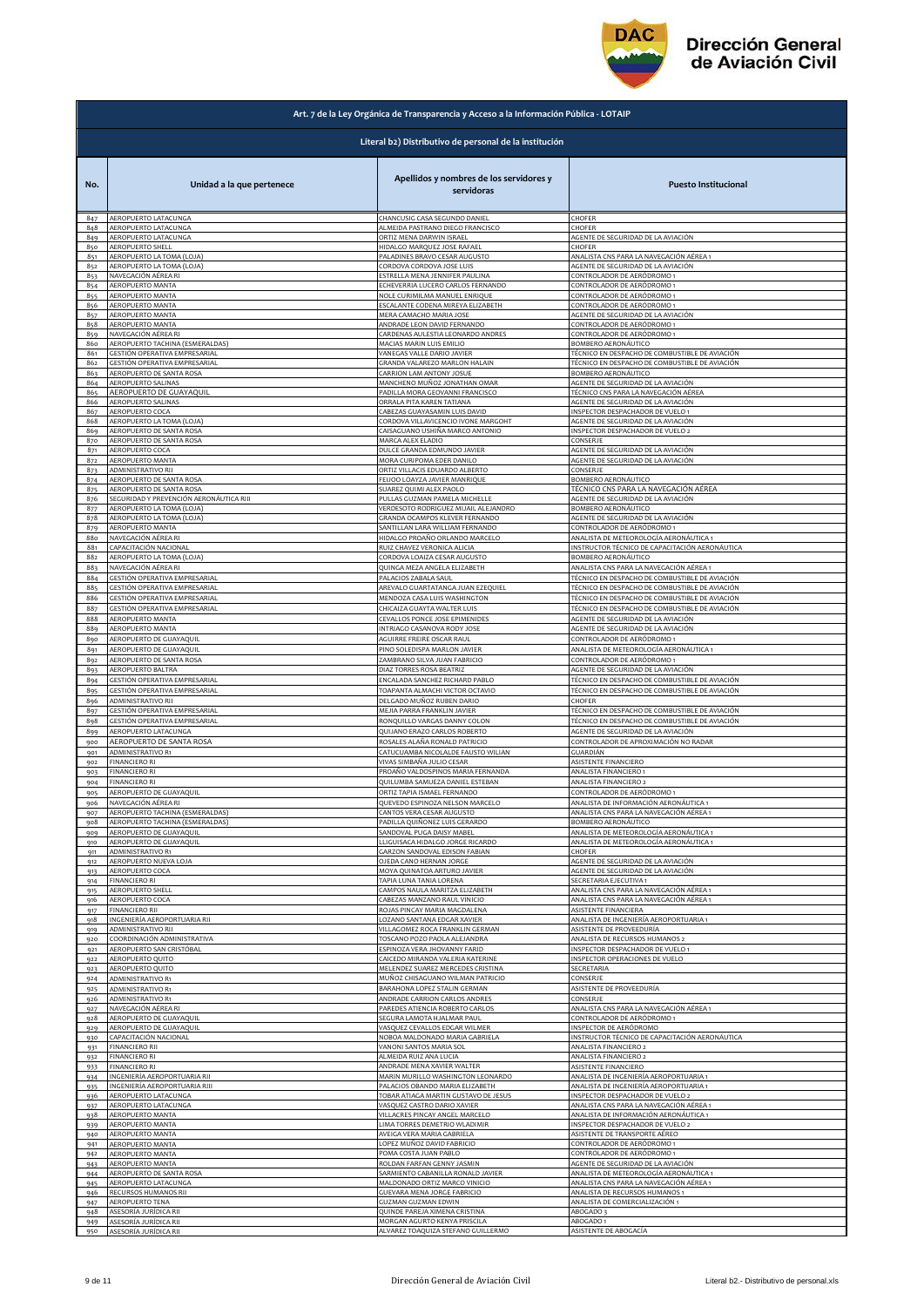**Art. 7 de la Ley Orgánica de Transparencia y Acceso a la Información Pública - LOTAIP**

**Literal b2) Distributivo de personal de la institución**

| No. | Unidad a la que pertenece | Apellidos y nombres de los servidores y servidoras | Puesto Institucional |
|---|---|---|---|
| 847 | AEROPUERTO LATACUNGA | CHANCUSIG CASA SEGUNDO DANIEL | CHOFER |
| 848 | AEROPUERTO LATACUNGA | ALMEIDA PASTRANO DIEGO FRANCISCO | CHOFER |
| 849 | AEROPUERTO LATACUNGA | ORTIZ MENA DARWIN ISRAEL | AGENTE DE SEGURIDAD DE LA AVIACIÓN |
| 850 | AEROPUERTO SHELL | HIDALGO MARQUEZ JOSE RAFAEL | CHOFER |
| 851 | AEROPUERTO LA TOMA (LOJA) | PALADINES BRAVO CESAR AUGUSTO | ANALISTA CNS PARA LA NAVEGACIÓN AÉREA 1 |
| 852 | AEROPUERTO LA TOMA (LOJA) | CORDOVA CORDOVA JOSE LUIS | AGENTE DE SEGURIDAD DE LA AVIACIÓN |
| 853 | NAVEGACIÓN AÉREA RI | ESTRELLA MENA JENNIFER PAULINA | CONTROLADOR DE AERÓDROMO 1 |
| 854 | AEROPUERTO MANTA | ECHEVERRIA LUCERO CARLOS FERNANDO | CONTROLADOR DE AERÓDROMO 1 |
| 855 | AEROPUERTO MANTA | NOLE CURIMILMA MANUEL ENRIQUE | CONTROLADOR DE AERÓDROMO 1 |
| 856 | AEROPUERTO MANTA | ESCALANTE CODENA MIREYA ELIZABETH | CONTROLADOR DE AERÓDROMO 1 |
| 857 | AEROPUERTO MANTA | MERA CAMACHO MARIA JOSE | AGENTE DE SEGURIDAD DE LA AVIACIÓN |
| 858 | AEROPUERTO MANTA | ANDRADE LEON DAVID FERNANDO | CONTROLADOR DE AERÓDROMO 1 |
| 859 | NAVEGACIÓN AÉREA RI | CARDENAS AULESTIA LEONARDO ANDRES | CONTROLADOR DE AERÓDROMO 1 |
| 860 | AEROPUERTO TACHINA (ESMERALDAS) | MACIAS MARIN LUIS EMILIO | BOMBERO AERONÁUTICO |
| 861 | GESTIÓN OPERATIVA EMPRESARIAL | VANEGAS VALLE DARIO JAVIER | TÉCNICO EN DESPACHO DE COMBUSTIBLE DE AVIACIÓN |
| 862 | GESTIÓN OPERATIVA EMPRESARIAL | GRANDA VALAREZO MARLON HALAIN | TÉCNICO EN DESPACHO DE COMBUSTIBLE DE AVIACIÓN |
| 863 | AEROPUERTO DE SANTA ROSA | CARRION LAM ANTONY JOSUE | BOMBERO AERONÁUTICO |
| 864 | AEROPUERTO SALINAS | MANCHENO MUÑOZ JONATHAN OMAR | AGENTE DE SEGURIDAD DE LA AVIACIÓN |
| 865 | AEROPUERTO DE GUAYAQUIL | PADILLA MORA GEOVANNI FRANCISCO | TÉCNICO CNS PARA LA NAVEGACIÓN AÉREA |
| 866 | AEROPUERTO SALINAS | ORRALA PITA KAREN TATIANA | AGENTE DE SEGURIDAD DE LA AVIACIÓN |
| 867 | AEROPUERTO COCA | CABEZAS GUAYASAMIN LUIS DAVID | INSPECTOR DESPACHADOR DE VUELO 1 |
| 868 | AEROPUERTO LA TOMA (LOJA) | CORDOVA VILLAVICENCIO IVONE MARGOHT | AGENTE DE SEGURIDAD DE LA AVIACIÓN |
| 869 | AEROPUERTO DE SANTA ROSA | CAISAGUANO USHIÑA MARCO ANTONIO | INSPECTOR DESPACHADOR DE VUELO 2 |
| 870 | AEROPUERTO DE SANTA ROSA | MARCA ALEX ELADIO | CONSERJE |
| 871 | AEROPUERTO COCA | DULCE GRANDA EDMUNDO JAVIER | AGENTE DE SEGURIDAD DE LA AVIACIÓN |
| 872 | AEROPUERTO MANTA | MORA CURIPOMA EDER DANILO | AGENTE DE SEGURIDAD DE LA AVIACIÓN |
| 873 | ADMINISTRATIVO RII | ORTIZ VILLACIS EDUARDO ALBERTO | CONSERJE |
| 874 | AEROPUERTO DE SANTA ROSA | FEIJOO LOAYZA JAVIER MANRIQUE | BOMBERO AERONÁUTICO |
| 875 | AEROPUERTO DE SANTA ROSA | SUAREZ QUIMI ALEX PAOLO | TÉCNICO CNS PARA LA NAVEGACIÓN AÉREA |
| 876 | SEGURIDAD Y PREVENCIÓN AERONÁUTICA RIII | PULLAS GUZMAN PAMELA MICHELLE | AGENTE DE SEGURIDAD DE LA AVIACIÓN |
| 877 | AEROPUERTO LA TOMA (LOJA) | VERDESOTO RODRIGUEZ MIJAIL ALEJANDRO | BOMBERO AERONÁUTICO |
| 878 | AEROPUERTO LA TOMA (LOJA) | GRANDA OCAMPOS KLEVER FERNANDO | AGENTE DE SEGURIDAD DE LA AVIACIÓN |
| 879 | AEROPUERTO MANTA | SANTILLAN LARA WILLIAM FERNANDO | CONTROLADOR DE AERÓDROMO 1 |
| 880 | NAVEGACIÓN AÉREA RI | HIDALGO PROAÑO ORLANDO MARCELO | ANALISTA DE METEOROLOGÍA AERONÁUTICA 1 |
| 881 | CAPACITACIÓN NACIONAL | RUIZ CHAVEZ VERONICA ALICIA | INSTRUCTOR TÉCNICO DE CAPACITACIÓN AERONÁUTICA |
| 882 | AEROPUERTO LA TOMA (LOJA) | CORDOVA LOAIZA CESAR AUGUSTO | BOMBERO AERONÁUTICO |
| 883 | NAVEGACIÓN AÉREA RI | QUINGA MEZA ANGELA ELIZABETH | ANALISTA CNS PARA LA NAVEGACIÓN AÉREA 1 |
| 884 | GESTIÓN OPERATIVA EMPRESARIAL | PALACIOS ZABALA SAUL | TÉCNICO EN DESPACHO DE COMBUSTIBLE DE AVIACIÓN |
| 885 | GESTIÓN OPERATIVA EMPRESARIAL | AREVALO GUARTATANGA JUAN EZEQUIEL | TÉCNICO EN DESPACHO DE COMBUSTIBLE DE AVIACIÓN |
| 886 | GESTIÓN OPERATIVA EMPRESARIAL | MENDOZA CASA LUIS WASHINGTON | TÉCNICO EN DESPACHO DE COMBUSTIBLE DE AVIACIÓN |
| 887 | GESTIÓN OPERATIVA EMPRESARIAL | CHICAIZA GUAYTA WALTER LUIS | TÉCNICO EN DESPACHO DE COMBUSTIBLE DE AVIACIÓN |
| 888 | AEROPUERTO MANTA | CEVALLOS PONCE JOSE EPIMENIDES | AGENTE DE SEGURIDAD DE LA AVIACIÓN |
| 889 | AEROPUERTO MANTA | INTRIAGO CASANOVA RODY JOSE | AGENTE DE SEGURIDAD DE LA AVIACIÓN |
| 890 | AEROPUERTO DE GUAYAQUIL | AGUIRRE FREIRE OSCAR RAUL | CONTROLADOR DE AERÓDROMO 1 |
| 891 | AEROPUERTO DE GUAYAQUIL | PINO SOLEDISPA MARLON JAVIER | ANALISTA DE METEOROLOGÍA AERONÁUTICA 1 |
| 892 | AEROPUERTO DE SANTA ROSA | ZAMBRANO SILVA JUAN FABRICIO | CONTROLADOR DE AERÓDROMO 1 |
| 893 | AEROPUERTO BALTRA | DIAZ TORRES ROSA BEATRIZ | AGENTE DE SEGURIDAD DE LA AVIACIÓN |
| 894 | GESTIÓN OPERATIVA EMPRESARIAL | ENCALADA SANCHEZ RICHARD PABLO | TÉCNICO EN DESPACHO DE COMBUSTIBLE DE AVIACIÓN |
| 895 | GESTIÓN OPERATIVA EMPRESARIAL | TOAPANTA ALMACHI VICTOR OCTAVIO | TÉCNICO EN DESPACHO DE COMBUSTIBLE DE AVIACIÓN |
| 896 | ADMINISTRATIVO RII | DELGADO MUÑOZ RUBEN DARIO | CHOFER |
| 897 | GESTIÓN OPERATIVA EMPRESARIAL | MEJIA PARRA FRANKLIN JAVIER | TÉCNICO EN DESPACHO DE COMBUSTIBLE DE AVIACIÓN |
| 898 | GESTIÓN OPERATIVA EMPRESARIAL | RONQUILLO VARGAS DANNY COLON | TÉCNICO EN DESPACHO DE COMBUSTIBLE DE AVIACIÓN |
| 899 | AEROPUERTO LATACUNGA | QUIJANO ERAZO CARLOS ROBERTO | AGENTE DE SEGURIDAD DE LA AVIACIÓN |
| 900 | AEROPUERTO DE SANTA ROSA | ROSALES ALAÑA RONALD PATRICIO | CONTROLADOR DE APROXIMACIÓN NO RADAR |
| 901 | ADMINISTRATIVO R1 | CATUCUAMBA NICOLALDE FAUSTO WILIAN | GUARDIÁN |
| 902 | FINANCIERO RI | VIVAS SIMBAÑA JULIO CESAR | ASISTENTE FINANCIERO |
| 903 | FINANCIERO RI | PROAÑO VALDOSPINOS MARIA FERNANDA | ANALISTA FINANCIERO 1 |
| 904 | FINANCIERO RI | QUILUMBA SAMUEZA DANIEL ESTEBAN | ANALISTA FINANCIERO 2 |
| 905 | AEROPUERTO DE GUAYAQUIL | ORTIZ TAPIA ISMAEL FERNANDO | CONTROLADOR DE AERÓDROMO 1 |
| 906 | NAVEGACIÓN AÉREA RI | QUEVEDO ESPINOZA NELSON MARCELO | ANALISTA DE INFORMACIÓN AERONÁUTICA 1 |
| 907 | AEROPUERTO TACHINA (ESMERALDAS) | CANTOS VERA CESAR AUGUSTO | ANALISTA CNS PARA LA NAVEGACIÓN AÉREA 1 |
| 908 | AEROPUERTO TACHINA (ESMERALDAS) | PADILLA QUIÑONEZ LUIS GERARDO | BOMBERO AERONÁUTICO |
| 909 | AEROPUERTO DE GUAYAQUIL | SANDOVAL PUGA DAISY MABEL | ANALISTA DE METEOROLOGÍA AERONÁUTICA 1 |
| 910 | AEROPUERTO DE GUAYAQUIL | LLIGUISACA HIDALGO JORGE RICARDO | ANALISTA DE METEOROLOGÍA AERONÁUTICA 1 |
| 911 | ADMINISTRATIVO R1 | GARZON SANDOVAL EDISON FABIAN | CHOFER |
| 912 | AEROPUERTO NUEVA LOJA | OJEDA CANO HERNAN JORGE | AGENTE DE SEGURIDAD DE LA AVIACIÓN |
| 913 | AEROPUERTO COCA | MOYA QUINATOA ARTURO JAVIER | AGENTE DE SEGURIDAD DE LA AVIACIÓN |
| 914 | FINANCIERO RI | TAPIA LUNA TANIA LORENA | SECRETARIA EJECUTIVA 1 |
| 915 | AEROPUERTO SHELL | CAMPOS NAULA MARITZA ELIZABETH | ANALISTA CNS PARA LA NAVEGACIÓN AÉREA 1 |
| 916 | AEROPUERTO COCA | CABEZAS MANZANO RAUL VINICIO | ANALISTA CNS PARA LA NAVEGACIÓN AÉREA 1 |
| 917 | FINANCIERO RII | ROJAS PINCAY MARIA MAGDALENA | ASISTENTE FINANCIERA |
| 918 | INGENIERÍA AEROPORTUARIA RII | LOZANO SANTANA EDGAR XAVIER | ANALISTA DE INGENIERÍA AEROPORTUARIA 1 |
| 919 | ADMINISTRATIVO RII | VILLAGOMEZ ROCA FRANKLIN GERMAN | ASISTENTE DE PROVEEDURÍA |
| 920 | COORDINACIÓN ADMINISTRATIVA | TOSCANO POZO PAOLA ALEJANDRA | ANALISTA DE RECURSOS HUMANOS 2 |
| 921 | AEROPUERTO SAN CRISTÓBAL | ESPINOZA VERA JHOVANNY FARID | INSPECTOR DESPACHADOR DE VUELO 1 |
| 922 | AEROPUERTO QUITO | CAICEDO MIRANDA VALERIA KATERINE | INSPECTOR OPERACIONES DE VUELO |
| 923 | AEROPUERTO QUITO | MELENDEZ SUAREZ MERCEDES CRISTINA | SECRETARIA |
| 924 | ADMINISTRATIVO R1 | MUÑOZ CHISAGUANO WILMAN PATRICIO | CONSERJE |
| 925 | ADMINISTRATIVO R1 | BARAHONA LOPEZ STALIN GERMAN | ASISTENTE DE PROVEEDURÍA |
| 926 | ADMINISTRATIVO R1 | ANDRADE CARRION CARLOS ANDRES | CONSERJE |
| 927 | NAVEGACIÓN AÉREA RI | PAREDES ATIENCIA ROBERTO CARLOS | ANALISTA CNS PARA LA NAVEGACIÓN AÉREA 1 |
| 928 | AEROPUERTO DE GUAYAQUIL | SEGURA LAMOTA HJALMAR PAUL | CONTROLADOR DE AERÓDROMO 1 |
| 929 | AEROPUERTO DE GUAYAQUIL | VASQUEZ CEVALLOS EDGAR WILMER | INSPECTOR DE AERÓDROMO |
| 930 | CAPACITACIÓN NACIONAL | NOBOA MALDONADO MARIA GABRIELA | INSTRUCTOR TÉCNICO DE CAPACITACIÓN AERONÁUTICA |
| 931 | FINANCIERO RII | VANONI SANTOS MARIA SOL | ANALISTA FINANCIERO 2 |
| 932 | FINANCIERO RI | ALMEIDA RUIZ ANA LUCIA | ANALISTA FINANCIERO 2 |
| 933 | FINANCIERO RI | ANDRADE MENA XAVIER WALTER | ASISTENTE FINANCIERO |
| 934 | INGENIERÍA AEROPORTUARIA RII | MARIN MURILLO WASHINGTON LEONARDO | ANALISTA DE INGENIERÍA AEROPORTUARIA 1 |
| 935 | INGENIERÍA AEROPORTUARIA RIII | PALACIOS OBANDO MARIA ELIZABETH | ANALISTA DE INGENIERÍA AEROPORTUARIA 1 |
| 936 | AEROPUERTO LATACUNGA | TOBAR ATIAGA MARTIN GUSTAVO DE JESUS | INSPECTOR DESPACHADOR DE VUELO 2 |
| 937 | AEROPUERTO LATACUNGA | VASQUEZ CASTRO DARIO XAVIER | ANALISTA CNS PARA LA NAVEGACIÓN AÉREA 1 |
| 938 | AEROPUERTO MANTA | VILLACRES PINCAY ANGEL MARCELO | ANALISTA DE INFORMACIÓN AERONÁUTICA 1 |
| 939 | AEROPUERTO MANTA | LIMA TORRES DEMETRIO WLADIMIR | INSPECTOR DESPACHADOR DE VUELO 2 |
| 940 | AEROPUERTO MANTA | AVEIGA VERA MARIA GABRIELA | ASISTENTE DE TRANSPORTE AÉREO |
| 941 | AEROPUERTO MANTA | LOPEZ MUÑOZ DAVID FABRICIO | CONTROLADOR DE AERÓDROMO 1 |
| 942 | AEROPUERTO MANTA | POMA COSTA JUAN PABLO | CONTROLADOR DE AERÓDROMO 1 |
| 943 | AEROPUERTO MANTA | ROLDAN FARFAN GENNY JASMIN | AGENTE DE SEGURIDAD DE LA AVIACIÓN |
| 944 | AEROPUERTO DE SANTA ROSA | SARMIENTO CABANILLA RONALD JAVIER | ANALISTA DE METEOROLOGÍA AERONÁUTICA 1 |
| 945 | AEROPUERTO LATACUNGA | MALDONADO ORTIZ MARCO VINICIO | ANALISTA CNS PARA LA NAVEGACIÓN AÉREA 1 |
| 946 | RECURSOS HUMANOS RII | GUEVARA MENA JORGE FABRICIO | ANALISTA DE RECURSOS HUMANOS 1 |
| 947 | AEROPUERTO TENA | GUZMAN GUZMAN EDWIN | ANALISTA DE COMERCIALIZACIÓN 1 |
| 948 | ASESORÍA JURÍDICA RII | QUINDE PAREJA XIMENA CRISTINA | ABOGADO 3 |
| 949 | ASESORÍA JURÍDICA RII | MORGAN AGURTO KENYA PRISCILA | ABOGADO 1 |
| 950 | ASESORÍA JURÍDICA RII | ALVAREZ TOAQUIZA STEFANO GUILLERMO | ASISTENTE DE ABOGACÍA |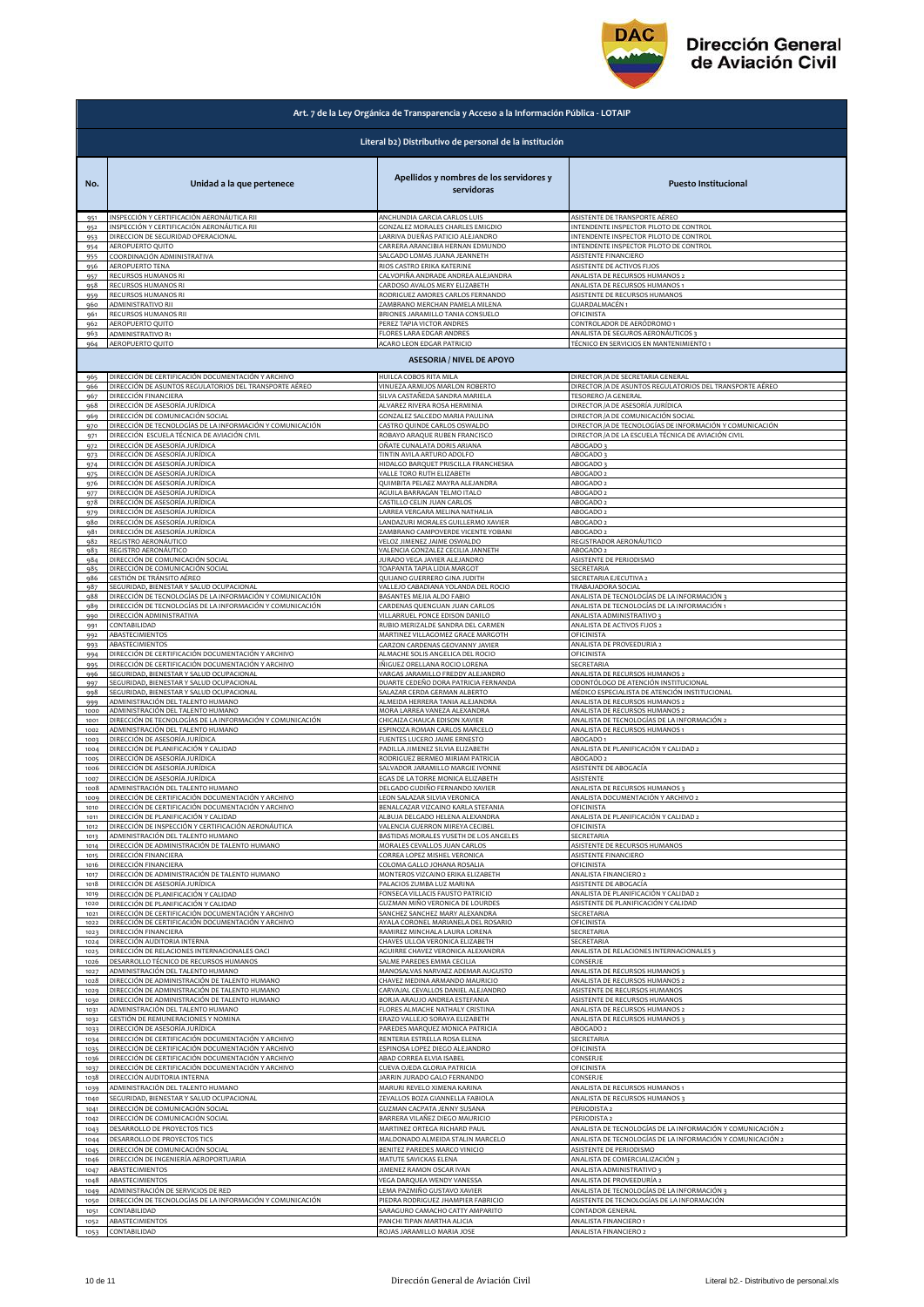**Art. 7 de la Ley Orgánica de Transparencia y Acceso a la Información Pública - LOTAIP**

**Literal b2) Distributivo de personal de la institución**

| No. | Unidad a la que pertenece | Apellidos y nombres de los servidores y servidoras | Puesto Institucional |
|---|---|---|---|
| 951 | INSPECCIÓN Y CERTIFICACIÓN AERONÁUTICA RII | ANCHUNDIA GARCIA CARLOS LUIS | ASISTENTE DE TRANSPORTE AÉREO |
| 952 | INSPECCIÓN Y CERTIFICACIÓN AERONÁUTICA RII | GONZALEZ MORALES CHARLES EMIGDIO | INTENDENTE INSPECTOR PILOTO DE CONTROL |
| 953 | DIRECCION DE SEGURIDAD OPERACIONAL | LARRIVA DUEÑAS PATICIO ALEJANDRO | INTENDENTE INSPECTOR PILOTO DE CONTROL |
| 954 | AEROPUERTO QUITO | CARRERA ARANCIBIA HERNAN EDMUNDO | INTENDENTE INSPECTOR PILOTO DE CONTROL |
| 955 | COORDINACIÓN ADMINISTRATIVA | SALGADO LOMAS JUANA JEANNETH | ASISTENTE FINANCIERO |
| 956 | AEROPUERTO TENA | RIOS CASTRO ERIKA KATERINE | ASISTENTE DE ACTIVOS FIJOS |
| 957 | RECURSOS HUMANOS RI | CALVOPIÑA ANDRADE ANDREA ALEJANDRA | ANALISTA DE RECURSOS HUMANOS 2 |
| 958 | RECURSOS HUMANOS RI | CARDOSO AVALOS MERY ELIZABETH | ANALISTA DE RECURSOS HUMANOS 1 |
| 959 | RECURSOS HUMANOS RI | RODRIGUEZ AMORES CARLOS FERNANDO | ASISTENTE DE RECURSOS HUMANOS |
| 960 | ADMINISTRATIVO RII | ZAMBRANO MERCHAN PAMELA MILENA | GUARDALMACÉN 1 |
| 961 | RECURSOS HUMANOS RII | BRIONES JARAMILLO TANIA CONSUELO | OFICINISTA |
| 962 | AEROPUERTO QUITO | PEREZ TAPIA VICTOR ANDRES | CONTROLADOR DE AERÓDROMO 1 |
| 963 | ADMINISTRATIVO R1 | FLORES LARA EDGAR ANDRES | ANALISTA DE SEGUROS AERONÁUTICOS 3 |
| 964 | AEROPUERTO QUITO | ACARO LEON EDGAR PATRICIO | TÉCNICO EN SERVICIOS EN MANTENIMIENTO 1 |
| | | **ASESORIA / NIVEL DE APOYO** | |
| 965 | DIRECCIÓN DE CERTIFICACIÓN DOCUMENTACIÓN Y ARCHIVO | HUILCA COBOS RITA MILA | DIRECTOR /A DE SECRETARIA GENERAL |
| 966 | DIRECCIÓN DE ASUNTOS REGULATORIOS DEL TRANSPORTE AÉREO | VINUEZA ARMIJOS MARLON ROBERTO | DIRECTOR /A DE ASUNTOS REGULATORIOS DEL TRANSPORTE AÉREO |
| 967 | DIRECCIÓN FINANCIERA | SILVA CASTAÑEDA SANDRA MARIELA | TESORERO /A GENERAL |
| 968 | DIRECCIÓN DE ASESORÍA JURÍDICA | ALVAREZ RIVERA ROSA HERMINIA | DIRECTOR /A DE ASESORÍA JURÍDICA |
| 969 | DIRECCIÓN DE COMUNICACIÓN SOCIAL | GONZALEZ SALCEDO MARIA PAULINA | DIRECTOR /A DE COMUNICACIÓN SOCIAL |
| 970 | DIRECCIÓN DE TECNOLOGÍAS DE LA INFORMACIÓN Y COMUNICACIÓN | CASTRO QUINDE CARLOS OSWALDO | DIRECTOR /A DE TECNOLOGÍAS DE INFORMACIÓN Y COMUNICACIÓN |
| 971 | DIRECCIÓN ESCUELA TÉCNICA DE AVIACIÓN CIVIL | ROBAYO ARAQUE RUBEN FRANCISCO | DIRECTOR /A DE LA ESCUELA TÉCNICA DE AVIACIÓN CIVIL |
| 972 | DIRECCIÓN DE ASESORÍA JURÍDICA | OÑATE CUNALATA DORIS ARIANA | ABOGADO 3 |
| 973 | DIRECCIÓN DE ASESORÍA JURÍDICA | TINTIN AVILA ARTURO ADOLFO | ABOGADO 3 |
| 974 | DIRECCIÓN DE ASESORÍA JURÍDICA | HIDALGO BARQUET PRISCILLA FRANCHESKA | ABOGADO 3 |
| 975 | DIRECCIÓN DE ASESORÍA JURÍDICA | VALLE TORO RUTH ELIZABETH | ABOGADO 2 |
| 976 | DIRECCIÓN DE ASESORÍA JURÍDICA | QUIMBITA PELAEZ MAYRA ALEJANDRA | ABOGADO 2 |
| 977 | DIRECCIÓN DE ASESORÍA JURÍDICA | AGUILA BARRAGAN TELMO ITALO | ABOGADO 2 |
| 978 | DIRECCIÓN DE ASESORÍA JURÍDICA | CASTILLO CELIN JUAN CARLOS | ABOGADO 2 |
| 979 | DIRECCIÓN DE ASESORÍA JURÍDICA | LARREA VERGARA MELINA NATHALIA | ABOGADO 2 |
| 980 | DIRECCIÓN DE ASESORÍA JURÍDICA | LANDAZURI MORALES GUILLERMO XAVIER | ABOGADO 2 |
| 981 | DIRECCIÓN DE ASESORÍA JURÍDICA | ZAMBRANO CAMPOVERDE VICENTE YOBANI | ABOGADO 2 |
| 982 | REGISTRO AERONÁUTICO | VELOZ JIMENEZ JAIME OSWALDO | REGISTRADOR AERONÁUTICO |
| 983 | REGISTRO AERONÁUTICO | VALENCIA GONZALEZ CECILIA JANNETH | ABOGADO 2 |
| 984 | DIRECCIÓN DE COMUNICACIÓN SOCIAL | JURADO VEGA JAVIER ALEJANDRO | ASISTENTE DE PERIODISMO |
| 985 | DIRECCIÓN DE COMUNICACIÓN SOCIAL | TOAPANTA TAPIA LIDIA MARGOT | SECRETARIA |
| 986 | GESTIÓN DE TRÁNSITO AÉREO | QUIJANO GUERRERO GINA JUDITH | SECRETARIA EJECUTIVA 2 |
| 987 | SEGURIDAD, BIENESTAR Y SALUD OCUPACIONAL | VALLEJO CABADIANA YOLANDA DEL ROCIO | TRABAJADORA SOCIAL |
| 988 | DIRECCIÓN DE TECNOLOGÍAS DE LA INFORMACIÓN Y COMUNICACIÓN | BASANTES MEJIA ALDO FABIO | ANALISTA DE TECNOLOGÍAS DE LA INFORMACIÓN 3 |
| 989 | DIRECCIÓN DE TECNOLOGÍAS DE LA INFORMACIÓN Y COMUNICACIÓN | CARDENAS QUENGUAN JUAN CARLOS | ANALISTA DE TECNOLOGÍAS DE LA INFORMACIÓN 1 |
| 990 | DIRECCIÓN ADMINISTRATIVA | VILLARRUEL PONCE EDISON DANILO | ANALISTA ADMINISTRATIVO 3 |
| 991 | CONTABILIDAD | RUBIO MERIZALDE SANDRA DEL CARMEN | ANALISTA DE ACTIVOS FIJOS 2 |
| 992 | ABASTECIMIENTOS | MARTINEZ VILLAGOMEZ GRACE MARGOTH | OFICINISTA |
| 993 | ABASTECIMIENTOS | GARZON CARDENAS GEOVANNY JAVIER | ANALISTA DE PROVEEDURIA 2 |
| 994 | DIRECCIÓN DE CERTIFICACIÓN DOCUMENTACIÓN Y ARCHIVO | ALMACHE SOLIS ANGELICA DEL ROCIO | OFICINISTA |
| 995 | DIRECCIÓN DE CERTIFICACIÓN DOCUMENTACIÓN Y ARCHIVO | IÑIGUEZ ORELLANA ROCIO LORENA | SECRETARIA |
| 996 | SEGURIDAD, BIENESTAR Y SALUD OCUPACIONAL | VARGAS JARAMILLO FREDDY ALEJANDRO | ANALISTA DE RECURSOS HUMANOS 2 |
| 997 | SEGURIDAD, BIENESTAR Y SALUD OCUPACIONAL | DUARTE CEDEÑO DORA PATRICIA FERNANDA | ODONTÓLOGO DE ATENCIÓN INSTITUCIONAL |
| 998 | SEGURIDAD, BIENESTAR Y SALUD OCUPACIONAL | SALAZAR CERDA GERMAN ALBERTO | MÉDICO ESPECIALISTA DE ATENCIÓN INSTITUCIONAL |
| 999 | ADMINISTRACIÓN DEL TALENTO HUMANO | ALMEIDA HERRERA TANIA ALEJANDRA | ANALISTA DE RECURSOS HUMANOS 2 |
| 1000 | ADMINISTRACIÓN DEL TALENTO HUMANO | MORA LARREA VANEZA ALEXANDRA | ANALISTA DE RECURSOS HUMANOS 2 |
| 1001 | DIRECCIÓN DE TECNOLOGÍAS DE LA INFORMACIÓN Y COMUNICACIÓN | CHICAIZA CHAUCA EDISON XAVIER | ANALISTA DE TECNOLOGÍAS DE LA INFORMACIÓN 2 |
| 1002 | ADMINISTRACIÓN DEL TALENTO HUMANO | ESPINOZA ROMAN CARLOS MARCELO | ANALISTA DE RECURSOS HUMANOS 1 |
| 1003 | DIRECCIÓN DE ASESORÍA JURÍDICA | FUENTES LUCERO JAIME ERNESTO | ABOGADO 1 |
| 1004 | DIRECCIÓN DE PLANIFICACIÓN Y CALIDAD | PADILLA JIMENEZ SILVIA ELIZABETH | ANALISTA DE PLANIFICACIÓN Y CALIDAD 2 |
| 1005 | DIRECCIÓN DE ASESORÍA JURÍDICA | RODRIGUEZ BERMEO MIRIAM PATRICIA | ABOGADO 2 |
| 1006 | DIRECCIÓN DE ASESORÍA JURÍDICA | SALVADOR JARAMILLO MARGIE IVONNE | ASISTENTE DE ABOGACÍA |
| 1007 | DIRECCIÓN DE ASESORÍA JURÍDICA | EGAS DE LA TORRE MONICA ELIZABETH | ASISTENTE |
| 1008 | ADMINISTRACIÓN DEL TALENTO HUMANO | DELGADO GUDIÑO FERNANDO XAVIER | ANALISTA DE RECURSOS HUMANOS 3 |
| 1009 | DIRECCIÓN DE CERTIFICACIÓN DOCUMENTACIÓN Y ARCHIVO | LEON SALAZAR SILVIA VERONICA | ANALISTA DOCUMENTACIÓN Y ARCHIVO 2 |
| 1010 | DIRECCIÓN DE CERTIFICACIÓN DOCUMENTACIÓN Y ARCHIVO | BENALCAZAR VIZCAINO KARLA STEFANIA | OFICINISTA |
| 1011 | DIRECCIÓN DE PLANIFICACIÓN Y CALIDAD | ALBUJA DELGADO HELENA ALEXANDRA | ANALISTA DE PLANIFICACIÓN Y CALIDAD 2 |
| 1012 | DIRECCIÓN DE INSPECCIÓN Y CERTIFICACIÓN AERONÁUTICA | VALENCIA GUERRON MIREYA CECIBEL | OFICINISTA |
| 1013 | ADMINISTRACIÓN DEL TALENTO HUMANO | BASTIDAS MORALES YUSETH DE LOS ANGELES | SECRETARIA |
| 1014 | DIRECCIÓN DE ADMINISTRACIÓN DE TALENTO HUMANO | MORALES CEVALLOS JUAN CARLOS | ASISTENTE DE RECURSOS HUMANOS |
| 1015 | DIRECCIÓN FINANCIERA | CORREA LOPEZ MISHEL VERONICA | ASISTENTE FINANCIERO |
| 1016 | DIRECCIÓN FINANCIERA | COLOMA GALLO JOHANA ROSALIA | OFICINISTA |
| 1017 | DIRECCIÓN DE ADMINISTRACIÓN DE TALENTO HUMANO | MONTEROS VIZCAINO ERIKA ELIZABETH | ANALISTA FINANCIERO 2 |
| 1018 | DIRECCIÓN DE ASESORÍA JURÍDICA | PALACIOS ZUMBA LUZ MARINA | ASISTENTE DE ABOGACÍA |
| 1019 | DIRECCIÓN DE PLANIFICACIÓN Y CALIDAD | FONSECA VILLACIS FAUSTO PATRICIO | ANALISTA DE PLANIFICACIÓN Y CALIDAD 2 |
| 1020 | DIRECCIÓN DE PLANIFICACIÓN Y CALIDAD | GUZMAN MIÑO VERONICA DE LOURDES | ASISTENTE DE PLANIFICACIÓN Y CALIDAD |
| 1021 | DIRECCIÓN DE CERTIFICACIÓN DOCUMENTACIÓN Y ARCHIVO | SANCHEZ SANCHEZ MARY ALEXANDRA | SECRETARIA |
| 1022 | DIRECCIÓN DE CERTIFICACIÓN DOCUMENTACIÓN Y ARCHIVO | AYALA CORONEL MARIANELA DEL ROSARIO | OFICINISTA |
| 1023 | DIRECCIÓN FINANCIERA | RAMIREZ MINCHALA LAURA LORENA | SECRETARIA |
| 1024 | DIRECCIÓN AUDITORIA INTERNA | CHAVES ULLOA VERONICA ELIZABETH | SECRETARIA |
| 1025 | DIRECCIÓN DE RELACIONES INTERNACIONALES OACI | AGUIRRE CHAVEZ VERONICA ALEXANDRA | ANALISTA DE RELACIONES INTERNACIONALES 3 |
| 1026 | DESARROLLO TÉCNICO DE RECURSOS HUMANOS | SALME PAREDES EMMA CECILIA | CONSERJE |
| 1027 | ADMINISTRACIÓN DEL TALENTO HUMANO | MANOSALVAS NARVAEZ ADEMAR AUGUSTO | ANALISTA DE RECURSOS HUMANOS 3 |
| 1028 | DIRECCIÓN DE ADMINISTRACIÓN DE TALENTO HUMANO | CHAVEZ MEDINA ARMANDO MAURICIO | ANALISTA DE RECURSOS HUMANOS 2 |
| 1029 | DIRECCIÓN DE ADMINISTRACIÓN DE TALENTO HUMANO | CARVAJAL CEVALLOS DANIEL ALEJANDRO | ASISTENTE DE RECURSOS HUMANOS |
| 1030 | DIRECCIÓN DE ADMINISTRACIÓN DE TALENTO HUMANO | BORJA ARAUJO ANDREA ESTEFANIA | ASISTENTE DE RECURSOS HUMANOS |
| 1031 | ADMINISTRACIÓN DEL TALENTO HUMANO | FLORES ALMACHE NATHALY CRISTINA | ANALISTA DE RECURSOS HUMANOS 2 |
| 1032 | GESTIÓN DE REMUNERACIONES Y NOMINA | ERAZO VALLEJO SORAYA ELIZABETH | ANALISTA DE RECURSOS HUMANOS 3 |
| 1033 | DIRECCIÓN DE ASESORÍA JURÍDICA | PAREDES MARQUEZ MONICA PATRICIA | ABOGADO 2 |
| 1034 | DIRECCIÓN DE CERTIFICACIÓN DOCUMENTACIÓN Y ARCHIVO | RENTERIA ESTRELLA ROSA ELENA | SECRETARIA |
| 1035 | DIRECCIÓN DE CERTIFICACIÓN DOCUMENTACIÓN Y ARCHIVO | ESPINOSA LOPEZ DIEGO ALEJANDRO | OFICINISTA |
| 1036 | DIRECCIÓN DE CERTIFICACIÓN DOCUMENTACIÓN Y ARCHIVO | ABAD CORREA ELVIA ISABEL | CONSERJE |
| 1037 | DIRECCIÓN DE CERTIFICACIÓN DOCUMENTACIÓN Y ARCHIVO | CUEVA OJEDA GLORIA PATRICIA | OFICINISTA |
| 1038 | DIRECCIÓN AUDITORIA INTERNA | JARRIN JURADO GALO FERNANDO | CONSERJE |
| 1039 | ADMINISTRACIÓN DEL TALENTO HUMANO | MARURI REVELO XIMENA KARINA | ANALISTA DE RECURSOS HUMANOS 1 |
| 1040 | SEGURIDAD, BIENESTAR Y SALUD OCUPACIONAL | ZEVALLOS BOZA GIANNELLA FABIOLA | ANALISTA DE RECURSOS HUMANOS 3 |
| 1041 | DIRECCIÓN DE COMUNICACIÓN SOCIAL | GUZMAN CACPATA JENNY SUSANA | PERIODISTA 2 |
| 1042 | DIRECCIÓN DE COMUNICACIÓN SOCIAL | BARRERA VILAÑEZ DIEGO MAURICIO | PERIODISTA 2 |
| 1043 | DESARROLLO DE PROYECTOS TICS | MARTINEZ ORTEGA RICHARD PAUL | ANALISTA DE TECNOLOGÍAS DE LA INFORMACIÓN Y COMUNICACIÓN 2 |
| 1044 | DESARROLLO DE PROYECTOS TICS | MALDONADO ALMEIDA STALIN MARCELO | ANALISTA DE TECNOLOGÍAS DE LA INFORMACIÓN Y COMUNICACIÓN 2 |
| 1045 | DIRECCIÓN DE COMUNICACIÓN SOCIAL | BENITEZ PAREDES MARCO VINICIO | ASISTENTE DE PERIODISMO |
| 1046 | DIRECCIÓN DE INGENIERÍA AEROPORTUARIA | MATUTE SAVICKAS ELENA | ANALISTA DE COMERCIALIZACIÓN 3 |
| 1047 | ABASTECIMIENTOS | JIMENEZ RAMON OSCAR IVAN | ANALISTA ADMINISTRATIVO 3 |
| 1048 | ABASTECIMIENTOS | VEGA DARQUEA WENDY VANESSA | ANALISTA DE PROVEEDURÍA 2 |
| 1049 | ADMINISTRACIÓN DE SERVICIOS DE RED | LEMA PAZMIÑO GUSTAVO XAVIER | ANALISTA DE TECNOLOGÍAS DE LA INFORMACIÓN 3 |
| 1050 | DIRECCIÓN DE TECNOLOGÍAS DE LA INFORMACIÓN Y COMUNICACIÓN | PIEDRA RODRIGUEZ JHAMPIER FABRICIO | ASISTENTE DE TECNOLOGÍAS DE LA INFORMACIÓN |
| 1051 | CONTABILIDAD | SARAGURO CAMACHO CATTY AMPARITO | CONTADOR GENERAL |
| 1052 | ABASTECIMIENTOS | PANCHI TIPAN MARTHA ALICIA | ANALISTA FINANCIERO 1 |
| 1053 | CONTABILIDAD | ROJAS JARAMILLO MARIA JOSE | ANALISTA FINANCIERO 2 |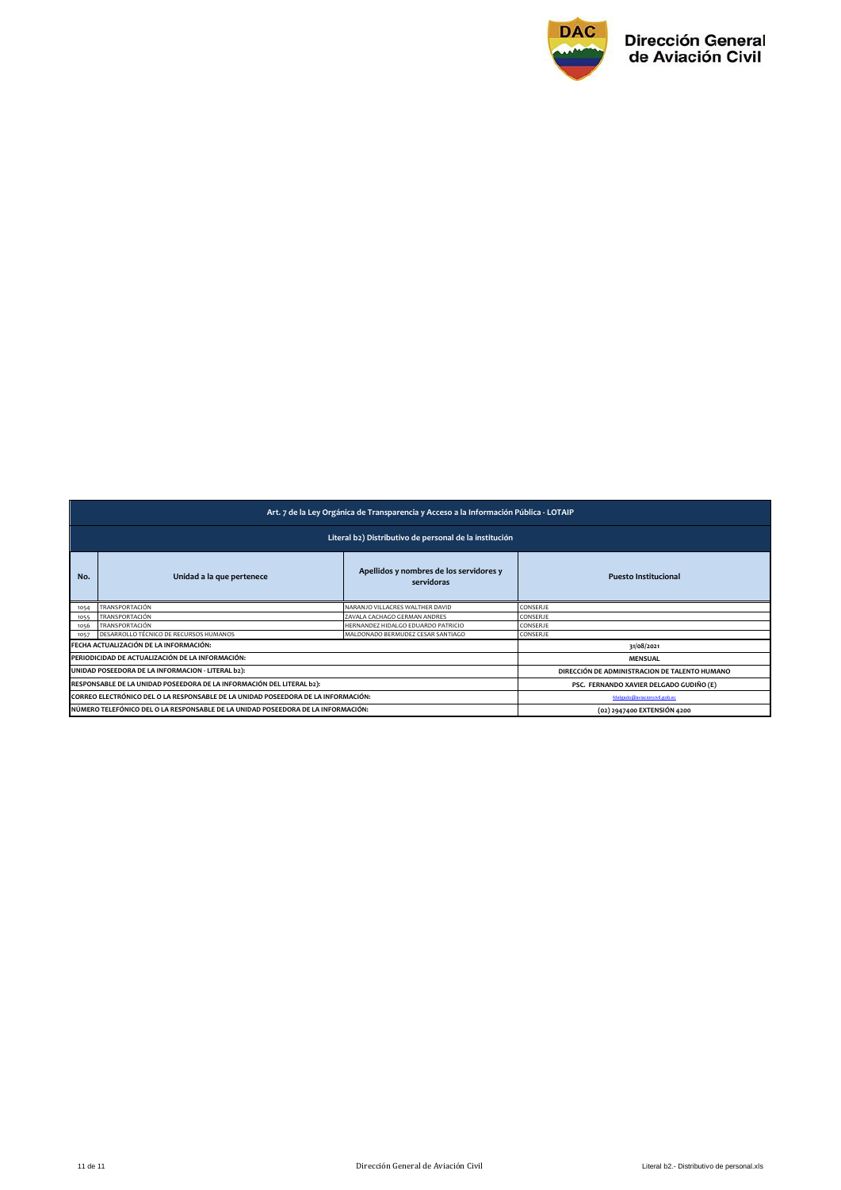Dirección General de Aviación Civil

| Art. 7 de la Ley Orgánica de Transparencia y Acceso a la Información Pública - LOTAIP | | | |
|---|---|---|---|
| **Literal b2) Distributivo de personal de la institución** | | | |
| **No.** | **Unidad a la que pertenece** | **Apellidos y nombres de los servidores y servidoras** | **Puesto Institucional** |
| 1054 | TRANSPORTACIÓN | NARANJO VILLACRES WALTHER DAVID | CONSERJE |
| 1055 | TRANSPORTACIÓN | ZAVALA CACHAGO GERMAN ANDRES | CONSERJE |
| 1056 | TRANSPORTACIÓN | HERNANDEZ HIDALGO EDUARDO PATRICIO | CONSERJE |
| 1057 | DESARROLLO TÉCNICO DE RECURSOS HUMANOS | MALDONADO BERMUDEZ CESAR SANTIAGO | CONSERJE |
| **FECHA ACTUALIZACIÓN DE LA INFORMACIÓN:** | | | **31/08/2021** |
| **PERIODICIDAD DE ACTUALIZACIÓN DE LA INFORMACIÓN:** | | | **MENSUAL** |
| **UNIDAD POSEEDORA DE LA INFORMACION - LITERAL b2):** | | | **DIRECCIÓN DE ADMINISTRACION DE TALENTO HUMANO** |
| **RESPONSABLE DE LA UNIDAD POSEEDORA DE LA INFORMACIÓN DEL LITERAL b2):** | | | **PSC. FERNANDO XAVIER DELGADO GUDIÑO (E)** |
| **CORREO ELECTRÓNICO DEL O LA RESPONSABLE DE LA UNIDAD POSEEDORA DE LA INFORMACIÓN:** | | | fdelgado@aviacioncivil.gob.ec |
| **NÚMERO TELEFÓNICO DEL O LA RESPONSABLE DE LA UNIDAD POSEEDORA DE LA INFORMACIÓN:** | | | **(02) 2947400 EXTENSIÓN 4200** |